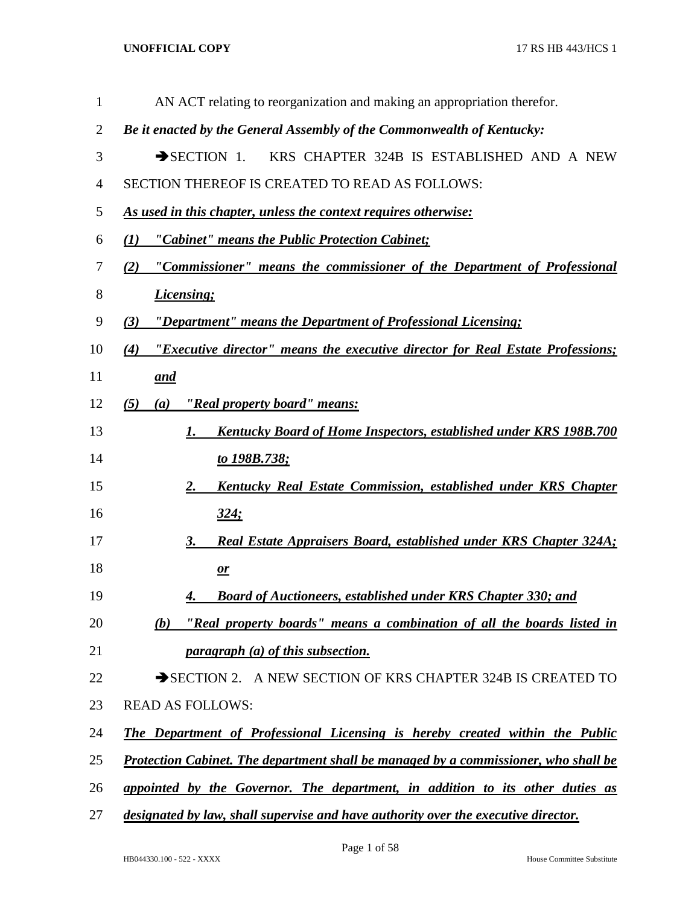AN ACT relating to reorganization and making an appropriation therefor.

***Be it enacted by the General Assembly of the Commonwealth of Kentucky:***

➔SECTION 1. KRS CHAPTER 324B IS ESTABLISHED AND A NEW SECTION THEREOF IS CREATED TO READ AS FOLLOWS:

***As used in this chapter, unless the context requires otherwise:***

***(1) "Cabinet" means the Public Protection Cabinet;***

***(2) "Commissioner" means the commissioner of the Department of Professional Licensing;***

***(3) "Department" means the Department of Professional Licensing;***

***(4) "Executive director" means the executive director for Real Estate Professions; and***

***(5) (a) "Real property board" means:***

***1. Kentucky Board of Home Inspectors, established under KRS 198B.700 to 198B.738;***

***2. Kentucky Real Estate Commission, established under KRS Chapter 324;***

***3. Real Estate Appraisers Board, established under KRS Chapter 324A; or***

***4. Board of Auctioneers, established under KRS Chapter 330; and***

***(b) "Real property boards" means a combination of all the boards listed in paragraph (a) of this subsection.***

➔SECTION 2. A NEW SECTION OF KRS CHAPTER 324B IS CREATED TO READ AS FOLLOWS:

***The Department of Professional Licensing is hereby created within the Public Protection Cabinet. The department shall be managed by a commissioner, who shall be appointed by the Governor. The department, in addition to its other duties as designated by law, shall supervise and have authority over the executive director.***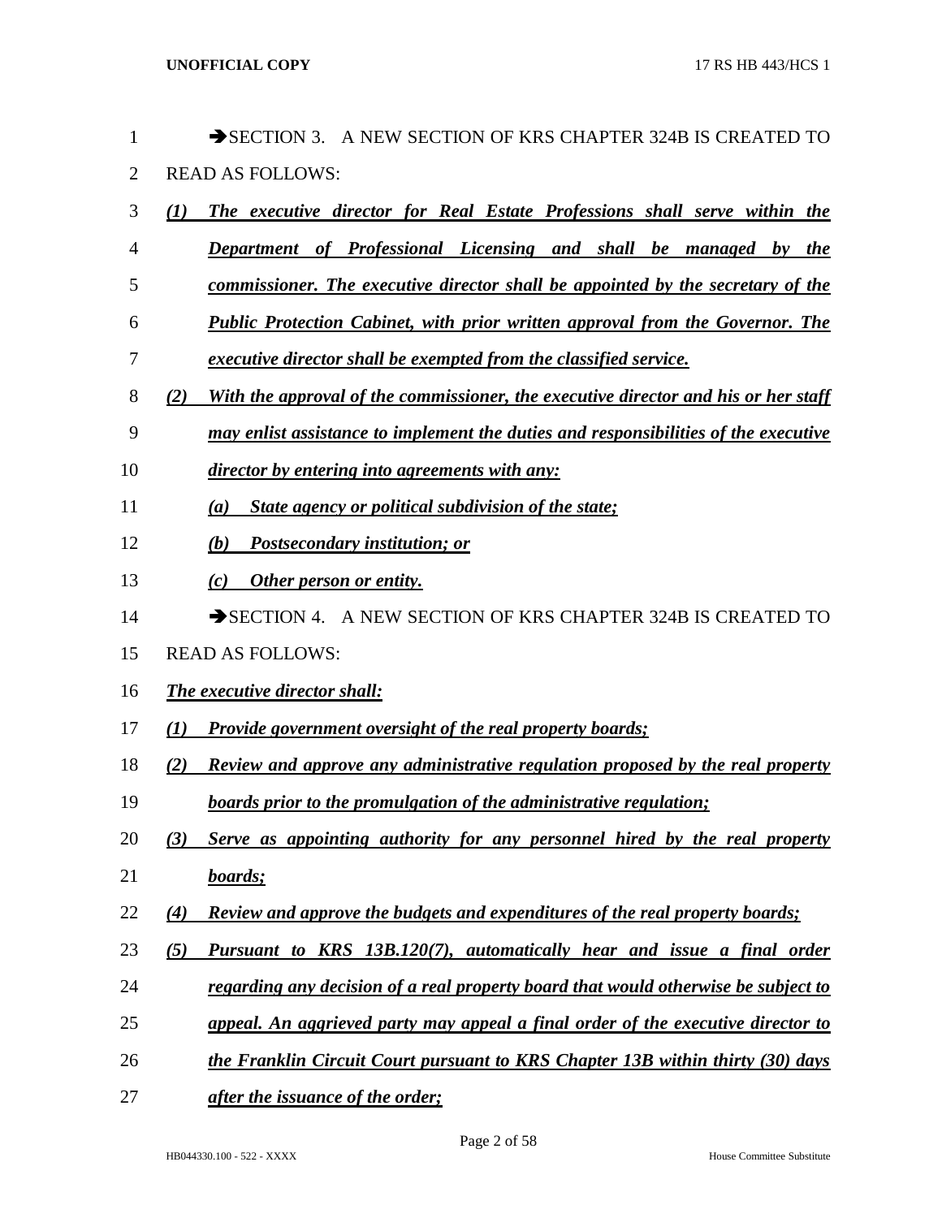➔SECTION 3. A NEW SECTION OF KRS CHAPTER 324B IS CREATED TO READ AS FOLLOWS:

***(1) The executive director for Real Estate Professions shall serve within the Department of Professional Licensing and shall be managed by the commissioner. The executive director shall be appointed by the secretary of the Public Protection Cabinet, with prior written approval from the Governor. The executive director shall be exempted from the classified service.***

***(2) With the approval of the commissioner, the executive director and his or her staff may enlist assistance to implement the duties and responsibilities of the executive director by entering into agreements with any:***

***(a) State agency or political subdivision of the state;***

***(b) Postsecondary institution; or***

***(c) Other person or entity.***

➔SECTION 4. A NEW SECTION OF KRS CHAPTER 324B IS CREATED TO READ AS FOLLOWS:

***The executive director shall:***

***(1) Provide government oversight of the real property boards;***

***(2) Review and approve any administrative regulation proposed by the real property boards prior to the promulgation of the administrative regulation;***

***(3) Serve as appointing authority for any personnel hired by the real property boards;***

***(4) Review and approve the budgets and expenditures of the real property boards;***

***(5) Pursuant to KRS 13B.120(7), automatically hear and issue a final order regarding any decision of a real property board that would otherwise be subject to appeal. An aggrieved party may appeal a final order of the executive director to the Franklin Circuit Court pursuant to KRS Chapter 13B within thirty (30) days after the issuance of the order;***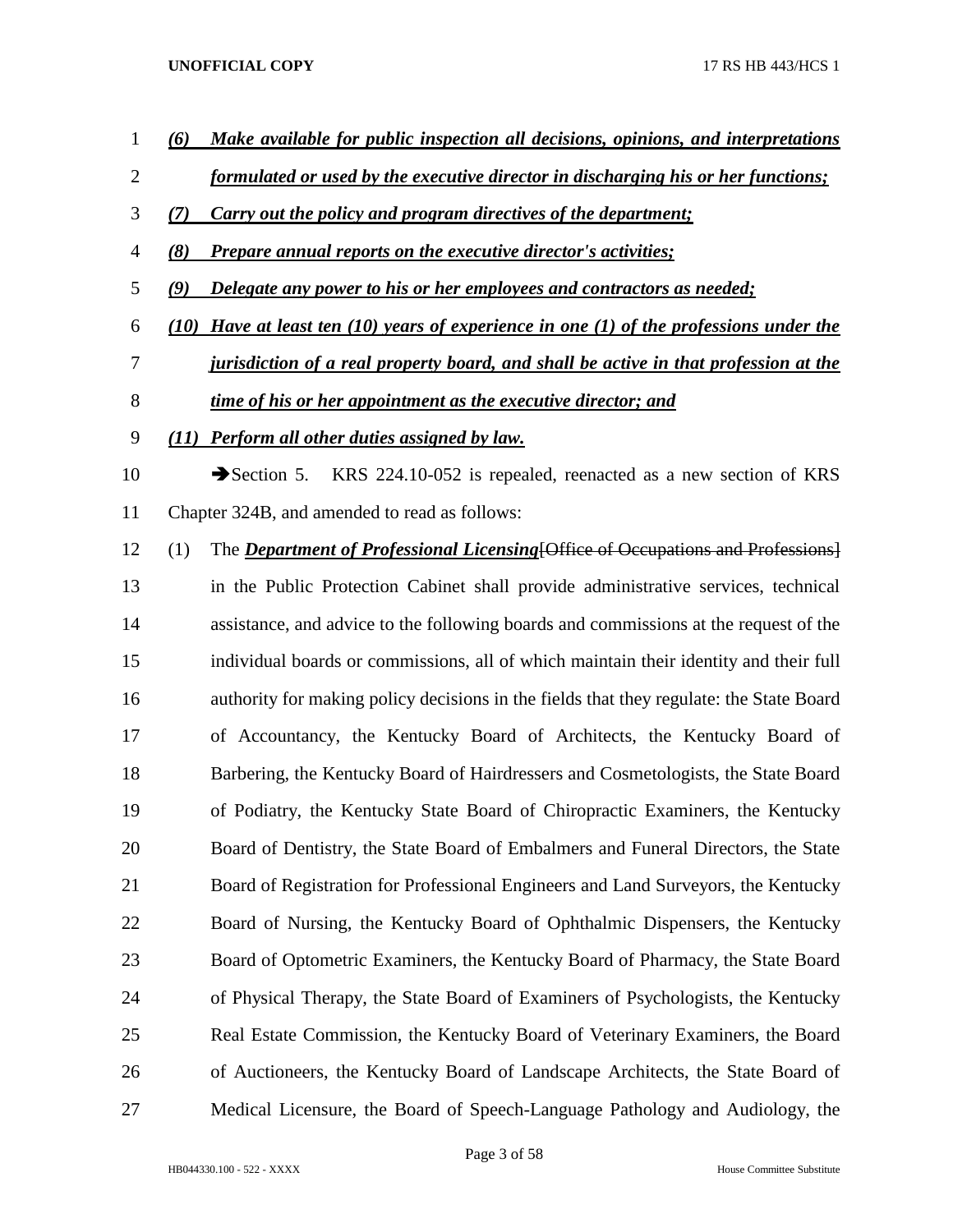***(6) Make available for public inspection all decisions, opinions, and interpretations formulated or used by the executive director in discharging his or her functions;***

***(7) Carry out the policy and program directives of the department;***

***(8) Prepare annual reports on the executive director's activities;***

***(9) Delegate any power to his or her employees and contractors as needed;***

***(10) Have at least ten (10) years of experience in one (1) of the professions under the jurisdiction of a real property board, and shall be active in that profession at the time of his or her appointment as the executive director; and***

***(11) Perform all other duties assigned by law.***

➔Section 5. KRS 224.10-052 is repealed, reenacted as a new section of KRS Chapter 324B, and amended to read as follows:

(1) The ***Department of Professional Licensing***~~[Office of Occupations and Professions]~~ in the Public Protection Cabinet shall provide administrative services, technical assistance, and advice to the following boards and commissions at the request of the individual boards or commissions, all of which maintain their identity and their full authority for making policy decisions in the fields that they regulate: the State Board of Accountancy, the Kentucky Board of Architects, the Kentucky Board of Barbering, the Kentucky Board of Hairdressers and Cosmetologists, the State Board of Podiatry, the Kentucky State Board of Chiropractic Examiners, the Kentucky Board of Dentistry, the State Board of Embalmers and Funeral Directors, the State Board of Registration for Professional Engineers and Land Surveyors, the Kentucky Board of Nursing, the Kentucky Board of Ophthalmic Dispensers, the Kentucky Board of Optometric Examiners, the Kentucky Board of Pharmacy, the State Board of Physical Therapy, the State Board of Examiners of Psychologists, the Kentucky Real Estate Commission, the Kentucky Board of Veterinary Examiners, the Board of Auctioneers, the Kentucky Board of Landscape Architects, the State Board of Medical Licensure, the Board of Speech-Language Pathology and Audiology, the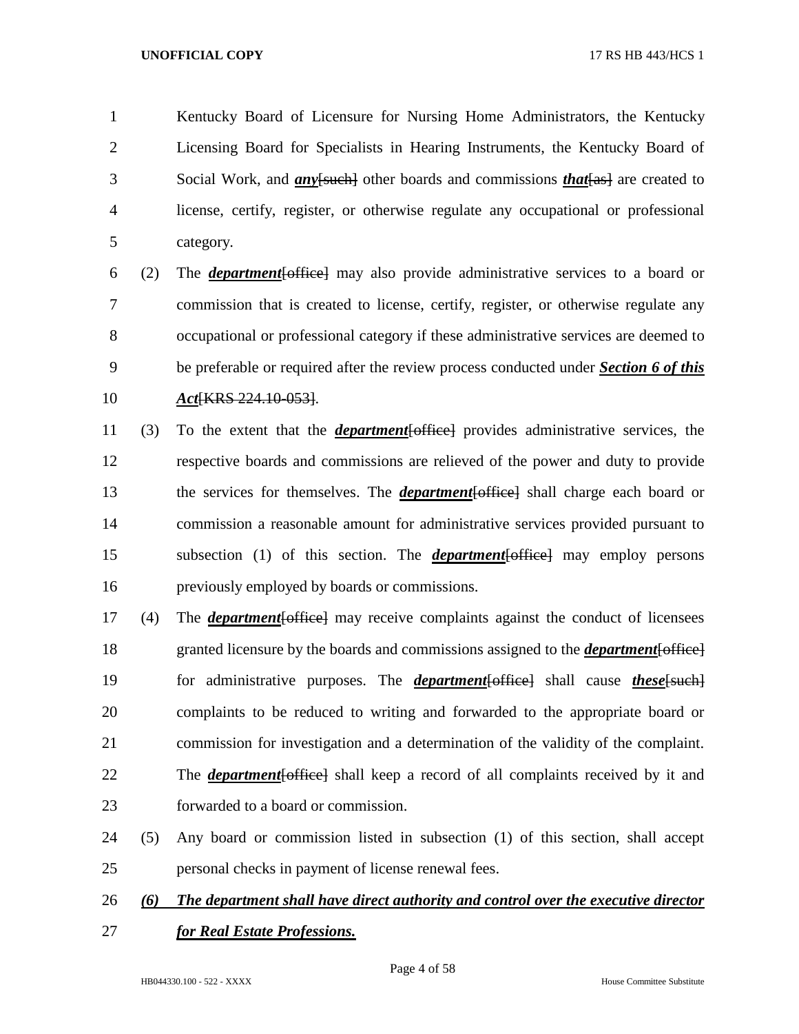Kentucky Board of Licensure for Nursing Home Administrators, the Kentucky Licensing Board for Specialists in Hearing Instruments, the Kentucky Board of Social Work, and ***any***[such] other boards and commissions ***that***[as] are created to license, certify, register, or otherwise regulate any occupational or professional category.

(2) The ***department***[office] may also provide administrative services to a board or commission that is created to license, certify, register, or otherwise regulate any occupational or professional category if these administrative services are deemed to be preferable or required after the review process conducted under ***Section 6 of this Act***[KRS 224.10-053].

(3) To the extent that the ***department***[office] provides administrative services, the respective boards and commissions are relieved of the power and duty to provide the services for themselves. The ***department***[office] shall charge each board or commission a reasonable amount for administrative services provided pursuant to subsection (1) of this section. The ***department***[office] may employ persons previously employed by boards or commissions.

(4) The ***department***[office] may receive complaints against the conduct of licensees granted licensure by the boards and commissions assigned to the ***department***[office] for administrative purposes. The ***department***[office] shall cause ***these***[such] complaints to be reduced to writing and forwarded to the appropriate board or commission for investigation and a determination of the validity of the complaint. The ***department***[office] shall keep a record of all complaints received by it and forwarded to a board or commission.

(5) Any board or commission listed in subsection (1) of this section, shall accept personal checks in payment of license renewal fees.

***(6) The department shall have direct authority and control over the executive director for Real Estate Professions.***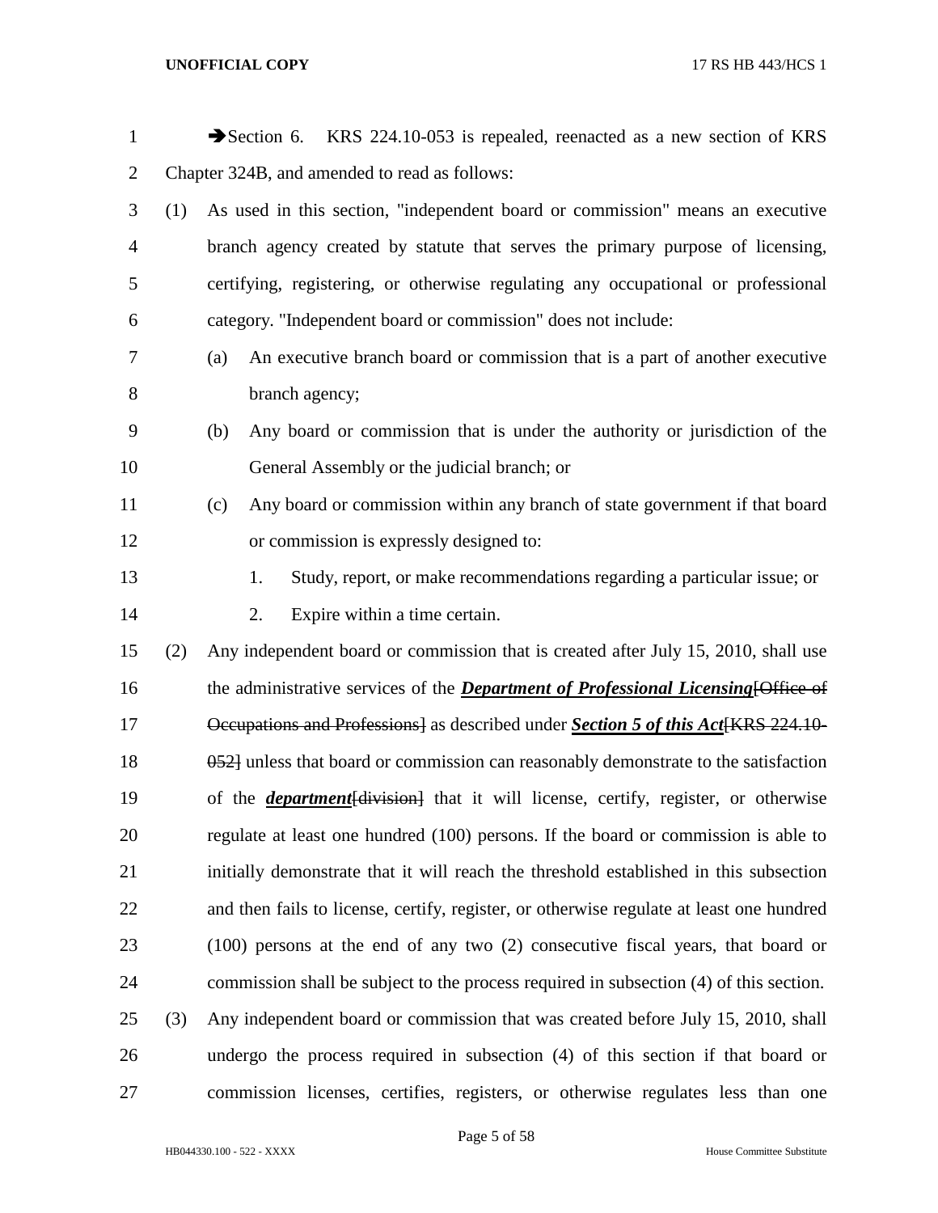➔Section 6. KRS 224.10-053 is repealed, reenacted as a new section of KRS Chapter 324B, and amended to read as follows:

(1) As used in this section, "independent board or commission" means an executive branch agency created by statute that serves the primary purpose of licensing, certifying, registering, or otherwise regulating any occupational or professional category. "Independent board or commission" does not include:

   (a) An executive branch board or commission that is a part of another executive branch agency;

   (b) Any board or commission that is under the authority or jurisdiction of the General Assembly or the judicial branch; or

   (c) Any board or commission within any branch of state government if that board or commission is expressly designed to:

      1. Study, report, or make recommendations regarding a particular issue; or

      2. Expire within a time certain.

(2) Any independent board or commission that is created after July 15, 2010, shall use the administrative services of the ***Department of Professional Licensing***~~[Office of Occupations and Professions]~~ as described under ***Section 5 of this Act***~~[KRS 224.10-052]~~ unless that board or commission can reasonably demonstrate to the satisfaction of the ***department***~~[division]~~ that it will license, certify, register, or otherwise regulate at least one hundred (100) persons. If the board or commission is able to initially demonstrate that it will reach the threshold established in this subsection and then fails to license, certify, register, or otherwise regulate at least one hundred (100) persons at the end of any two (2) consecutive fiscal years, that board or commission shall be subject to the process required in subsection (4) of this section.

(3) Any independent board or commission that was created before July 15, 2010, shall undergo the process required in subsection (4) of this section if that board or commission licenses, certifies, registers, or otherwise regulates less than one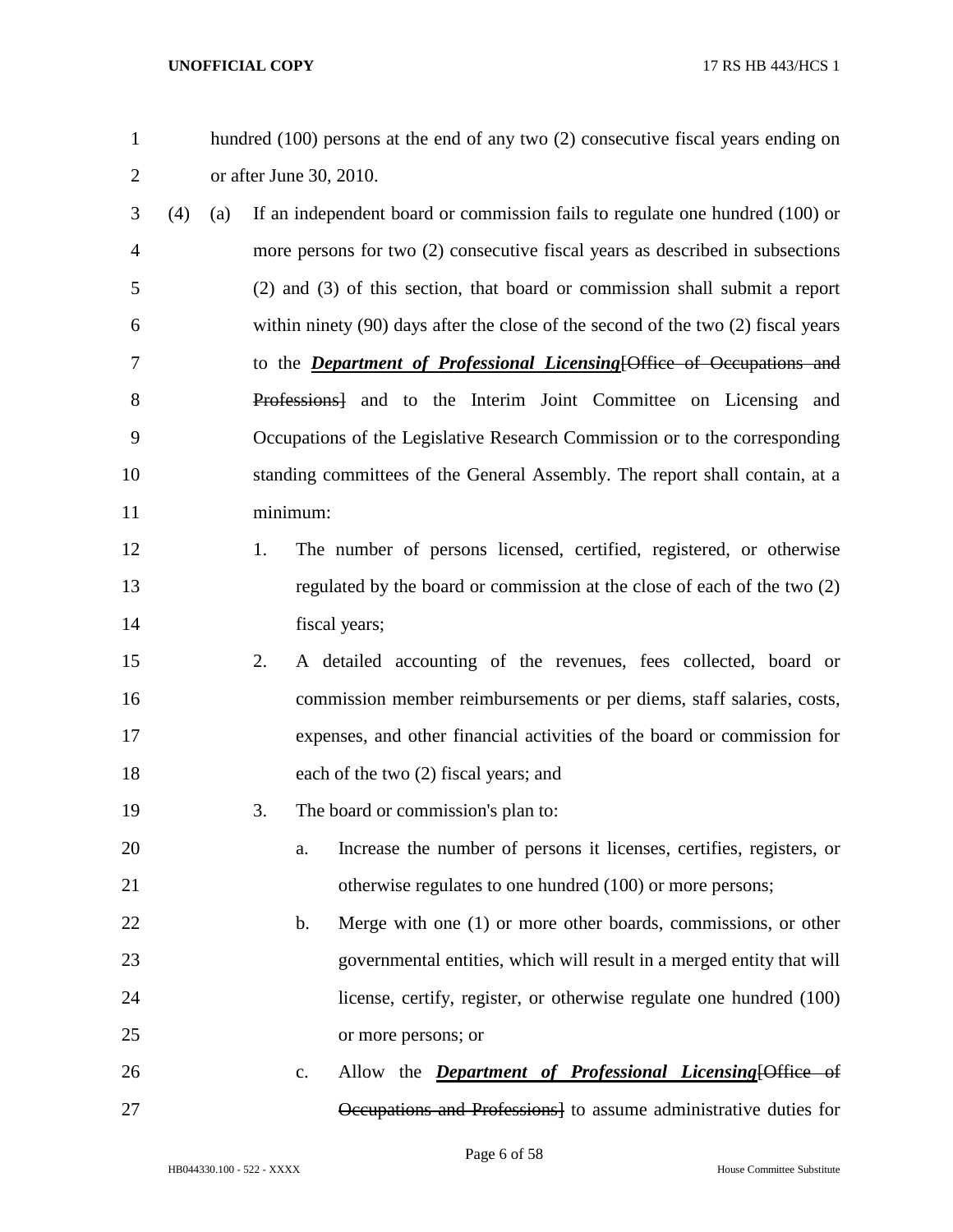hundred (100) persons at the end of any two (2) consecutive fiscal years ending on or after June 30, 2010.

(4) (a) If an independent board or commission fails to regulate one hundred (100) or more persons for two (2) consecutive fiscal years as described in subsections (2) and (3) of this section, that board or commission shall submit a report within ninety (90) days after the close of the second of the two (2) fiscal years to the ***Department of Professional Licensing***[~~Office of Occupations and Professions~~] and to the Interim Joint Committee on Licensing and Occupations of the Legislative Research Commission or to the corresponding standing committees of the General Assembly. The report shall contain, at a minimum:

1. The number of persons licensed, certified, registered, or otherwise regulated by the board or commission at the close of each of the two (2) fiscal years;
2. A detailed accounting of the revenues, fees collected, board or commission member reimbursements or per diems, staff salaries, costs, expenses, and other financial activities of the board or commission for each of the two (2) fiscal years; and
3. The board or commission's plan to:
   a. Increase the number of persons it licenses, certifies, registers, or otherwise regulates to one hundred (100) or more persons;
   b. Merge with one (1) or more other boards, commissions, or other governmental entities, which will result in a merged entity that will license, certify, register, or otherwise regulate one hundred (100) or more persons; or
   c. Allow the ***Department of Professional Licensing***[~~Office of Occupations and Professions~~] to assume administrative duties for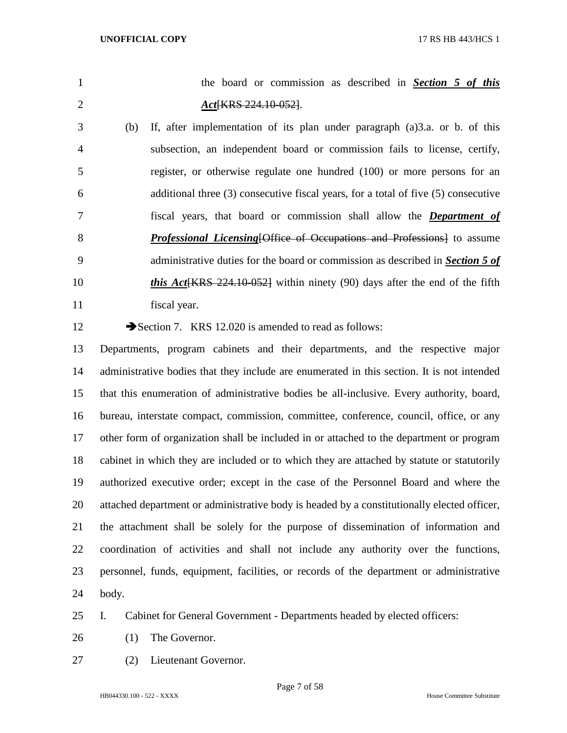the board or commission as described in ***Section 5 of this Act***[~~KRS 224.10-052~~].

(b) If, after implementation of its plan under paragraph (a)3.a. or b. of this subsection, an independent board or commission fails to license, certify, register, or otherwise regulate one hundred (100) or more persons for an additional three (3) consecutive fiscal years, for a total of five (5) consecutive fiscal years, that board or commission shall allow the ***Department of Professional Licensing***[~~Office of Occupations and Professions~~] to assume administrative duties for the board or commission as described in ***Section 5 of this Act***[~~KRS 224.10-052~~] within ninety (90) days after the end of the fifth fiscal year.

➔Section 7. KRS 12.020 is amended to read as follows:

Departments, program cabinets and their departments, and the respective major administrative bodies that they include are enumerated in this section. It is not intended that this enumeration of administrative bodies be all-inclusive. Every authority, board, bureau, interstate compact, commission, committee, conference, council, office, or any other form of organization shall be included in or attached to the department or program cabinet in which they are included or to which they are attached by statute or statutorily authorized executive order; except in the case of the Personnel Board and where the attached department or administrative body is headed by a constitutionally elected officer, the attachment shall be solely for the purpose of dissemination of information and coordination of activities and shall not include any authority over the functions, personnel, funds, equipment, facilities, or records of the department or administrative body.

I. Cabinet for General Government - Departments headed by elected officers:

(1) The Governor.

(2) Lieutenant Governor.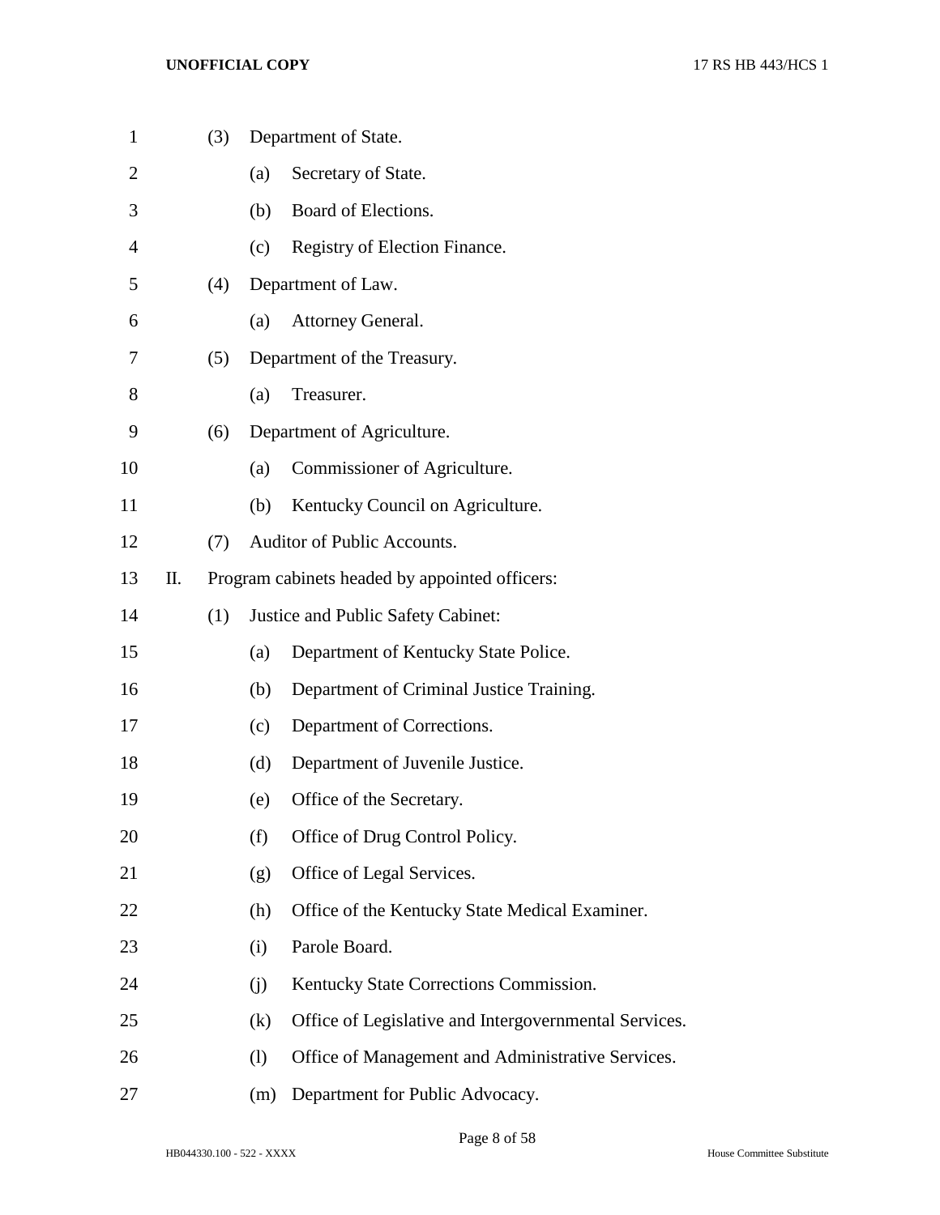(3) Department of State.

(a) Secretary of State.

(b) Board of Elections.

(c) Registry of Election Finance.

(4) Department of Law.

(a) Attorney General.

(5) Department of the Treasury.

(a) Treasurer.

(6) Department of Agriculture.

(a) Commissioner of Agriculture.

(b) Kentucky Council on Agriculture.

(7) Auditor of Public Accounts.

II. Program cabinets headed by appointed officers:

(1) Justice and Public Safety Cabinet:

(a) Department of Kentucky State Police.

(b) Department of Criminal Justice Training.

(c) Department of Corrections.

(d) Department of Juvenile Justice.

(e) Office of the Secretary.

(f) Office of Drug Control Policy.

(g) Office of Legal Services.

(h) Office of the Kentucky State Medical Examiner.

(i) Parole Board.

(j) Kentucky State Corrections Commission.

(k) Office of Legislative and Intergovernmental Services.

(l) Office of Management and Administrative Services.

(m) Department for Public Advocacy.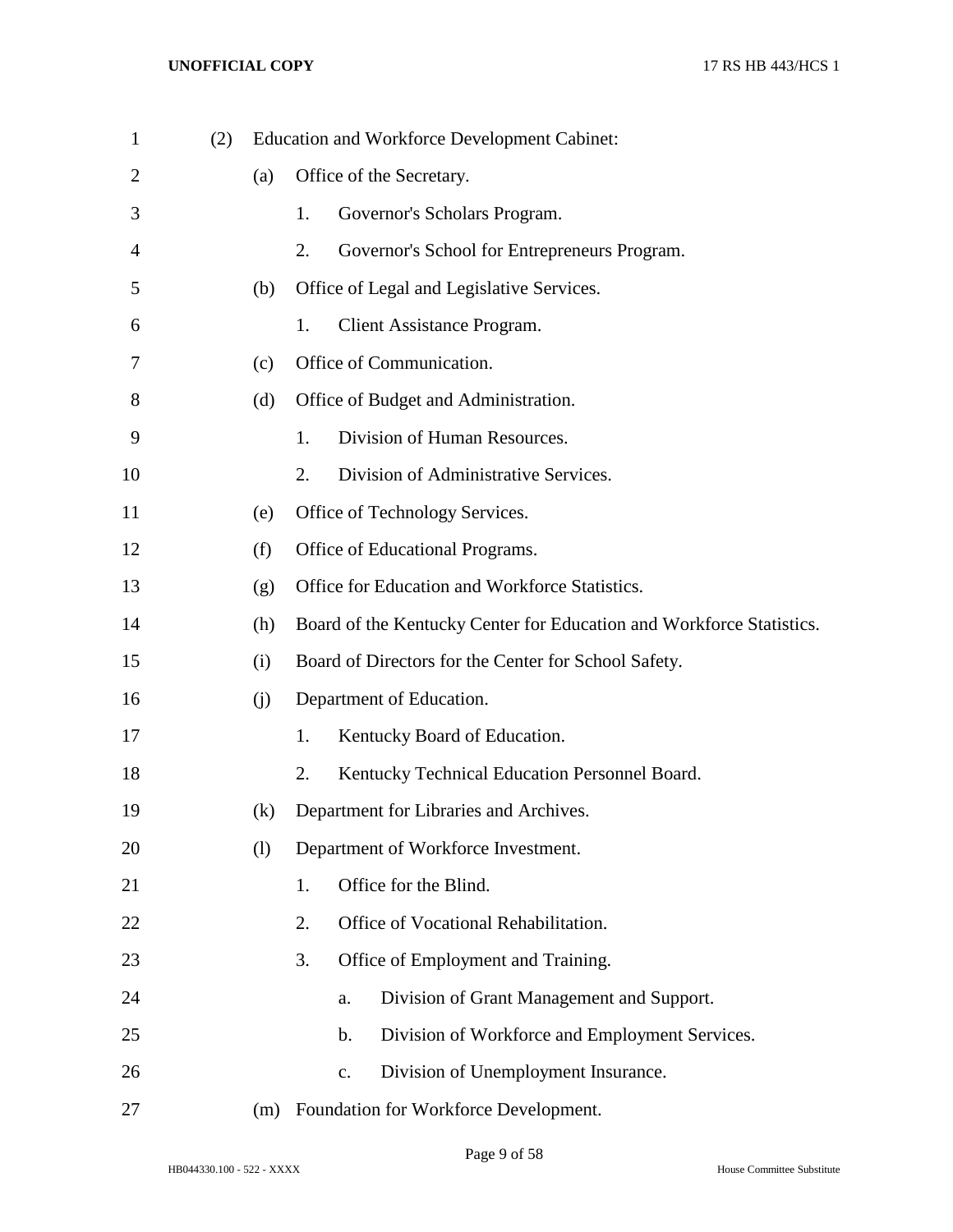(2) Education and Workforce Development Cabinet:

(a) Office of the Secretary.

1. Governor's Scholars Program.

2. Governor's School for Entrepreneurs Program.

(b) Office of Legal and Legislative Services.

1. Client Assistance Program.

(c) Office of Communication.

(d) Office of Budget and Administration.

1. Division of Human Resources.

2. Division of Administrative Services.

(e) Office of Technology Services.

(f) Office of Educational Programs.

(g) Office for Education and Workforce Statistics.

(h) Board of the Kentucky Center for Education and Workforce Statistics.

(i) Board of Directors for the Center for School Safety.

(j) Department of Education.

1. Kentucky Board of Education.

2. Kentucky Technical Education Personnel Board.

(k) Department for Libraries and Archives.

(l) Department of Workforce Investment.

1. Office for the Blind.

2. Office of Vocational Rehabilitation.

3. Office of Employment and Training.

a. Division of Grant Management and Support.

b. Division of Workforce and Employment Services.

c. Division of Unemployment Insurance.

(m) Foundation for Workforce Development.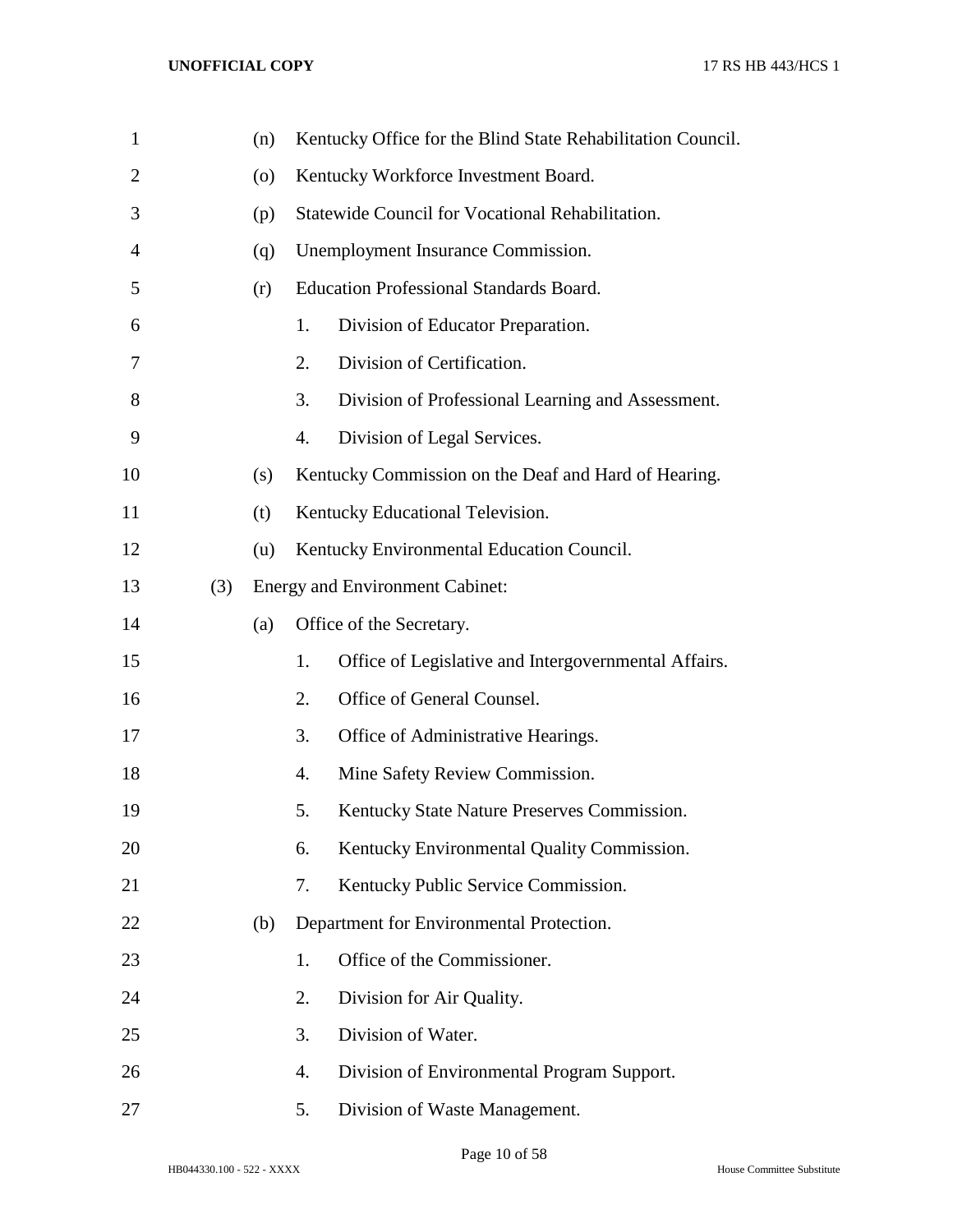(n) Kentucky Office for the Blind State Rehabilitation Council.

(o) Kentucky Workforce Investment Board.

(p) Statewide Council for Vocational Rehabilitation.

(q) Unemployment Insurance Commission.

(r) Education Professional Standards Board.

1. Division of Educator Preparation.

2. Division of Certification.

3. Division of Professional Learning and Assessment.

4. Division of Legal Services.

(s) Kentucky Commission on the Deaf and Hard of Hearing.

(t) Kentucky Educational Television.

(u) Kentucky Environmental Education Council.

(3) Energy and Environment Cabinet:

(a) Office of the Secretary.

1. Office of Legislative and Intergovernmental Affairs.

2. Office of General Counsel.

3. Office of Administrative Hearings.

4. Mine Safety Review Commission.

5. Kentucky State Nature Preserves Commission.

6. Kentucky Environmental Quality Commission.

7. Kentucky Public Service Commission.

(b) Department for Environmental Protection.

1. Office of the Commissioner.

2. Division for Air Quality.

3. Division of Water.

4. Division of Environmental Program Support.

5. Division of Waste Management.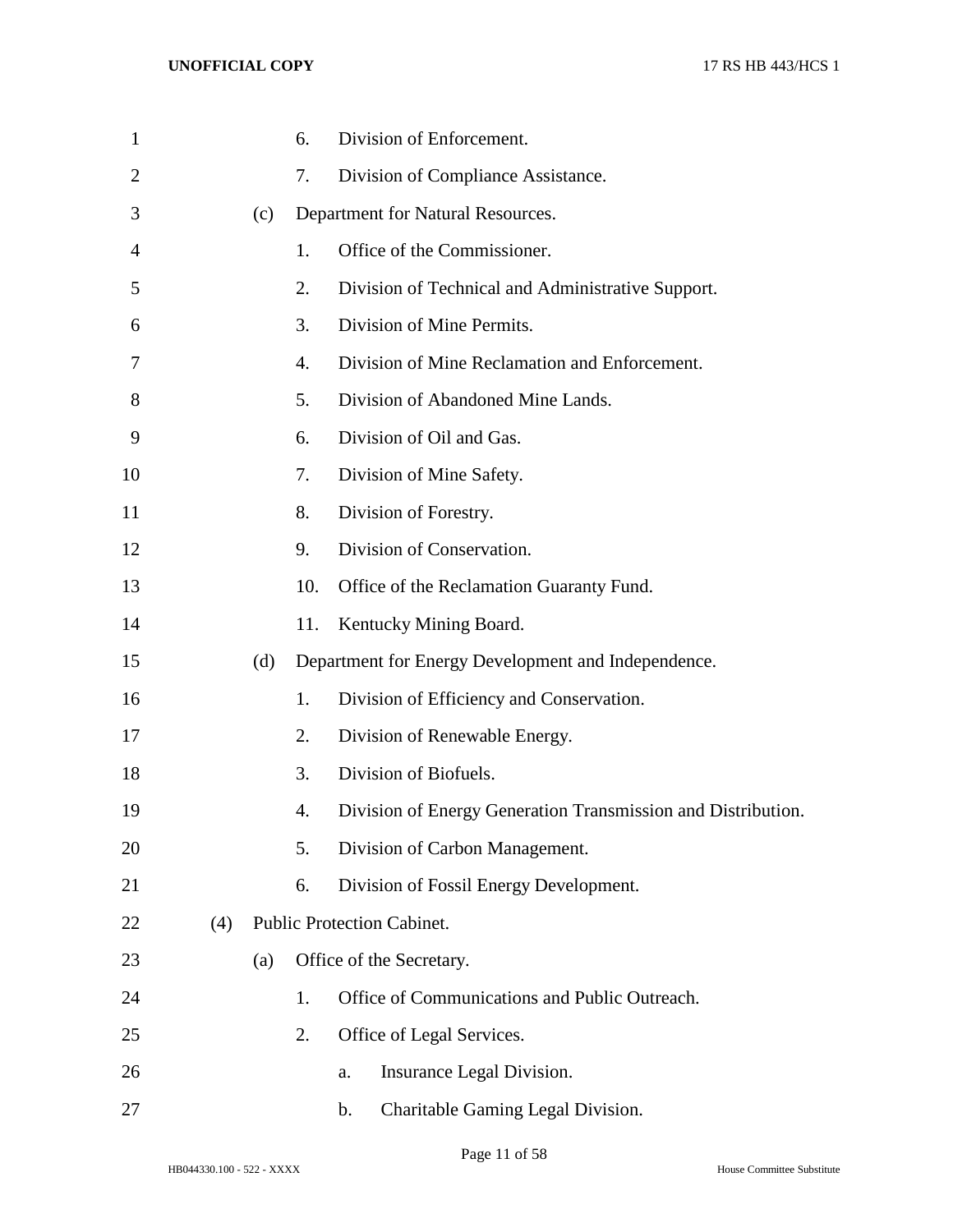6. Division of Enforcement.
7. Division of Compliance Assistance.

(c) Department for Natural Resources.

1. Office of the Commissioner.
2. Division of Technical and Administrative Support.
3. Division of Mine Permits.
4. Division of Mine Reclamation and Enforcement.
5. Division of Abandoned Mine Lands.
6. Division of Oil and Gas.
7. Division of Mine Safety.
8. Division of Forestry.
9. Division of Conservation.
10. Office of the Reclamation Guaranty Fund.
11. Kentucky Mining Board.

(d) Department for Energy Development and Independence.

1. Division of Efficiency and Conservation.
2. Division of Renewable Energy.
3. Division of Biofuels.
4. Division of Energy Generation Transmission and Distribution.
5. Division of Carbon Management.
6. Division of Fossil Energy Development.

(4) Public Protection Cabinet.

(a) Office of the Secretary.

1. Office of Communications and Public Outreach.
2. Office of Legal Services.
   a. Insurance Legal Division.
   b. Charitable Gaming Legal Division.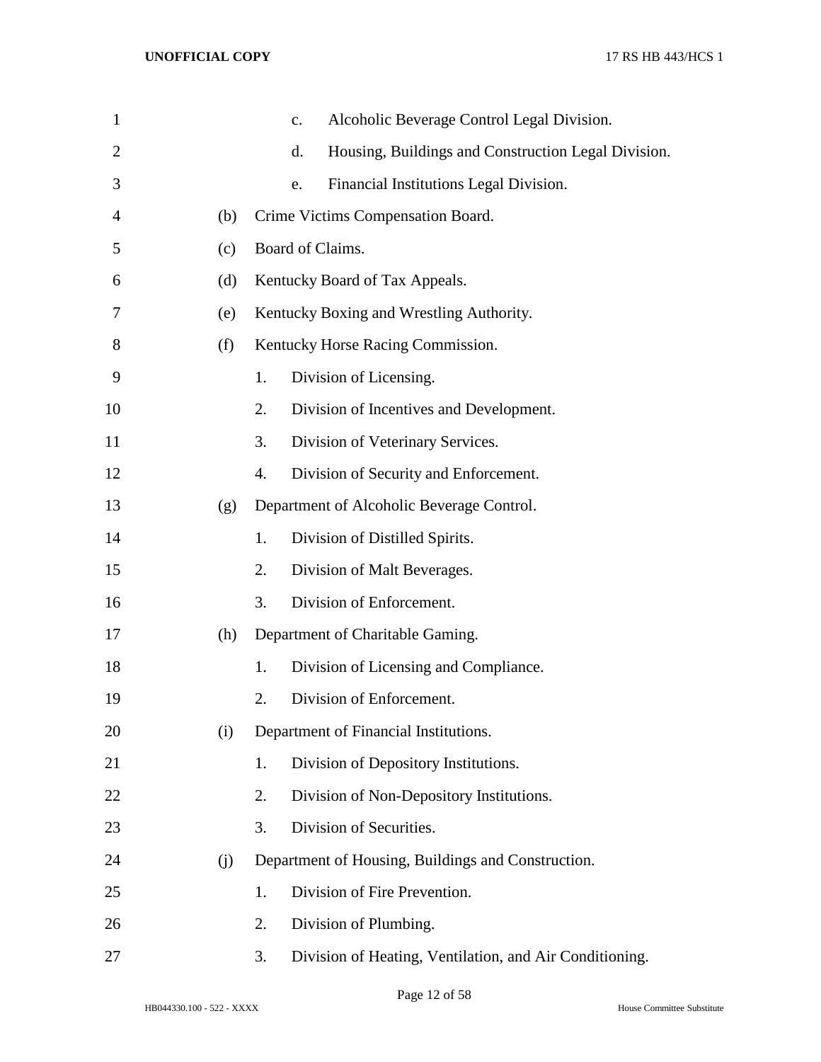c. Alcoholic Beverage Control Legal Division.

d. Housing, Buildings and Construction Legal Division.

e. Financial Institutions Legal Division.

(b) Crime Victims Compensation Board.

(c) Board of Claims.

(d) Kentucky Board of Tax Appeals.

(e) Kentucky Boxing and Wrestling Authority.

(f) Kentucky Horse Racing Commission.

1. Division of Licensing.

2. Division of Incentives and Development.

3. Division of Veterinary Services.

4. Division of Security and Enforcement.

(g) Department of Alcoholic Beverage Control.

1. Division of Distilled Spirits.

2. Division of Malt Beverages.

3. Division of Enforcement.

(h) Department of Charitable Gaming.

1. Division of Licensing and Compliance.

2. Division of Enforcement.

(i) Department of Financial Institutions.

1. Division of Depository Institutions.

2. Division of Non-Depository Institutions.

3. Division of Securities.

(j) Department of Housing, Buildings and Construction.

1. Division of Fire Prevention.

2. Division of Plumbing.

3. Division of Heating, Ventilation, and Air Conditioning.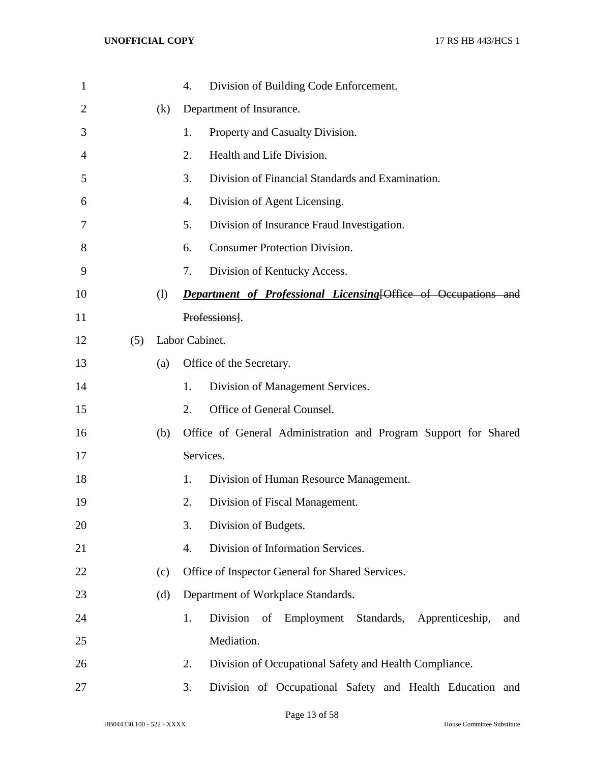4. Division of Building Code Enforcement.

(k) Department of Insurance.

1. Property and Casualty Division.
2. Health and Life Division.
3. Division of Financial Standards and Examination.
4. Division of Agent Licensing.
5. Division of Insurance Fraud Investigation.
6. Consumer Protection Division.
7. Division of Kentucky Access.

(l) ***Department of Professional Licensing***[~~Office of Occupations and Professions~~].

(5) Labor Cabinet.

(a) Office of the Secretary.

1. Division of Management Services.
2. Office of General Counsel.

(b) Office of General Administration and Program Support for Shared Services.

1. Division of Human Resource Management.
2. Division of Fiscal Management.
3. Division of Budgets.
4. Division of Information Services.

(c) Office of Inspector General for Shared Services.

(d) Department of Workplace Standards.

1. Division of Employment Standards, Apprenticeship, and Mediation.
2. Division of Occupational Safety and Health Compliance.
3. Division of Occupational Safety and Health Education and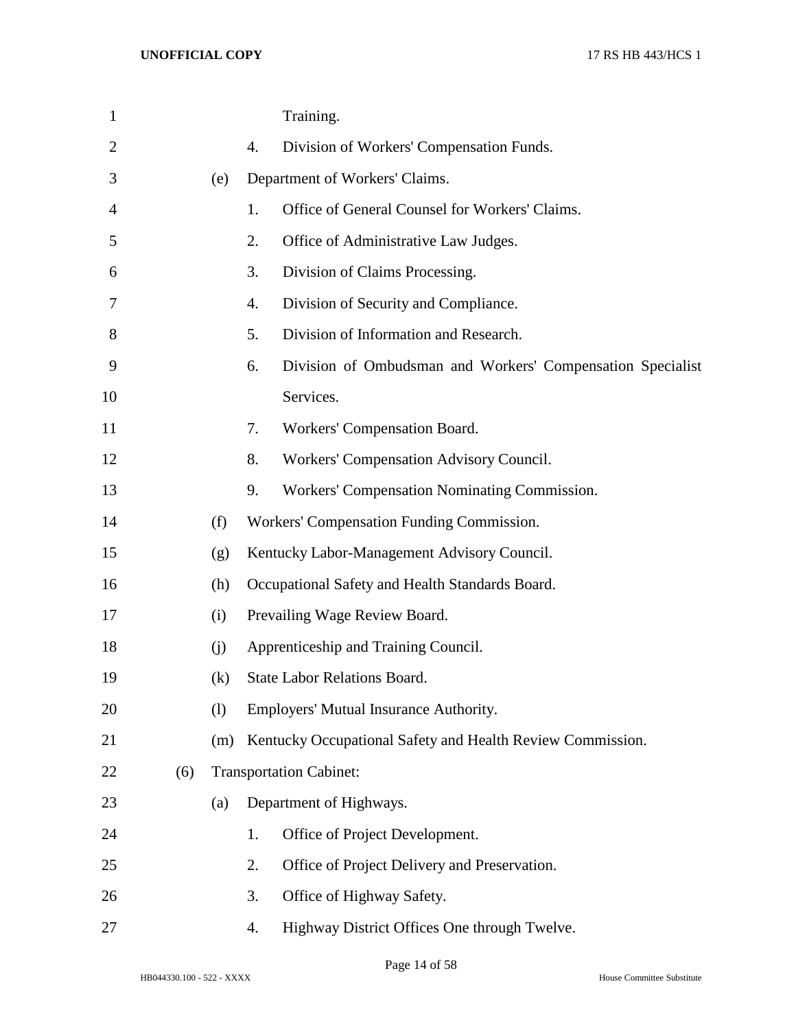Training.

4. Division of Workers' Compensation Funds.

(e) Department of Workers' Claims.

1. Office of General Counsel for Workers' Claims.
2. Office of Administrative Law Judges.
3. Division of Claims Processing.
4. Division of Security and Compliance.
5. Division of Information and Research.
6. Division of Ombudsman and Workers' Compensation Specialist Services.
7. Workers' Compensation Board.
8. Workers' Compensation Advisory Council.
9. Workers' Compensation Nominating Commission.

(f) Workers' Compensation Funding Commission.

(g) Kentucky Labor-Management Advisory Council.

(h) Occupational Safety and Health Standards Board.

(i) Prevailing Wage Review Board.

(j) Apprenticeship and Training Council.

(k) State Labor Relations Board.

(l) Employers' Mutual Insurance Authority.

(m) Kentucky Occupational Safety and Health Review Commission.

(6) Transportation Cabinet:

(a) Department of Highways.

1. Office of Project Development.
2. Office of Project Delivery and Preservation.
3. Office of Highway Safety.
4. Highway District Offices One through Twelve.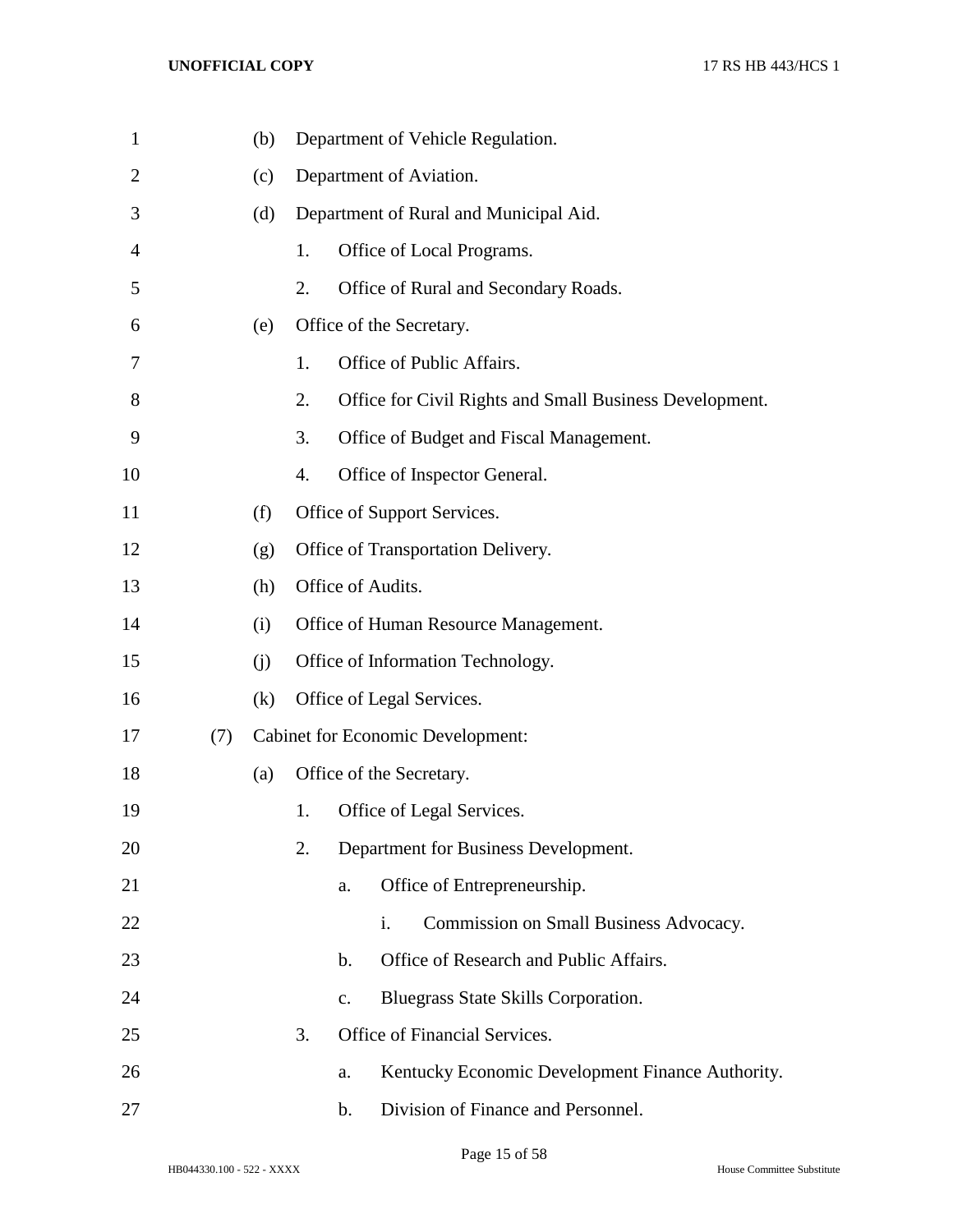(b) Department of Vehicle Regulation.

(c) Department of Aviation.

(d) Department of Rural and Municipal Aid.

1. Office of Local Programs.

2. Office of Rural and Secondary Roads.

(e) Office of the Secretary.

1. Office of Public Affairs.

2. Office for Civil Rights and Small Business Development.

3. Office of Budget and Fiscal Management.

4. Office of Inspector General.

(f) Office of Support Services.

(g) Office of Transportation Delivery.

(h) Office of Audits.

(i) Office of Human Resource Management.

(j) Office of Information Technology.

(k) Office of Legal Services.

(7) Cabinet for Economic Development:

(a) Office of the Secretary.

1. Office of Legal Services.

2. Department for Business Development.

a. Office of Entrepreneurship.

i. Commission on Small Business Advocacy.

b. Office of Research and Public Affairs.

c. Bluegrass State Skills Corporation.

3. Office of Financial Services.

a. Kentucky Economic Development Finance Authority.

b. Division of Finance and Personnel.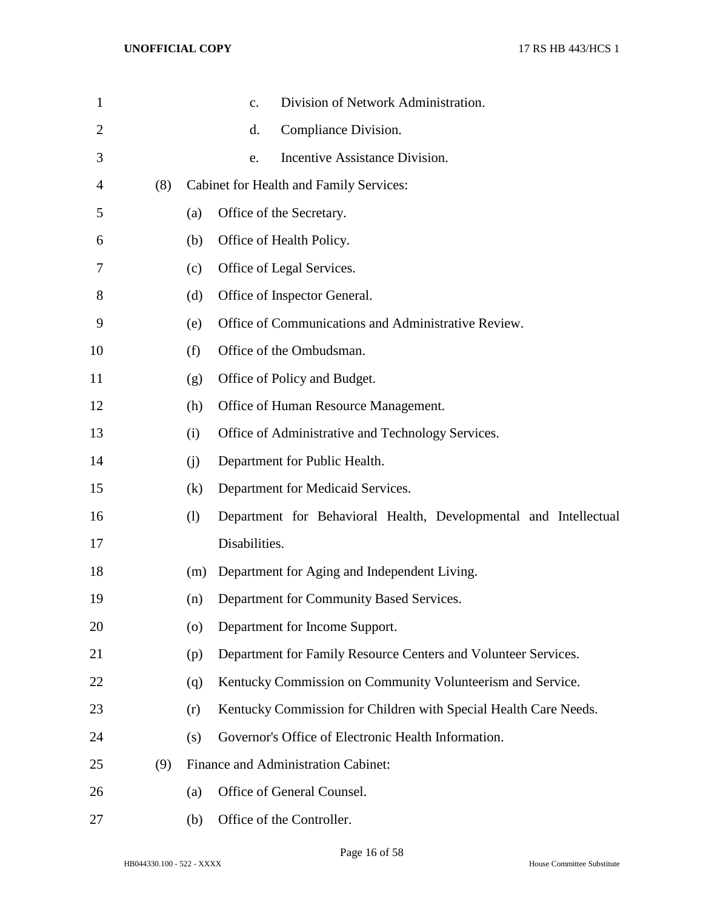c. Division of Network Administration.

d. Compliance Division.

e. Incentive Assistance Division.

(8) Cabinet for Health and Family Services:

(a) Office of the Secretary.

(b) Office of Health Policy.

(c) Office of Legal Services.

(d) Office of Inspector General.

(e) Office of Communications and Administrative Review.

(f) Office of the Ombudsman.

(g) Office of Policy and Budget.

(h) Office of Human Resource Management.

(i) Office of Administrative and Technology Services.

(j) Department for Public Health.

(k) Department for Medicaid Services.

(l) Department for Behavioral Health, Developmental and Intellectual Disabilities.

(m) Department for Aging and Independent Living.

(n) Department for Community Based Services.

(o) Department for Income Support.

(p) Department for Family Resource Centers and Volunteer Services.

(q) Kentucky Commission on Community Volunteerism and Service.

(r) Kentucky Commission for Children with Special Health Care Needs.

(s) Governor's Office of Electronic Health Information.

(9) Finance and Administration Cabinet:

(a) Office of General Counsel.

(b) Office of the Controller.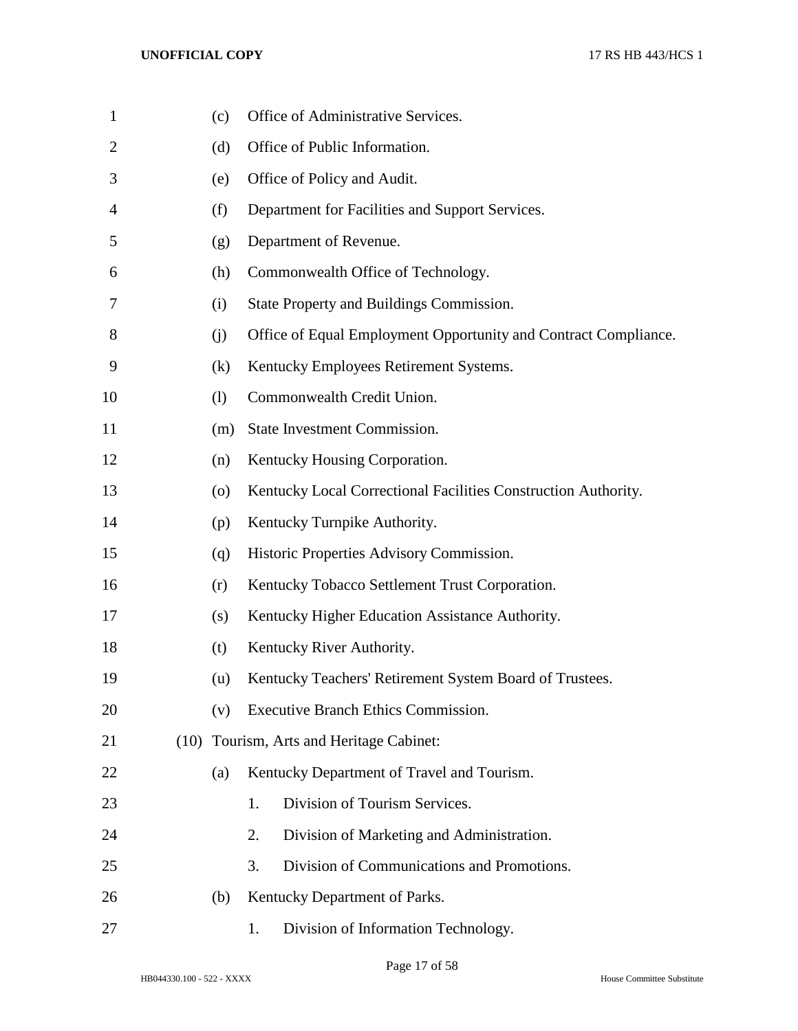(c) Office of Administrative Services.

(d) Office of Public Information.

(e) Office of Policy and Audit.

(f) Department for Facilities and Support Services.

(g) Department of Revenue.

(h) Commonwealth Office of Technology.

(i) State Property and Buildings Commission.

(j) Office of Equal Employment Opportunity and Contract Compliance.

(k) Kentucky Employees Retirement Systems.

(l) Commonwealth Credit Union.

(m) State Investment Commission.

(n) Kentucky Housing Corporation.

(o) Kentucky Local Correctional Facilities Construction Authority.

(p) Kentucky Turnpike Authority.

(q) Historic Properties Advisory Commission.

(r) Kentucky Tobacco Settlement Trust Corporation.

(s) Kentucky Higher Education Assistance Authority.

(t) Kentucky River Authority.

(u) Kentucky Teachers' Retirement System Board of Trustees.

(v) Executive Branch Ethics Commission.

(10) Tourism, Arts and Heritage Cabinet:

(a) Kentucky Department of Travel and Tourism.

1. Division of Tourism Services.

2. Division of Marketing and Administration.

3. Division of Communications and Promotions.

(b) Kentucky Department of Parks.

1. Division of Information Technology.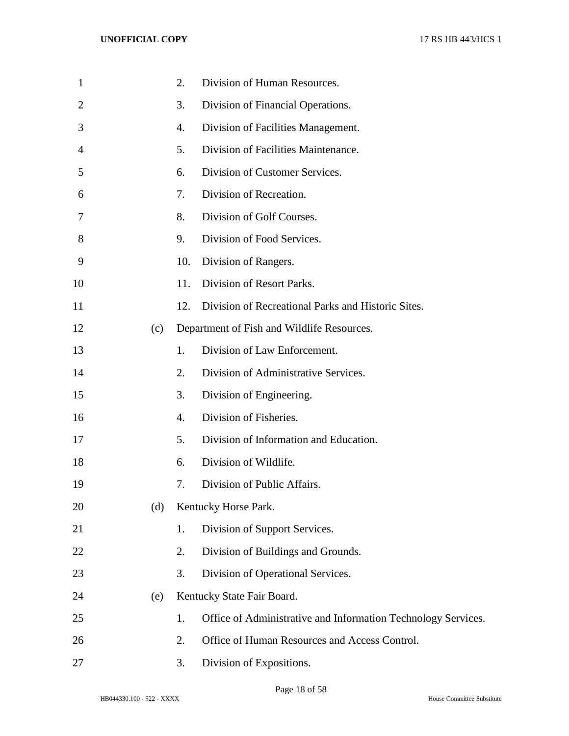2. Division of Human Resources.
3. Division of Financial Operations.
4. Division of Facilities Management.
5. Division of Facilities Maintenance.
6. Division of Customer Services.
7. Division of Recreation.
8. Division of Golf Courses.
9. Division of Food Services.
10. Division of Rangers.
11. Division of Resort Parks.
12. Division of Recreational Parks and Historic Sites.

(c) Department of Fish and Wildlife Resources.

1. Division of Law Enforcement.
2. Division of Administrative Services.
3. Division of Engineering.
4. Division of Fisheries.
5. Division of Information and Education.
6. Division of Wildlife.
7. Division of Public Affairs.

(d) Kentucky Horse Park.

1. Division of Support Services.
2. Division of Buildings and Grounds.
3. Division of Operational Services.

(e) Kentucky State Fair Board.

1. Office of Administrative and Information Technology Services.
2. Office of Human Resources and Access Control.
3. Division of Expositions.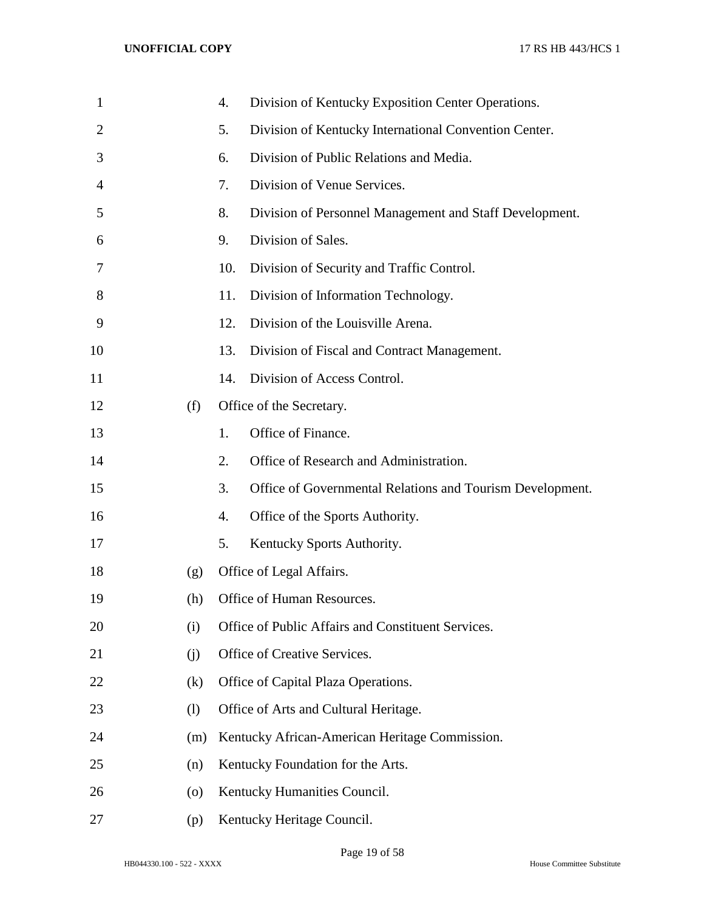4. Division of Kentucky Exposition Center Operations.
5. Division of Kentucky International Convention Center.
6. Division of Public Relations and Media.
7. Division of Venue Services.
8. Division of Personnel Management and Staff Development.
9. Division of Sales.
10. Division of Security and Traffic Control.
11. Division of Information Technology.
12. Division of the Louisville Arena.
13. Division of Fiscal and Contract Management.
14. Division of Access Control.

(f) Office of the Secretary.

1. Office of Finance.
2. Office of Research and Administration.
3. Office of Governmental Relations and Tourism Development.
4. Office of the Sports Authority.
5. Kentucky Sports Authority.

(g) Office of Legal Affairs.

(h) Office of Human Resources.

(i) Office of Public Affairs and Constituent Services.

(j) Office of Creative Services.

(k) Office of Capital Plaza Operations.

(l) Office of Arts and Cultural Heritage.

(m) Kentucky African-American Heritage Commission.

(n) Kentucky Foundation for the Arts.

(o) Kentucky Humanities Council.

(p) Kentucky Heritage Council.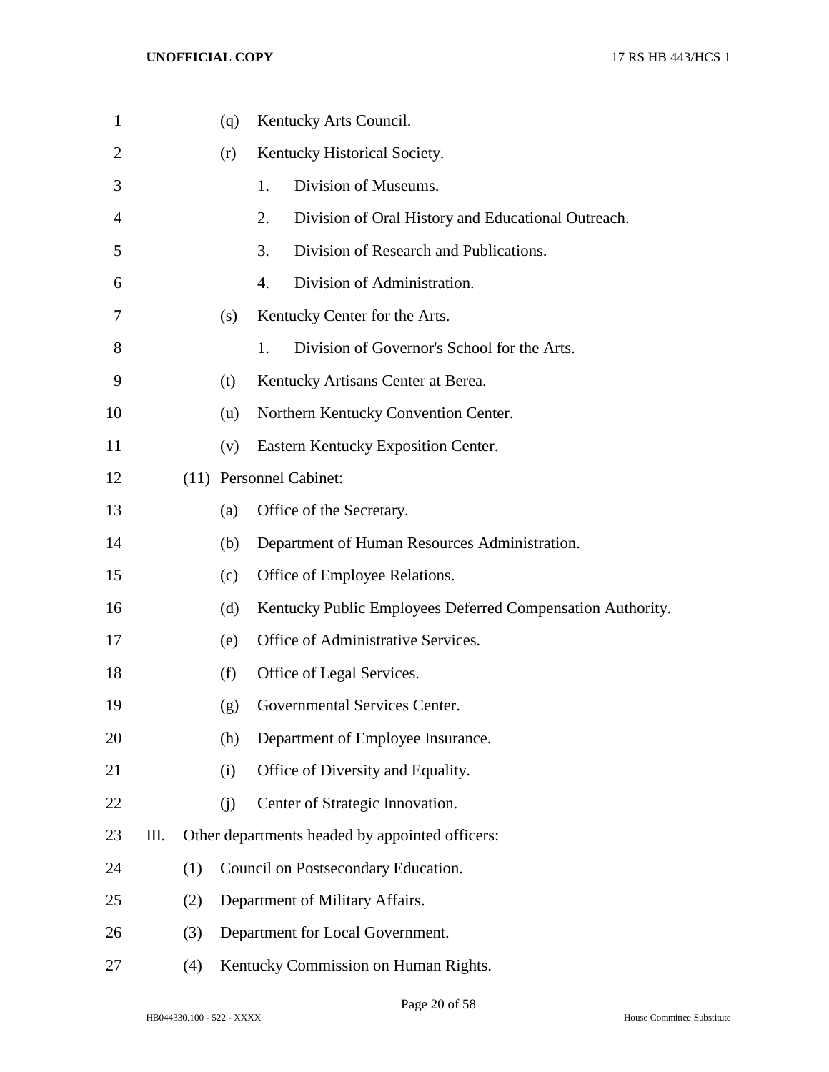(q) Kentucky Arts Council.

(r) Kentucky Historical Society.

1. Division of Museums.
2. Division of Oral History and Educational Outreach.
3. Division of Research and Publications.
4. Division of Administration.

(s) Kentucky Center for the Arts.

1. Division of Governor's School for the Arts.

(t) Kentucky Artisans Center at Berea.

(u) Northern Kentucky Convention Center.

(v) Eastern Kentucky Exposition Center.

(11) Personnel Cabinet:

(a) Office of the Secretary.

(b) Department of Human Resources Administration.

(c) Office of Employee Relations.

(d) Kentucky Public Employees Deferred Compensation Authority.

(e) Office of Administrative Services.

(f) Office of Legal Services.

(g) Governmental Services Center.

(h) Department of Employee Insurance.

(i) Office of Diversity and Equality.

(j) Center of Strategic Innovation.

III. Other departments headed by appointed officers:

(1) Council on Postsecondary Education.

(2) Department of Military Affairs.

(3) Department for Local Government.

(4) Kentucky Commission on Human Rights.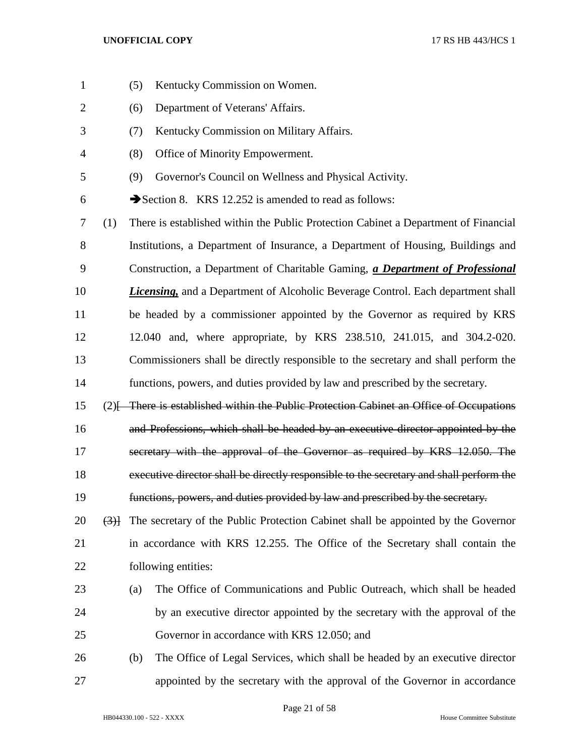(5) Kentucky Commission on Women.

(6) Department of Veterans' Affairs.

(7) Kentucky Commission on Military Affairs.

(8) Office of Minority Empowerment.

(9) Governor's Council on Wellness and Physical Activity.

➔Section 8. KRS 12.252 is amended to read as follows:

(1) There is established within the Public Protection Cabinet a Department of Financial Institutions, a Department of Insurance, a Department of Housing, Buildings and Construction, a Department of Charitable Gaming, ***a Department of Professional Licensing,*** and a Department of Alcoholic Beverage Control. Each department shall be headed by a commissioner appointed by the Governor as required by KRS 12.040 and, where appropriate, by KRS 238.510, 241.015, and 304.2-020. Commissioners shall be directly responsible to the secretary and shall perform the functions, powers, and duties provided by law and prescribed by the secretary.

(2)[~~ There is established within the Public Protection Cabinet an Office of Occupations and Professions, which shall be headed by an executive director appointed by the secretary with the approval of the Governor as required by KRS 12.050. The executive director shall be directly responsible to the secretary and shall perform the functions, powers, and duties provided by law and prescribed by the secretary.~~

~~(3)~~] The secretary of the Public Protection Cabinet shall be appointed by the Governor in accordance with KRS 12.255. The Office of the Secretary shall contain the following entities:

(a) The Office of Communications and Public Outreach, which shall be headed by an executive director appointed by the secretary with the approval of the Governor in accordance with KRS 12.050; and

(b) The Office of Legal Services, which shall be headed by an executive director appointed by the secretary with the approval of the Governor in accordance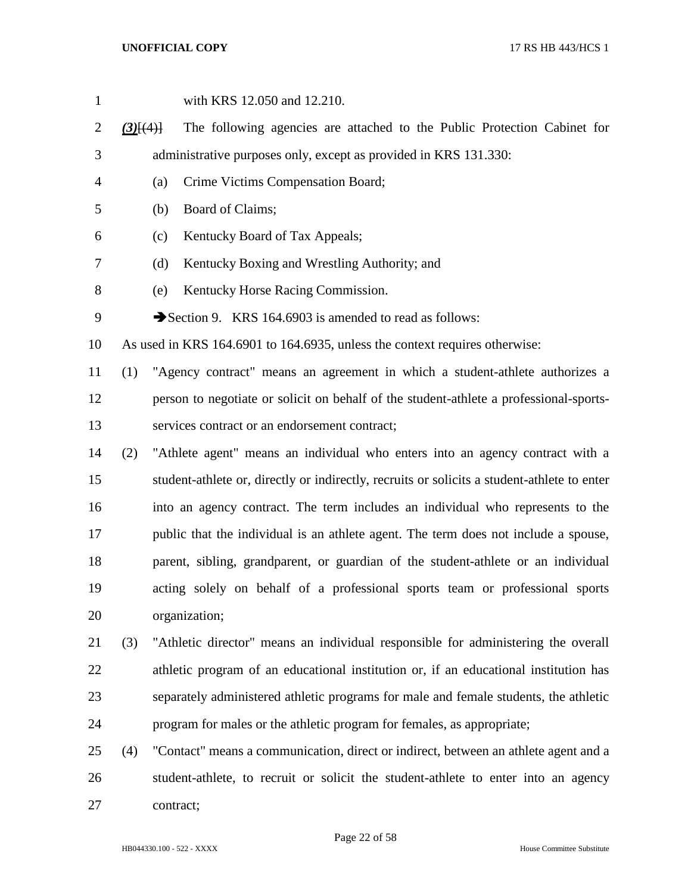with KRS 12.050 and 12.210.

*(3)*~~[(4)]~~ The following agencies are attached to the Public Protection Cabinet for administrative purposes only, except as provided in KRS 131.330:

(a) Crime Victims Compensation Board;

(b) Board of Claims;

(c) Kentucky Board of Tax Appeals;

(d) Kentucky Boxing and Wrestling Authority; and

(e) Kentucky Horse Racing Commission.

➔Section 9. KRS 164.6903 is amended to read as follows:

As used in KRS 164.6901 to 164.6935, unless the context requires otherwise:

(1) "Agency contract" means an agreement in which a student-athlete authorizes a person to negotiate or solicit on behalf of the student-athlete a professional-sports-services contract or an endorsement contract;

(2) "Athlete agent" means an individual who enters into an agency contract with a student-athlete or, directly or indirectly, recruits or solicits a student-athlete to enter into an agency contract. The term includes an individual who represents to the public that the individual is an athlete agent. The term does not include a spouse, parent, sibling, grandparent, or guardian of the student-athlete or an individual acting solely on behalf of a professional sports team or professional sports organization;

(3) "Athletic director" means an individual responsible for administering the overall athletic program of an educational institution or, if an educational institution has separately administered athletic programs for male and female students, the athletic program for males or the athletic program for females, as appropriate;

(4) "Contact" means a communication, direct or indirect, between an athlete agent and a student-athlete, to recruit or solicit the student-athlete to enter into an agency contract;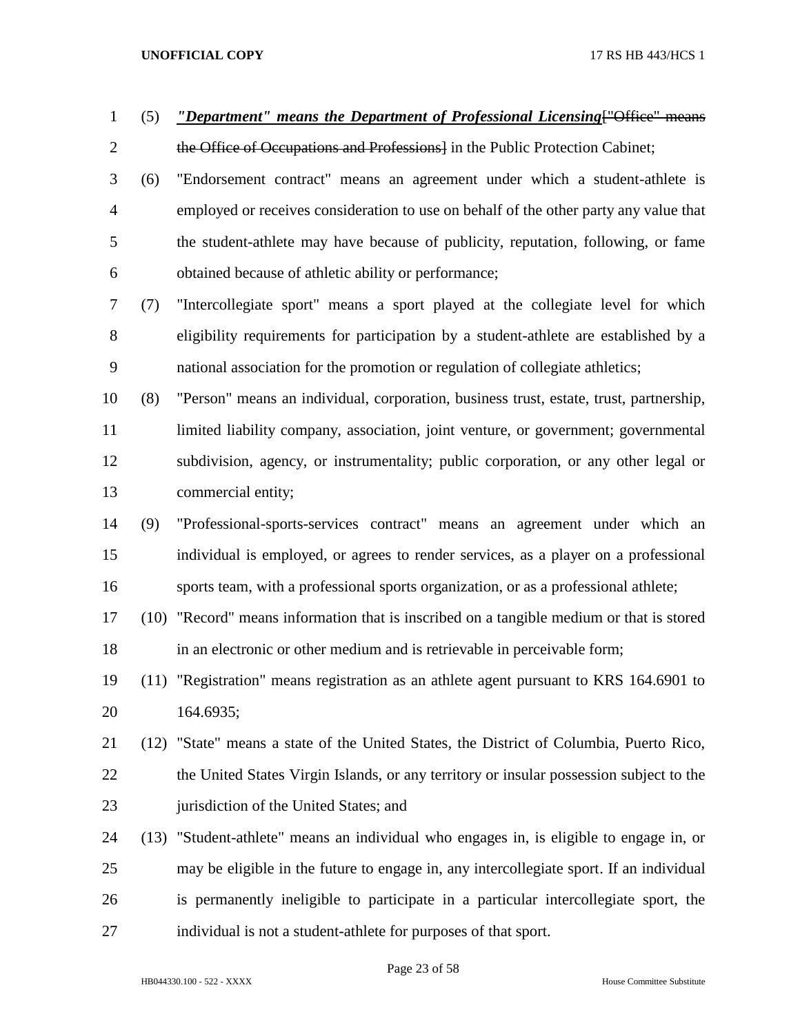(5) ***"Department" means the Department of Professional Licensing***~~["Office" means the Office of Occupations and Professions]~~ in the Public Protection Cabinet;

(6) "Endorsement contract" means an agreement under which a student-athlete is employed or receives consideration to use on behalf of the other party any value that the student-athlete may have because of publicity, reputation, following, or fame obtained because of athletic ability or performance;

(7) "Intercollegiate sport" means a sport played at the collegiate level for which eligibility requirements for participation by a student-athlete are established by a national association for the promotion or regulation of collegiate athletics;

(8) "Person" means an individual, corporation, business trust, estate, trust, partnership, limited liability company, association, joint venture, or government; governmental subdivision, agency, or instrumentality; public corporation, or any other legal or commercial entity;

(9) "Professional-sports-services contract" means an agreement under which an individual is employed, or agrees to render services, as a player on a professional sports team, with a professional sports organization, or as a professional athlete;

(10) "Record" means information that is inscribed on a tangible medium or that is stored in an electronic or other medium and is retrievable in perceivable form;

(11) "Registration" means registration as an athlete agent pursuant to KRS 164.6901 to 164.6935;

(12) "State" means a state of the United States, the District of Columbia, Puerto Rico, the United States Virgin Islands, or any territory or insular possession subject to the jurisdiction of the United States; and

(13) "Student-athlete" means an individual who engages in, is eligible to engage in, or may be eligible in the future to engage in, any intercollegiate sport. If an individual is permanently ineligible to participate in a particular intercollegiate sport, the individual is not a student-athlete for purposes of that sport.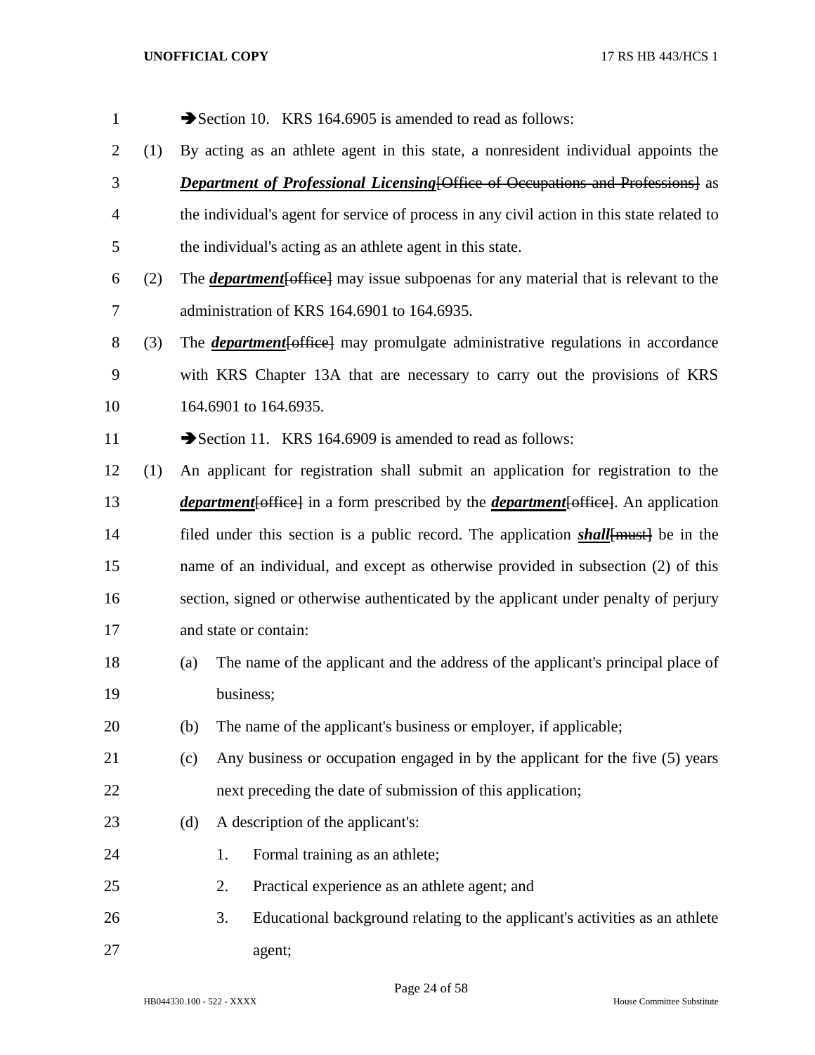➔Section 10. KRS 164.6905 is amended to read as follows:

(1) By acting as an athlete agent in this state, a nonresident individual appoints the ***Department of Professional Licensing***[~~Office of Occupations and Professions~~] as the individual's agent for service of process in any civil action in this state related to the individual's acting as an athlete agent in this state.

(2) The ***department***[~~office~~] may issue subpoenas for any material that is relevant to the administration of KRS 164.6901 to 164.6935.

(3) The ***department***[~~office~~] may promulgate administrative regulations in accordance with KRS Chapter 13A that are necessary to carry out the provisions of KRS 164.6901 to 164.6935.

➔Section 11. KRS 164.6909 is amended to read as follows:

(1) An applicant for registration shall submit an application for registration to the ***department***[~~office~~] in a form prescribed by the ***department***[~~office~~]. An application filed under this section is a public record. The application ***shall***[~~must~~] be in the name of an individual, and except as otherwise provided in subsection (2) of this section, signed or otherwise authenticated by the applicant under penalty of perjury and state or contain:

(a) The name of the applicant and the address of the applicant's principal place of business;

(b) The name of the applicant's business or employer, if applicable;

(c) Any business or occupation engaged in by the applicant for the five (5) years next preceding the date of submission of this application;

(d) A description of the applicant's:

1. Formal training as an athlete;
2. Practical experience as an athlete agent; and
3. Educational background relating to the applicant's activities as an athlete agent;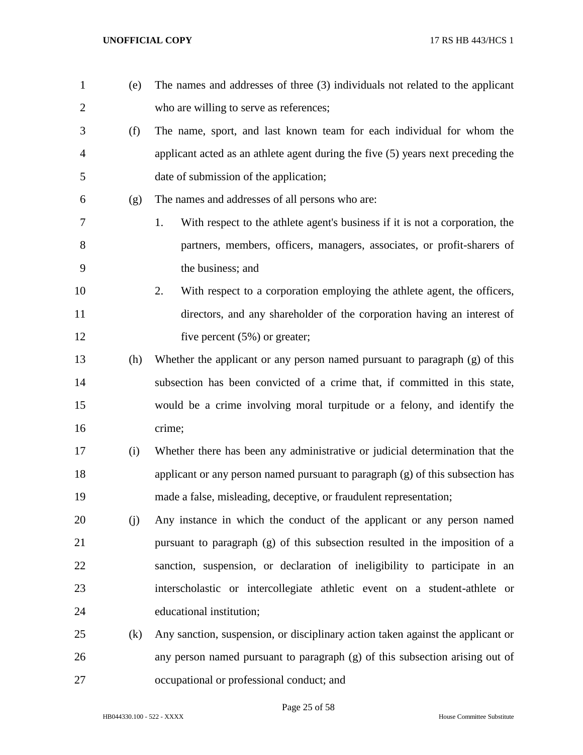(e) The names and addresses of three (3) individuals not related to the applicant who are willing to serve as references;

(f) The name, sport, and last known team for each individual for whom the applicant acted as an athlete agent during the five (5) years next preceding the date of submission of the application;

(g) The names and addresses of all persons who are:

1. With respect to the athlete agent's business if it is not a corporation, the partners, members, officers, managers, associates, or profit-sharers of the business; and

2. With respect to a corporation employing the athlete agent, the officers, directors, and any shareholder of the corporation having an interest of five percent (5%) or greater;

(h) Whether the applicant or any person named pursuant to paragraph (g) of this subsection has been convicted of a crime that, if committed in this state, would be a crime involving moral turpitude or a felony, and identify the crime;

(i) Whether there has been any administrative or judicial determination that the applicant or any person named pursuant to paragraph (g) of this subsection has made a false, misleading, deceptive, or fraudulent representation;

(j) Any instance in which the conduct of the applicant or any person named pursuant to paragraph (g) of this subsection resulted in the imposition of a sanction, suspension, or declaration of ineligibility to participate in an interscholastic or intercollegiate athletic event on a student-athlete or educational institution;

(k) Any sanction, suspension, or disciplinary action taken against the applicant or any person named pursuant to paragraph (g) of this subsection arising out of occupational or professional conduct; and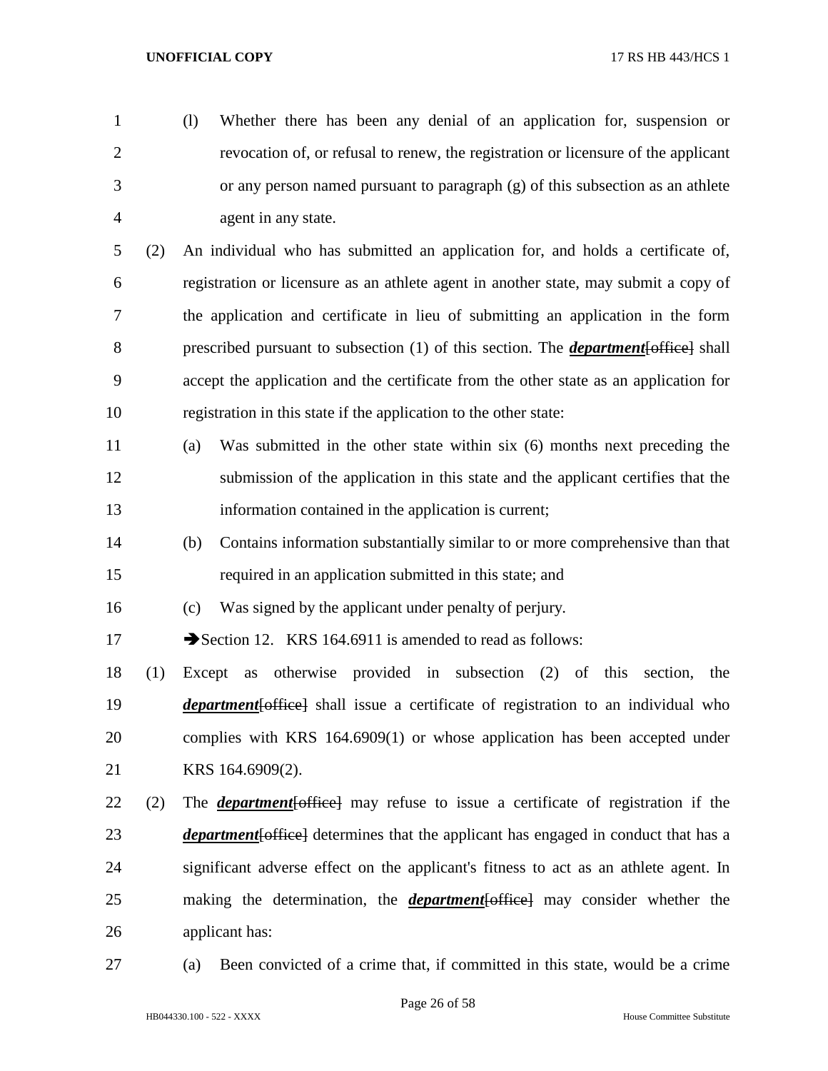(l) Whether there has been any denial of an application for, suspension or revocation of, or refusal to renew, the registration or licensure of the applicant or any person named pursuant to paragraph (g) of this subsection as an athlete agent in any state.

(2) An individual who has submitted an application for, and holds a certificate of, registration or licensure as an athlete agent in another state, may submit a copy of the application and certificate in lieu of submitting an application in the form prescribed pursuant to subsection (1) of this section. The ***department***~~[office]~~ shall accept the application and the certificate from the other state as an application for registration in this state if the application to the other state:

(a) Was submitted in the other state within six (6) months next preceding the submission of the application in this state and the applicant certifies that the information contained in the application is current;

(b) Contains information substantially similar to or more comprehensive than that required in an application submitted in this state; and

(c) Was signed by the applicant under penalty of perjury.

➔Section 12. KRS 164.6911 is amended to read as follows:

(1) Except as otherwise provided in subsection (2) of this section, the ***department***~~[office]~~ shall issue a certificate of registration to an individual who complies with KRS 164.6909(1) or whose application has been accepted under KRS 164.6909(2).

(2) The ***department***~~[office]~~ may refuse to issue a certificate of registration if the ***department***~~[office]~~ determines that the applicant has engaged in conduct that has a significant adverse effect on the applicant's fitness to act as an athlete agent. In making the determination, the ***department***~~[office]~~ may consider whether the applicant has:

(a) Been convicted of a crime that, if committed in this state, would be a crime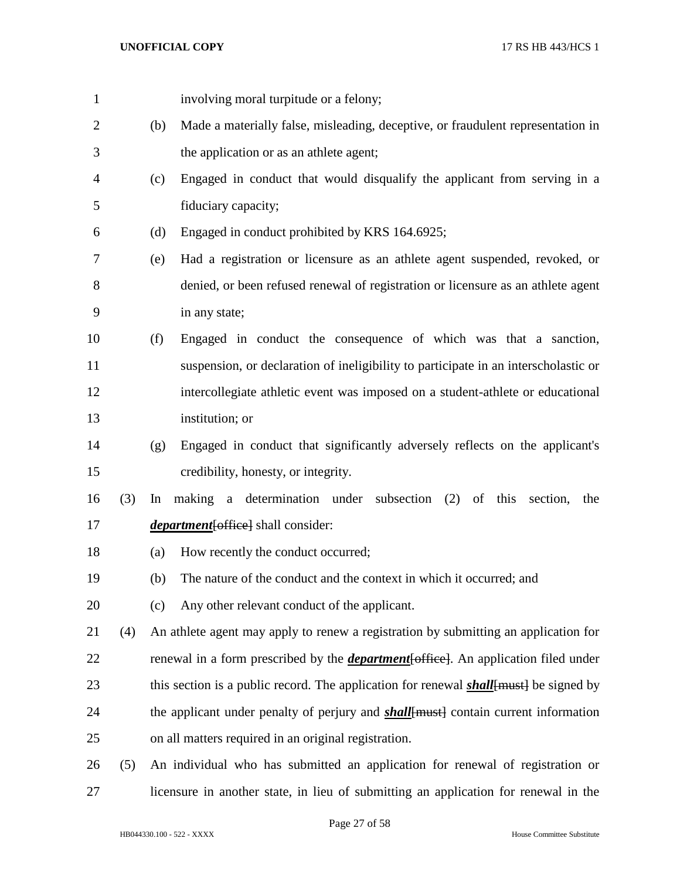involving moral turpitude or a felony;

(b) Made a materially false, misleading, deceptive, or fraudulent representation in the application or as an athlete agent;

(c) Engaged in conduct that would disqualify the applicant from serving in a fiduciary capacity;

(d) Engaged in conduct prohibited by KRS 164.6925;

(e) Had a registration or licensure as an athlete agent suspended, revoked, or denied, or been refused renewal of registration or licensure as an athlete agent in any state;

(f) Engaged in conduct the consequence of which was that a sanction, suspension, or declaration of ineligibility to participate in an interscholastic or intercollegiate athletic event was imposed on a student-athlete or educational institution; or

(g) Engaged in conduct that significantly adversely reflects on the applicant's credibility, honesty, or integrity.

(3) In making a determination under subsection (2) of this section, the ***department***[~~office~~] shall consider:

(a) How recently the conduct occurred;

(b) The nature of the conduct and the context in which it occurred; and

(c) Any other relevant conduct of the applicant.

(4) An athlete agent may apply to renew a registration by submitting an application for renewal in a form prescribed by the ***department***[~~office~~]. An application filed under this section is a public record. The application for renewal ***shall***[~~must~~] be signed by the applicant under penalty of perjury and ***shall***[~~must~~] contain current information on all matters required in an original registration.

(5) An individual who has submitted an application for renewal of registration or licensure in another state, in lieu of submitting an application for renewal in the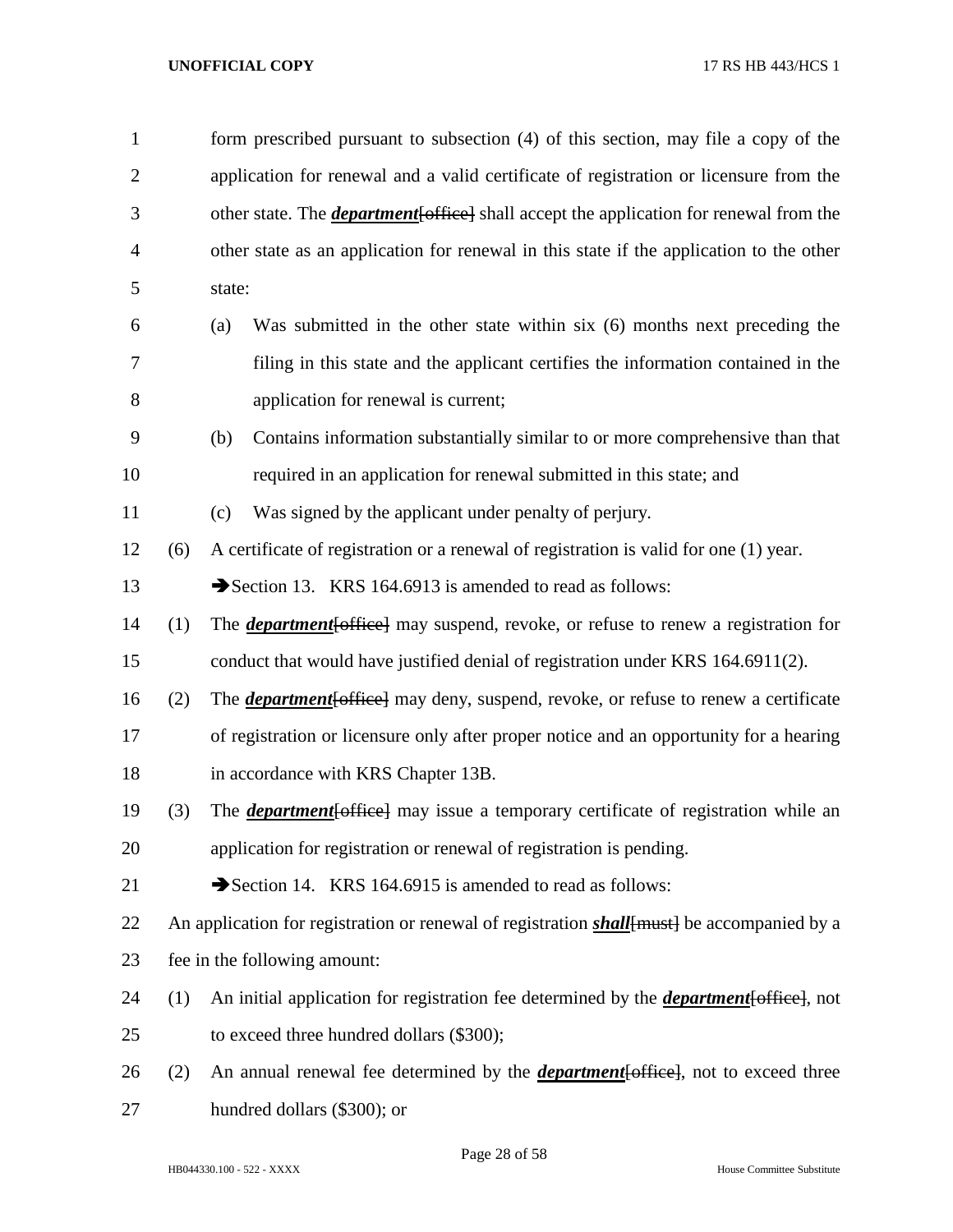form prescribed pursuant to subsection (4) of this section, may file a copy of the application for renewal and a valid certificate of registration or licensure from the other state. The ***department***[office] shall accept the application for renewal from the other state as an application for renewal in this state if the application to the other state:

(a) Was submitted in the other state within six (6) months next preceding the filing in this state and the applicant certifies the information contained in the application for renewal is current;

(b) Contains information substantially similar to or more comprehensive than that required in an application for renewal submitted in this state; and

(c) Was signed by the applicant under penalty of perjury.

(6) A certificate of registration or a renewal of registration is valid for one (1) year.

➔Section 13. KRS 164.6913 is amended to read as follows:

(1) The ***department***[office] may suspend, revoke, or refuse to renew a registration for conduct that would have justified denial of registration under KRS 164.6911(2).

(2) The ***department***[office] may deny, suspend, revoke, or refuse to renew a certificate of registration or licensure only after proper notice and an opportunity for a hearing in accordance with KRS Chapter 13B.

(3) The ***department***[office] may issue a temporary certificate of registration while an application for registration or renewal of registration is pending.

➔Section 14. KRS 164.6915 is amended to read as follows:

An application for registration or renewal of registration ***shall***[must] be accompanied by a fee in the following amount:

(1) An initial application for registration fee determined by the ***department***[office], not to exceed three hundred dollars ($300);

(2) An annual renewal fee determined by the ***department***[office], not to exceed three hundred dollars ($300); or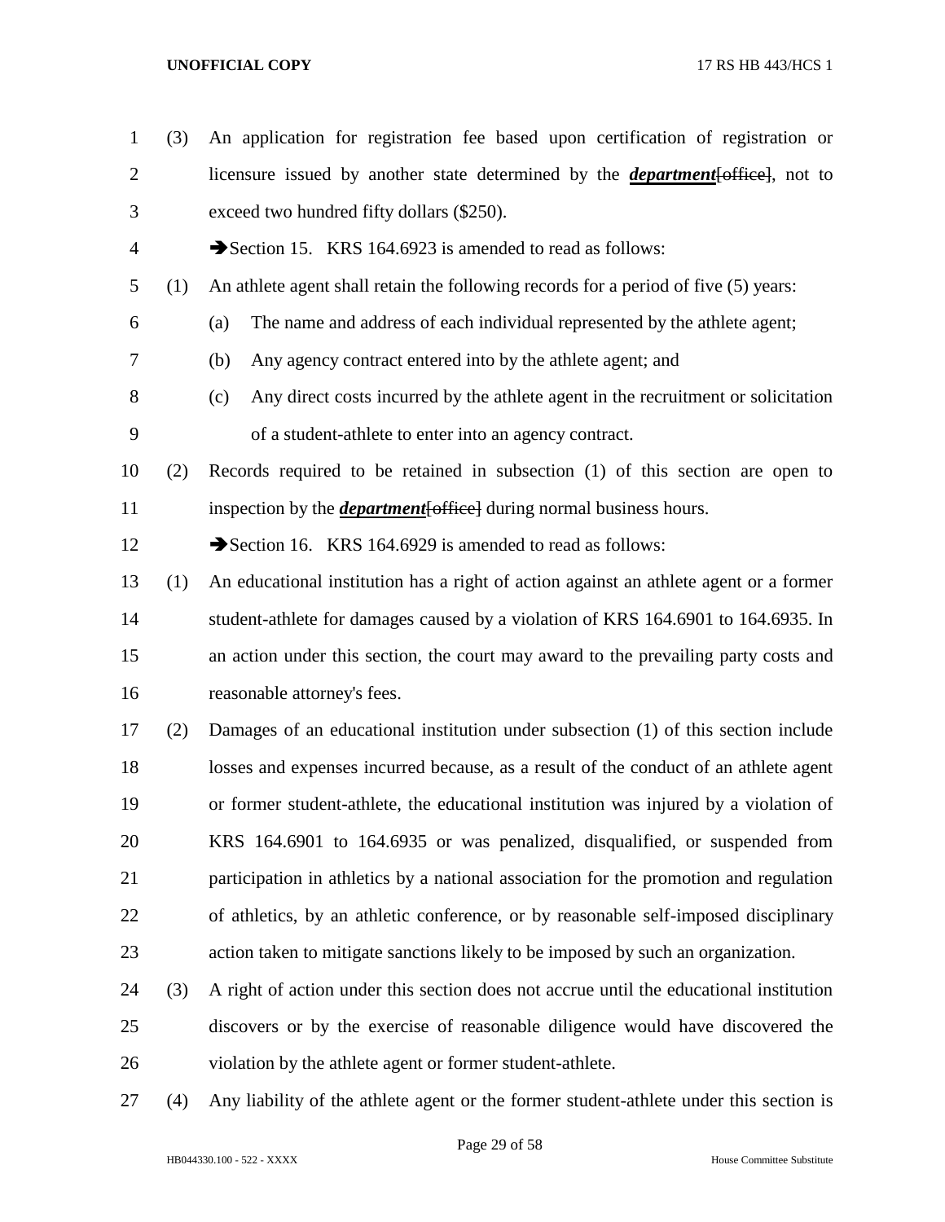(3) An application for registration fee based upon certification of registration or licensure issued by another state determined by the ***department***[~~office~~], not to exceed two hundred fifty dollars ($250).

➔Section 15. KRS 164.6923 is amended to read as follows:

(1) An athlete agent shall retain the following records for a period of five (5) years:

(a) The name and address of each individual represented by the athlete agent;

(b) Any agency contract entered into by the athlete agent; and

(c) Any direct costs incurred by the athlete agent in the recruitment or solicitation of a student-athlete to enter into an agency contract.

(2) Records required to be retained in subsection (1) of this section are open to inspection by the ***department***[~~office~~] during normal business hours.

➔Section 16. KRS 164.6929 is amended to read as follows:

(1) An educational institution has a right of action against an athlete agent or a former student-athlete for damages caused by a violation of KRS 164.6901 to 164.6935. In an action under this section, the court may award to the prevailing party costs and reasonable attorney's fees.

(2) Damages of an educational institution under subsection (1) of this section include losses and expenses incurred because, as a result of the conduct of an athlete agent or former student-athlete, the educational institution was injured by a violation of KRS 164.6901 to 164.6935 or was penalized, disqualified, or suspended from participation in athletics by a national association for the promotion and regulation of athletics, by an athletic conference, or by reasonable self-imposed disciplinary action taken to mitigate sanctions likely to be imposed by such an organization.

(3) A right of action under this section does not accrue until the educational institution discovers or by the exercise of reasonable diligence would have discovered the violation by the athlete agent or former student-athlete.

(4) Any liability of the athlete agent or the former student-athlete under this section is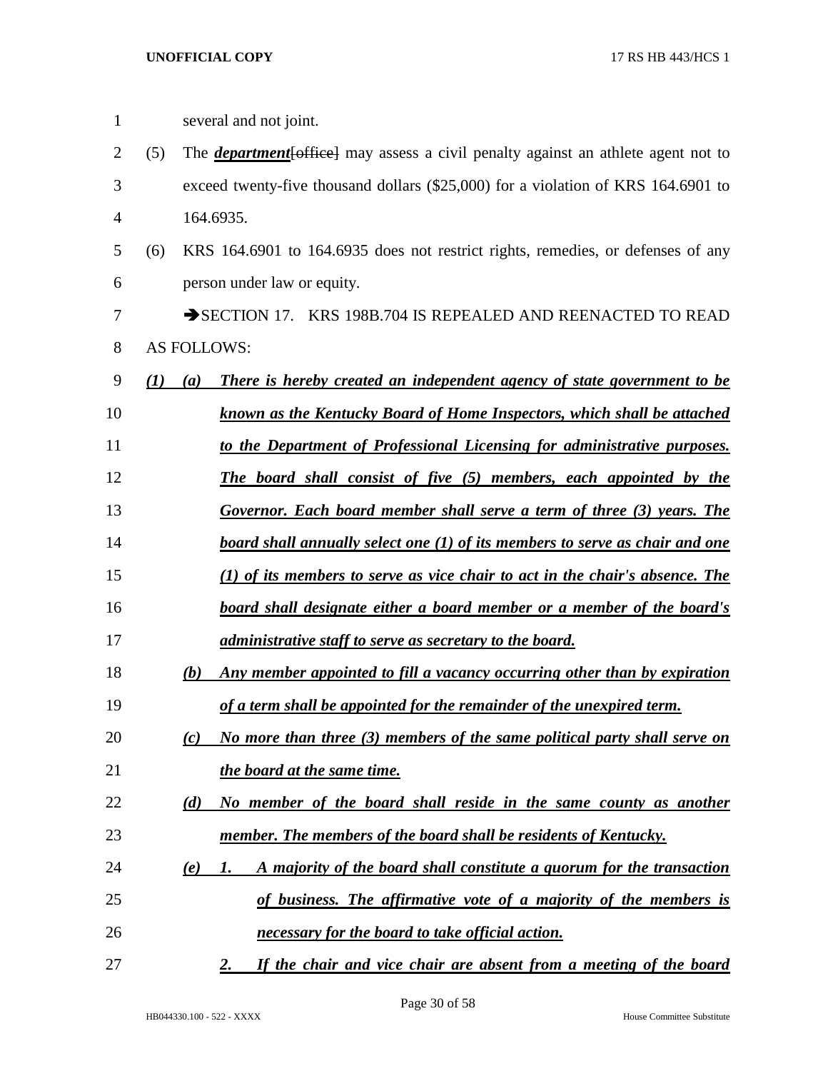several and not joint.

(5) The ***department***[office] may assess a civil penalty against an athlete agent not to exceed twenty-five thousand dollars ($25,000) for a violation of KRS 164.6901 to 164.6935.

(6) KRS 164.6901 to 164.6935 does not restrict rights, remedies, or defenses of any person under law or equity.

➔SECTION 17. KRS 198B.704 IS REPEALED AND REENACTED TO READ AS FOLLOWS:

***(1) (a) There is hereby created an independent agency of state government to be known as the Kentucky Board of Home Inspectors, which shall be attached to the Department of Professional Licensing for administrative purposes. The board shall consist of five (5) members, each appointed by the Governor. Each board member shall serve a term of three (3) years. The board shall annually select one (1) of its members to serve as chair and one (1) of its members to serve as vice chair to act in the chair's absence. The board shall designate either a board member or a member of the board's administrative staff to serve as secretary to the board.***

***(b) Any member appointed to fill a vacancy occurring other than by expiration of a term shall be appointed for the remainder of the unexpired term.***

***(c) No more than three (3) members of the same political party shall serve on the board at the same time.***

***(d) No member of the board shall reside in the same county as another member. The members of the board shall be residents of Kentucky.***

***(e) 1. A majority of the board shall constitute a quorum for the transaction of business. The affirmative vote of a majority of the members is necessary for the board to take official action.***

***2. If the chair and vice chair are absent from a meeting of the board***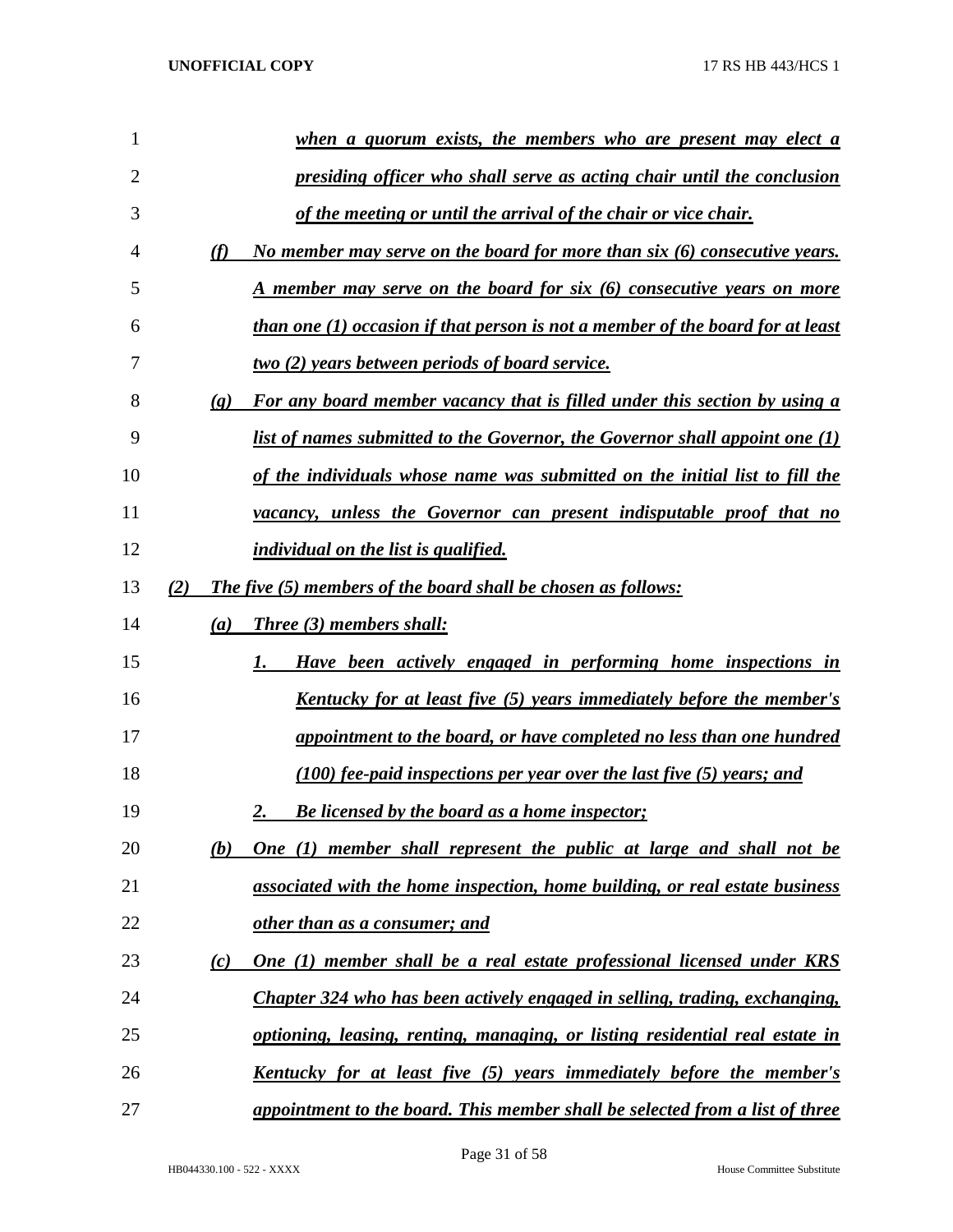*when a quorum exists, the members who are present may elect a presiding officer who shall serve as acting chair until the conclusion of the meeting or until the arrival of the chair or vice chair.*

*(f) No member may serve on the board for more than six (6) consecutive years. A member may serve on the board for six (6) consecutive years on more than one (1) occasion if that person is not a member of the board for at least two (2) years between periods of board service.*

*(g) For any board member vacancy that is filled under this section by using a list of names submitted to the Governor, the Governor shall appoint one (1) of the individuals whose name was submitted on the initial list to fill the vacancy, unless the Governor can present indisputable proof that no individual on the list is qualified.*

*(2) The five (5) members of the board shall be chosen as follows:*

*(a) Three (3) members shall:*

*1. Have been actively engaged in performing home inspections in Kentucky for at least five (5) years immediately before the member's appointment to the board, or have completed no less than one hundred (100) fee-paid inspections per year over the last five (5) years; and*

*2. Be licensed by the board as a home inspector;*

*(b) One (1) member shall represent the public at large and shall not be associated with the home inspection, home building, or real estate business other than as a consumer; and*

*(c) One (1) member shall be a real estate professional licensed under KRS Chapter 324 who has been actively engaged in selling, trading, exchanging, optioning, leasing, renting, managing, or listing residential real estate in Kentucky for at least five (5) years immediately before the member's appointment to the board. This member shall be selected from a list of three*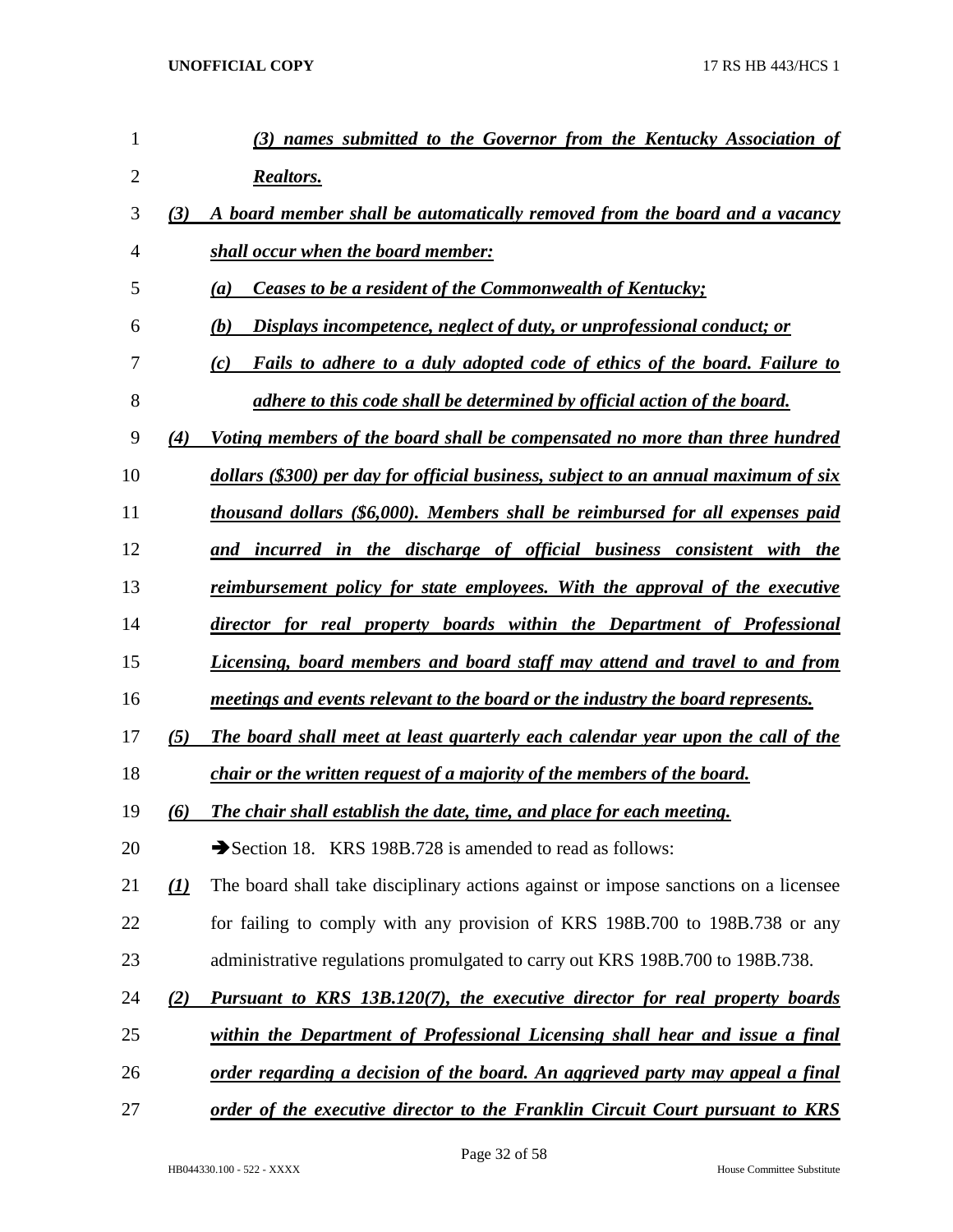***(3) names submitted to the Governor from the Kentucky Association of Realtors.***

***(3) A board member shall be automatically removed from the board and a vacancy shall occur when the board member:***

***(a) Ceases to be a resident of the Commonwealth of Kentucky;***

***(b) Displays incompetence, neglect of duty, or unprofessional conduct; or***

***(c) Fails to adhere to a duly adopted code of ethics of the board. Failure to adhere to this code shall be determined by official action of the board.***

***(4) Voting members of the board shall be compensated no more than three hundred dollars ($300) per day for official business, subject to an annual maximum of six thousand dollars ($6,000). Members shall be reimbursed for all expenses paid and incurred in the discharge of official business consistent with the reimbursement policy for state employees. With the approval of the executive director for real property boards within the Department of Professional Licensing, board members and board staff may attend and travel to and from meetings and events relevant to the board or the industry the board represents.***

***(5) The board shall meet at least quarterly each calendar year upon the call of the chair or the written request of a majority of the members of the board.***

***(6) The chair shall establish the date, time, and place for each meeting.***

➔Section 18. KRS 198B.728 is amended to read as follows:

***(1)*** The board shall take disciplinary actions against or impose sanctions on a licensee for failing to comply with any provision of KRS 198B.700 to 198B.738 or any administrative regulations promulgated to carry out KRS 198B.700 to 198B.738.

***(2) Pursuant to KRS 13B.120(7), the executive director for real property boards within the Department of Professional Licensing shall hear and issue a final order regarding a decision of the board. An aggrieved party may appeal a final order of the executive director to the Franklin Circuit Court pursuant to KRS***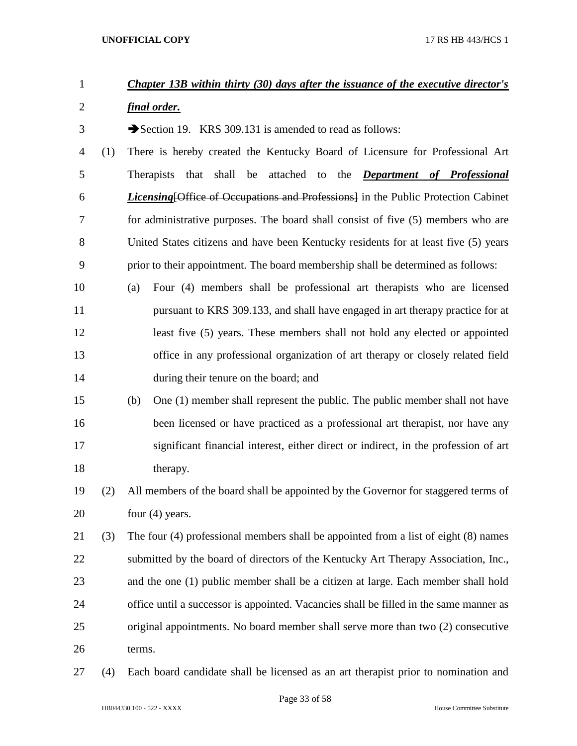***Chapter 13B within thirty (30) days after the issuance of the executive director's final order.***

➔Section 19. KRS 309.131 is amended to read as follows:

(1) There is hereby created the Kentucky Board of Licensure for Professional Art Therapists that shall be attached to the ***Department of Professional Licensing***[~~Office of Occupations and Professions~~] in the Public Protection Cabinet for administrative purposes. The board shall consist of five (5) members who are United States citizens and have been Kentucky residents for at least five (5) years prior to their appointment. The board membership shall be determined as follows:

  (a) Four (4) members shall be professional art therapists who are licensed pursuant to KRS 309.133, and shall have engaged in art therapy practice for at least five (5) years. These members shall not hold any elected or appointed office in any professional organization of art therapy or closely related field during their tenure on the board; and

  (b) One (1) member shall represent the public. The public member shall not have been licensed or have practiced as a professional art therapist, nor have any significant financial interest, either direct or indirect, in the profession of art therapy.

(2) All members of the board shall be appointed by the Governor for staggered terms of four (4) years.

(3) The four (4) professional members shall be appointed from a list of eight (8) names submitted by the board of directors of the Kentucky Art Therapy Association, Inc., and the one (1) public member shall be a citizen at large. Each member shall hold office until a successor is appointed. Vacancies shall be filled in the same manner as original appointments. No board member shall serve more than two (2) consecutive terms.

(4) Each board candidate shall be licensed as an art therapist prior to nomination and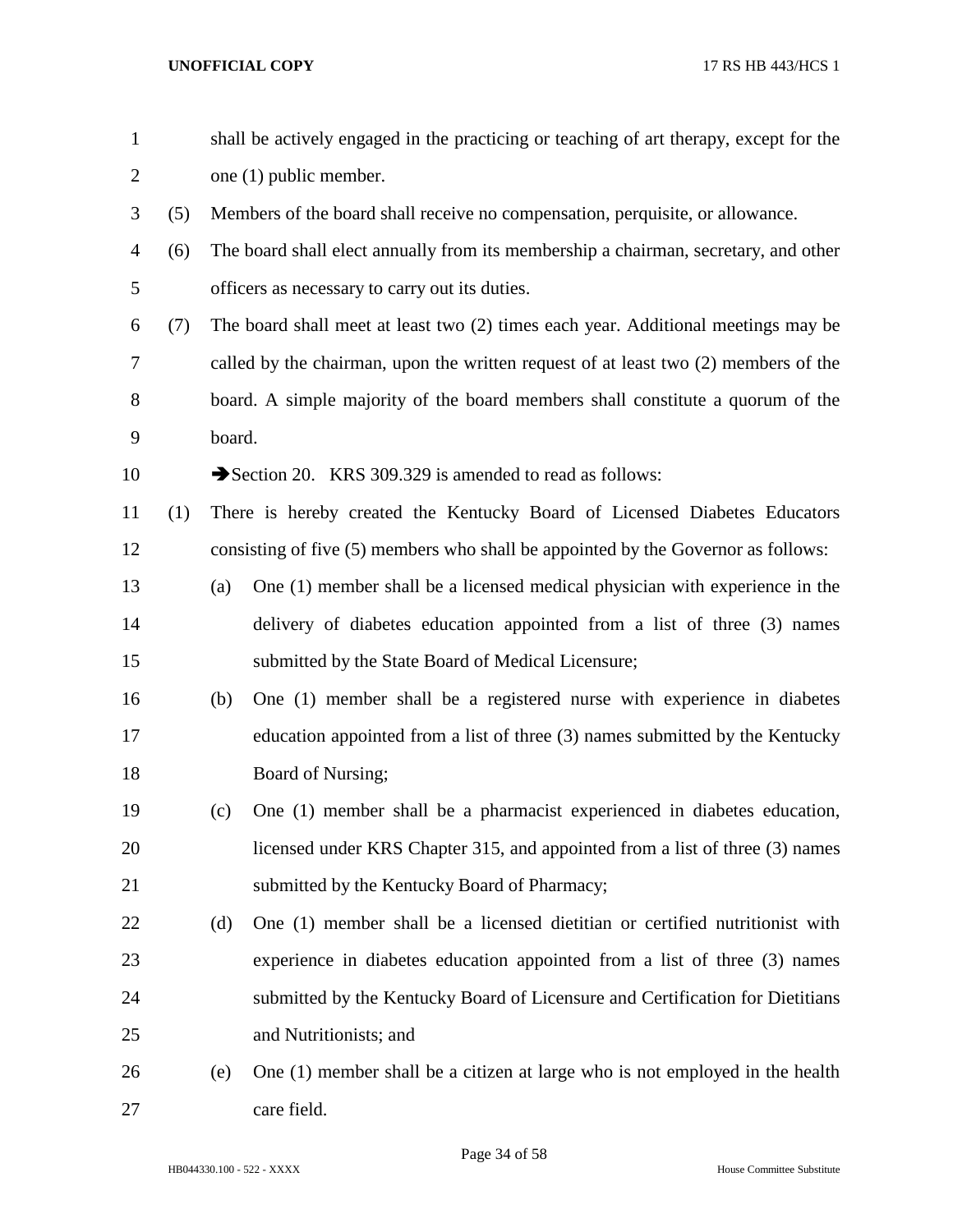shall be actively engaged in the practicing or teaching of art therapy, except for the one (1) public member.

(5) Members of the board shall receive no compensation, perquisite, or allowance.

(6) The board shall elect annually from its membership a chairman, secretary, and other officers as necessary to carry out its duties.

(7) The board shall meet at least two (2) times each year. Additional meetings may be called by the chairman, upon the written request of at least two (2) members of the board. A simple majority of the board members shall constitute a quorum of the board.

➔Section 20. KRS 309.329 is amended to read as follows:

(1) There is hereby created the Kentucky Board of Licensed Diabetes Educators consisting of five (5) members who shall be appointed by the Governor as follows:

(a) One (1) member shall be a licensed medical physician with experience in the delivery of diabetes education appointed from a list of three (3) names submitted by the State Board of Medical Licensure;

(b) One (1) member shall be a registered nurse with experience in diabetes education appointed from a list of three (3) names submitted by the Kentucky Board of Nursing;

(c) One (1) member shall be a pharmacist experienced in diabetes education, licensed under KRS Chapter 315, and appointed from a list of three (3) names submitted by the Kentucky Board of Pharmacy;

(d) One (1) member shall be a licensed dietitian or certified nutritionist with experience in diabetes education appointed from a list of three (3) names submitted by the Kentucky Board of Licensure and Certification for Dietitians and Nutritionists; and

(e) One (1) member shall be a citizen at large who is not employed in the health care field.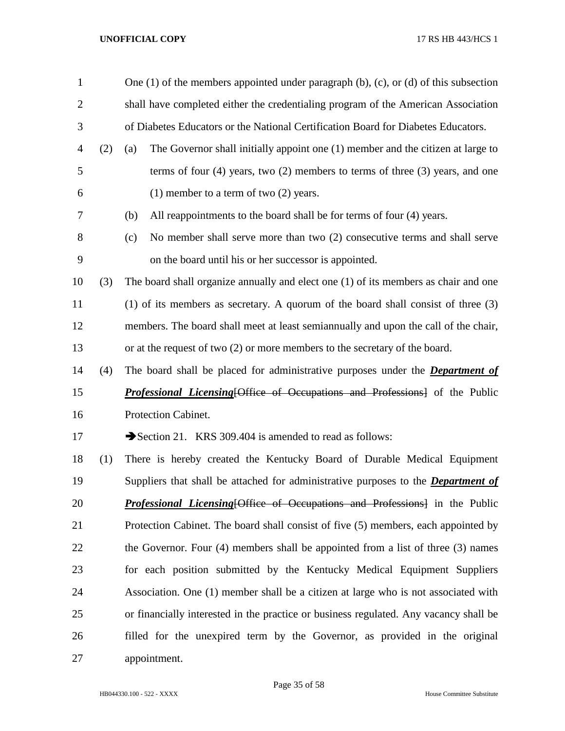One (1) of the members appointed under paragraph (b), (c), or (d) of this subsection shall have completed either the credentialing program of the American Association of Diabetes Educators or the National Certification Board for Diabetes Educators.

(2) (a) The Governor shall initially appoint one (1) member and the citizen at large to terms of four (4) years, two (2) members to terms of three (3) years, and one (1) member to a term of two (2) years.

(b) All reappointments to the board shall be for terms of four (4) years.

(c) No member shall serve more than two (2) consecutive terms and shall serve on the board until his or her successor is appointed.

(3) The board shall organize annually and elect one (1) of its members as chair and one (1) of its members as secretary. A quorum of the board shall consist of three (3) members. The board shall meet at least semiannually and upon the call of the chair, or at the request of two (2) or more members to the secretary of the board.

(4) The board shall be placed for administrative purposes under the ***Department of Professional Licensing***~~[Office of Occupations and Professions]~~ of the Public Protection Cabinet.

➔Section 21. KRS 309.404 is amended to read as follows:

(1) There is hereby created the Kentucky Board of Durable Medical Equipment Suppliers that shall be attached for administrative purposes to the ***Department of Professional Licensing***~~[Office of Occupations and Professions]~~ in the Public Protection Cabinet. The board shall consist of five (5) members, each appointed by the Governor. Four (4) members shall be appointed from a list of three (3) names for each position submitted by the Kentucky Medical Equipment Suppliers Association. One (1) member shall be a citizen at large who is not associated with or financially interested in the practice or business regulated. Any vacancy shall be filled for the unexpired term by the Governor, as provided in the original appointment.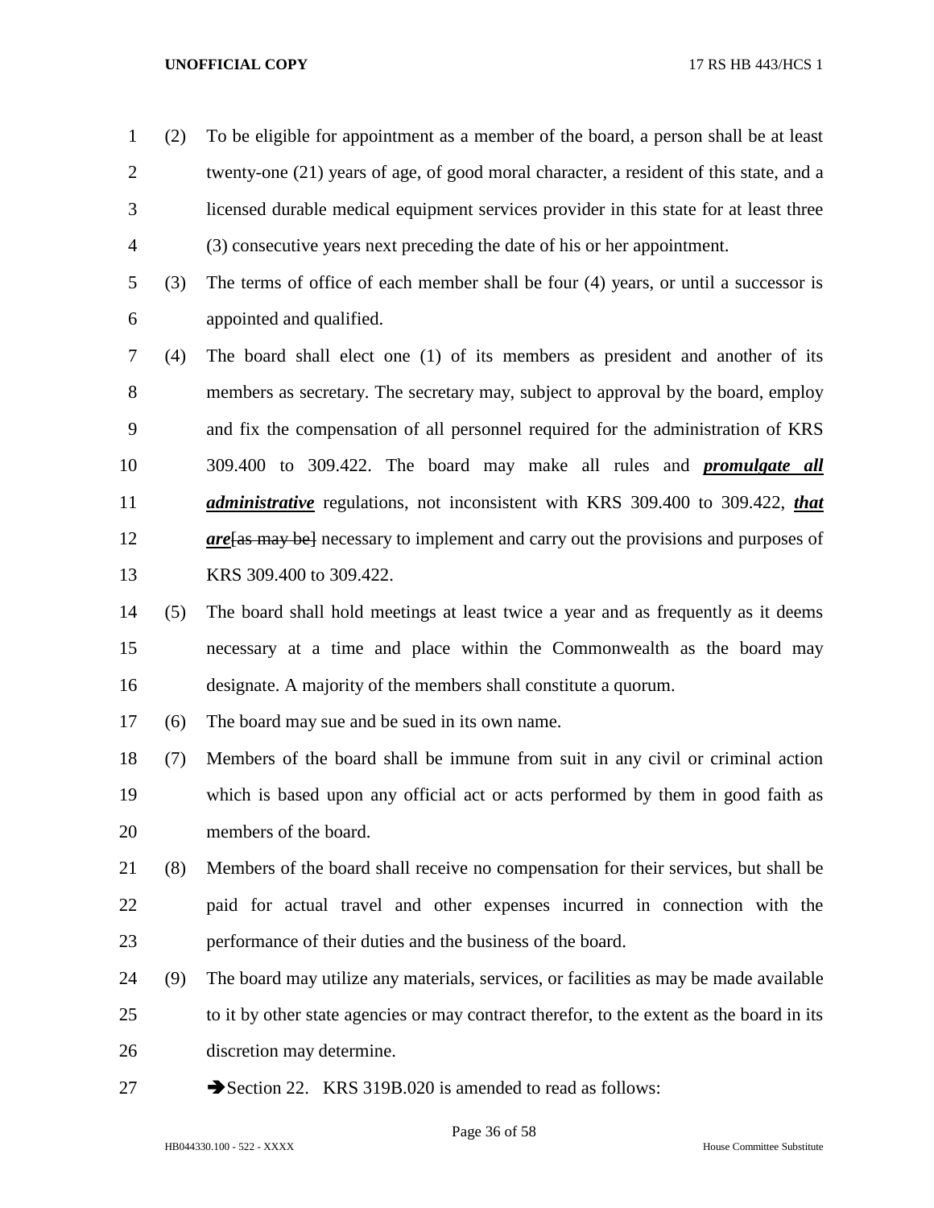(2) To be eligible for appointment as a member of the board, a person shall be at least twenty-one (21) years of age, of good moral character, a resident of this state, and a licensed durable medical equipment services provider in this state for at least three (3) consecutive years next preceding the date of his or her appointment.

(3) The terms of office of each member shall be four (4) years, or until a successor is appointed and qualified.

(4) The board shall elect one (1) of its members as president and another of its members as secretary. The secretary may, subject to approval by the board, employ and fix the compensation of all personnel required for the administration of KRS 309.400 to 309.422. The board may make all rules and ***promulgate all administrative*** regulations, not inconsistent with KRS 309.400 to 309.422, ***that are***~~[as may be]~~ necessary to implement and carry out the provisions and purposes of KRS 309.400 to 309.422.

(5) The board shall hold meetings at least twice a year and as frequently as it deems necessary at a time and place within the Commonwealth as the board may designate. A majority of the members shall constitute a quorum.

(6) The board may sue and be sued in its own name.

(7) Members of the board shall be immune from suit in any civil or criminal action which is based upon any official act or acts performed by them in good faith as members of the board.

(8) Members of the board shall receive no compensation for their services, but shall be paid for actual travel and other expenses incurred in connection with the performance of their duties and the business of the board.

(9) The board may utilize any materials, services, or facilities as may be made available to it by other state agencies or may contract therefor, to the extent as the board in its discretion may determine.

➔Section 22. KRS 319B.020 is amended to read as follows: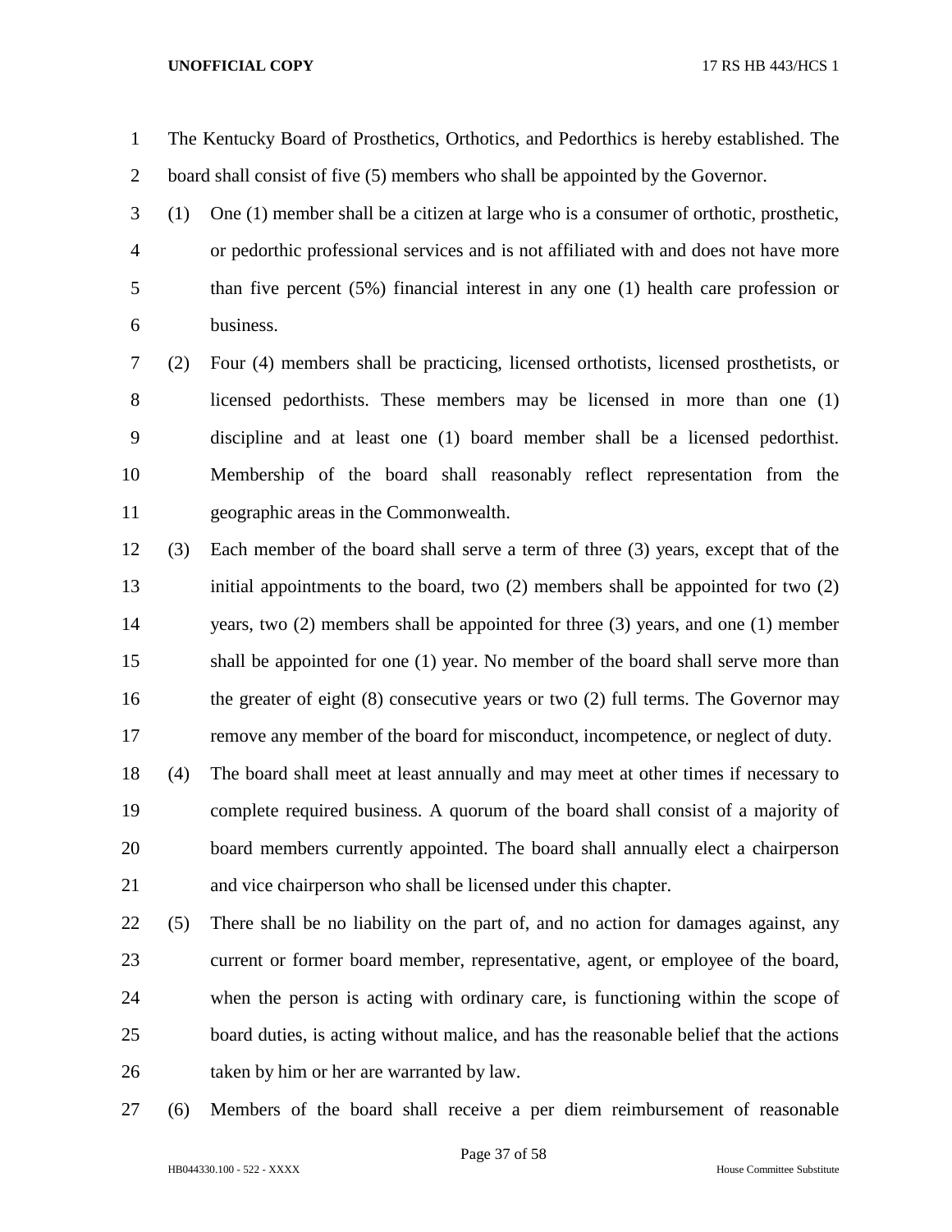The Kentucky Board of Prosthetics, Orthotics, and Pedorthics is hereby established. The board shall consist of five (5) members who shall be appointed by the Governor.

(1) One (1) member shall be a citizen at large who is a consumer of orthotic, prosthetic, or pedorthic professional services and is not affiliated with and does not have more than five percent (5%) financial interest in any one (1) health care profession or business.

(2) Four (4) members shall be practicing, licensed orthotists, licensed prosthetists, or licensed pedorthists. These members may be licensed in more than one (1) discipline and at least one (1) board member shall be a licensed pedorthist. Membership of the board shall reasonably reflect representation from the geographic areas in the Commonwealth.

(3) Each member of the board shall serve a term of three (3) years, except that of the initial appointments to the board, two (2) members shall be appointed for two (2) years, two (2) members shall be appointed for three (3) years, and one (1) member shall be appointed for one (1) year. No member of the board shall serve more than the greater of eight (8) consecutive years or two (2) full terms. The Governor may remove any member of the board for misconduct, incompetence, or neglect of duty.

(4) The board shall meet at least annually and may meet at other times if necessary to complete required business. A quorum of the board shall consist of a majority of board members currently appointed. The board shall annually elect a chairperson and vice chairperson who shall be licensed under this chapter.

(5) There shall be no liability on the part of, and no action for damages against, any current or former board member, representative, agent, or employee of the board, when the person is acting with ordinary care, is functioning within the scope of board duties, is acting without malice, and has the reasonable belief that the actions taken by him or her are warranted by law.

(6) Members of the board shall receive a per diem reimbursement of reasonable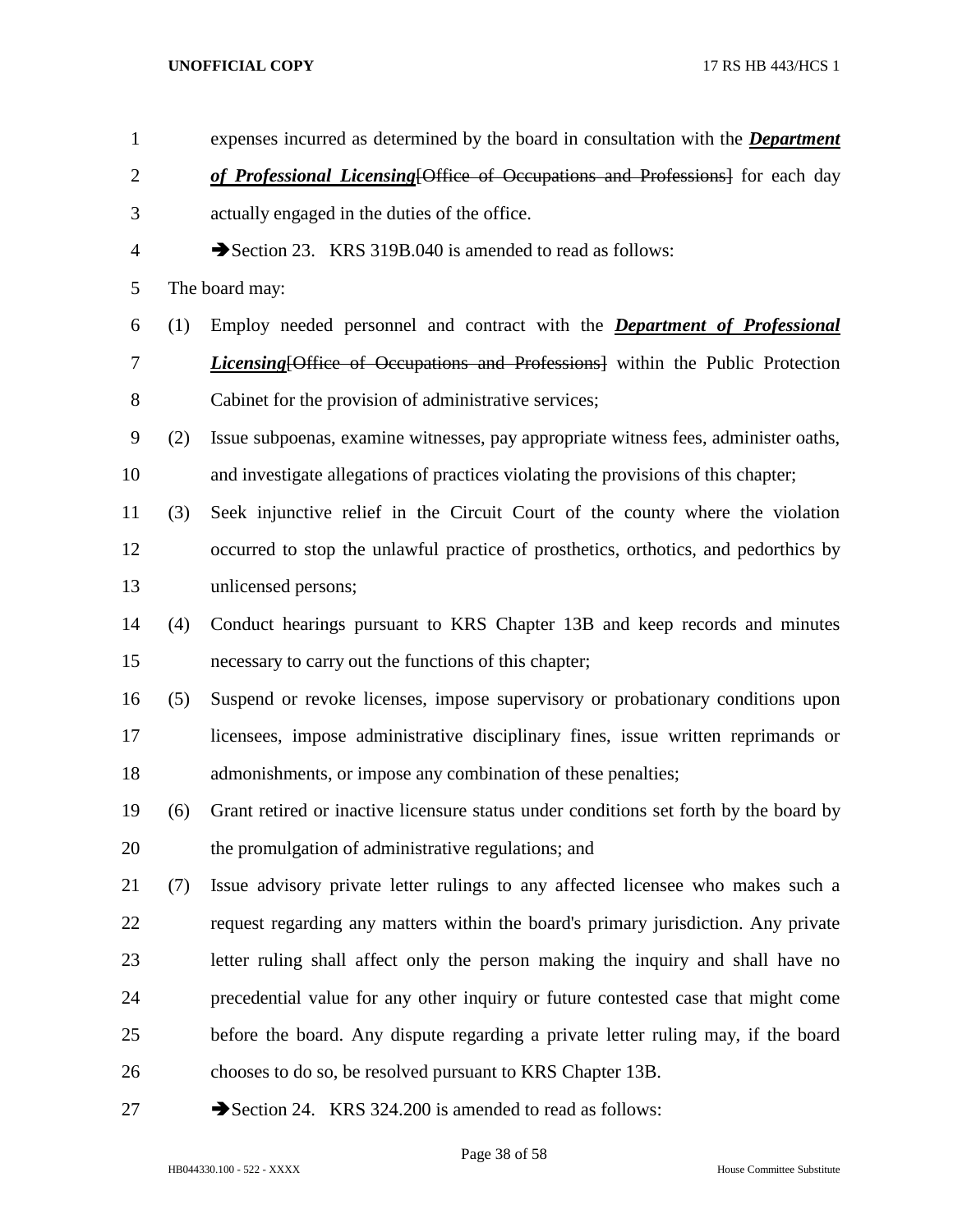expenses incurred as determined by the board in consultation with the ***Department of Professional Licensing***[~~Office of Occupations and Professions~~] for each day actually engaged in the duties of the office.

➔Section 23. KRS 319B.040 is amended to read as follows:

The board may:

(1) Employ needed personnel and contract with the ***Department of Professional Licensing***[~~Office of Occupations and Professions~~] within the Public Protection Cabinet for the provision of administrative services;

(2) Issue subpoenas, examine witnesses, pay appropriate witness fees, administer oaths, and investigate allegations of practices violating the provisions of this chapter;

(3) Seek injunctive relief in the Circuit Court of the county where the violation occurred to stop the unlawful practice of prosthetics, orthotics, and pedorthics by unlicensed persons;

(4) Conduct hearings pursuant to KRS Chapter 13B and keep records and minutes necessary to carry out the functions of this chapter;

(5) Suspend or revoke licenses, impose supervisory or probationary conditions upon licensees, impose administrative disciplinary fines, issue written reprimands or admonishments, or impose any combination of these penalties;

(6) Grant retired or inactive licensure status under conditions set forth by the board by the promulgation of administrative regulations; and

(7) Issue advisory private letter rulings to any affected licensee who makes such a request regarding any matters within the board's primary jurisdiction. Any private letter ruling shall affect only the person making the inquiry and shall have no precedential value for any other inquiry or future contested case that might come before the board. Any dispute regarding a private letter ruling may, if the board chooses to do so, be resolved pursuant to KRS Chapter 13B.

➔Section 24. KRS 324.200 is amended to read as follows: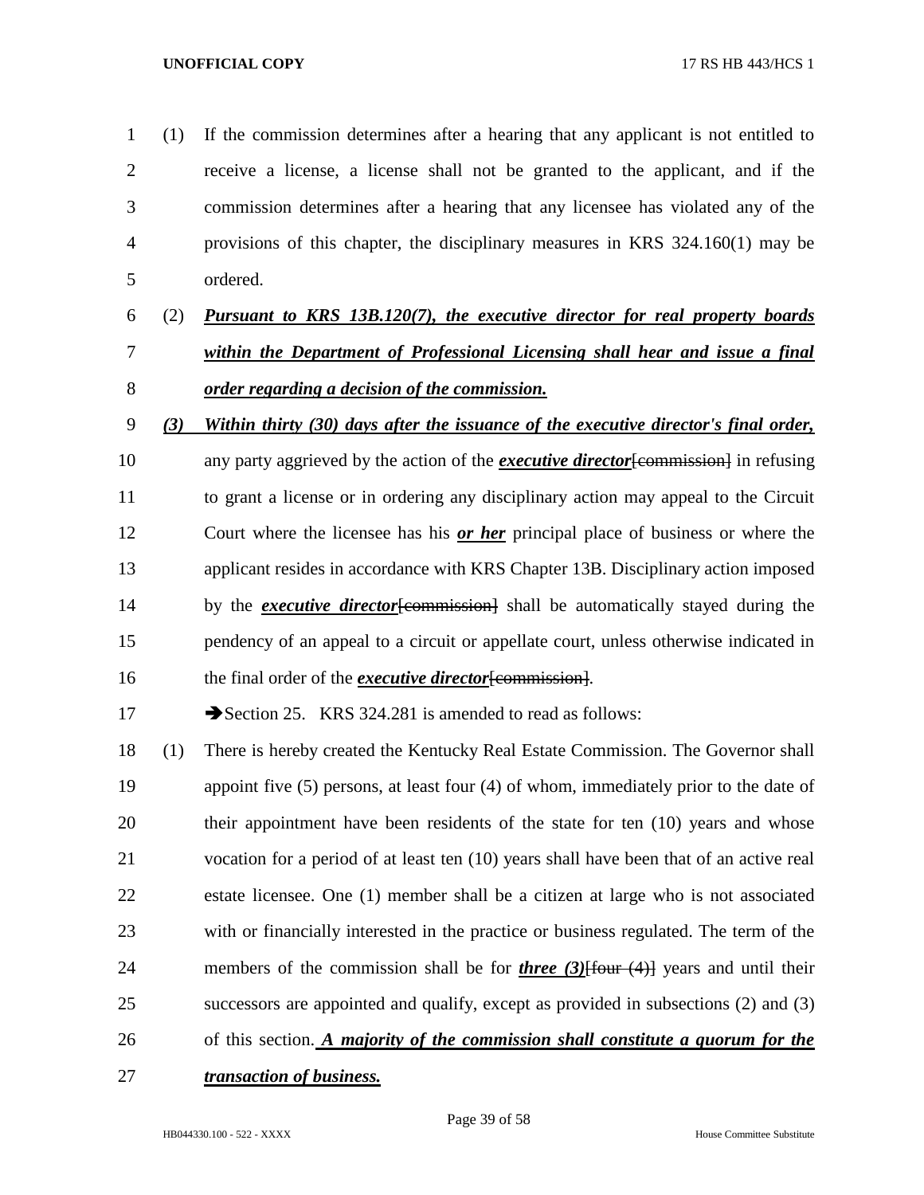(1) If the commission determines after a hearing that any applicant is not entitled to receive a license, a license shall not be granted to the applicant, and if the commission determines after a hearing that any licensee has violated any of the provisions of this chapter, the disciplinary measures in KRS 324.160(1) may be ordered.

(2) ***Pursuant to KRS 13B.120(7), the executive director for real property boards within the Department of Professional Licensing shall hear and issue a final order regarding a decision of the commission.***

***(3) Within thirty (30) days after the issuance of the executive director's final order,*** any party aggrieved by the action of the ***executive director***[~~commission~~] in refusing to grant a license or in ordering any disciplinary action may appeal to the Circuit Court where the licensee has his ***or her*** principal place of business or where the applicant resides in accordance with KRS Chapter 13B. Disciplinary action imposed by the ***executive director***[~~commission~~] shall be automatically stayed during the pendency of an appeal to a circuit or appellate court, unless otherwise indicated in the final order of the ***executive director***[~~commission~~].

➔Section 25. KRS 324.281 is amended to read as follows:

(1) There is hereby created the Kentucky Real Estate Commission. The Governor shall appoint five (5) persons, at least four (4) of whom, immediately prior to the date of their appointment have been residents of the state for ten (10) years and whose vocation for a period of at least ten (10) years shall have been that of an active real estate licensee. One (1) member shall be a citizen at large who is not associated with or financially interested in the practice or business regulated. The term of the members of the commission shall be for ***three (3)***[~~four (4)~~] years and until their successors are appointed and qualify, except as provided in subsections (2) and (3) of this section. ***A majority of the commission shall constitute a quorum for the transaction of business.***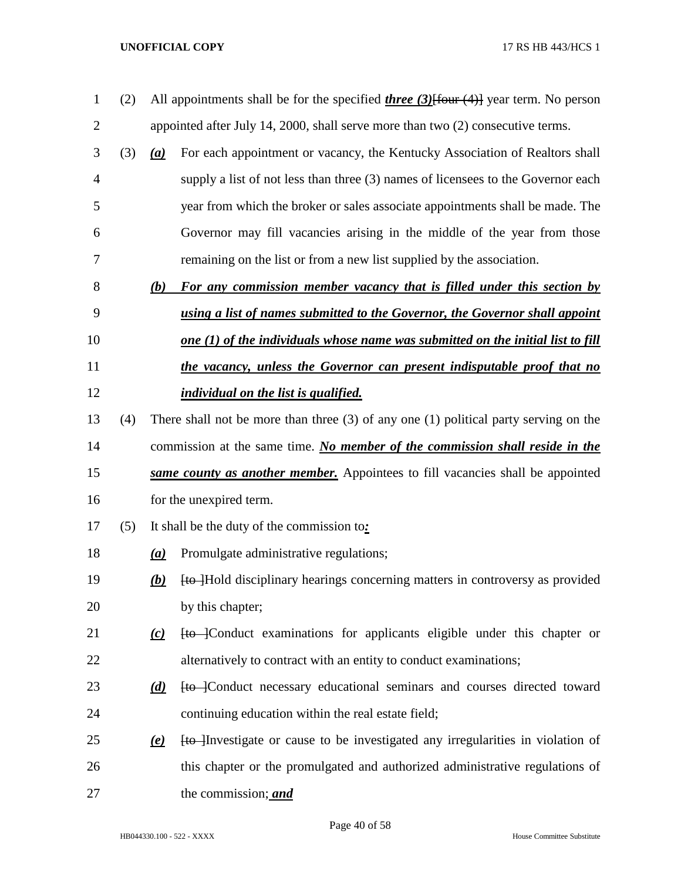(2) All appointments shall be for the specified ***three (3)***[four (4)] year term. No person appointed after July 14, 2000, shall serve more than two (2) consecutive terms.

(3) ***(a)*** For each appointment or vacancy, the Kentucky Association of Realtors shall supply a list of not less than three (3) names of licensees to the Governor each year from which the broker or sales associate appointments shall be made. The Governor may fill vacancies arising in the middle of the year from those remaining on the list or from a new list supplied by the association.

***(b) For any commission member vacancy that is filled under this section by using a list of names submitted to the Governor, the Governor shall appoint one (1) of the individuals whose name was submitted on the initial list to fill the vacancy, unless the Governor can present indisputable proof that no individual on the list is qualified.***

(4) There shall not be more than three (3) of any one (1) political party serving on the commission at the same time. ***No member of the commission shall reside in the same county as another member.*** Appointees to fill vacancies shall be appointed for the unexpired term.

(5) It shall be the duty of the commission to***:***

***(a)*** Promulgate administrative regulations;

***(b)*** [to ]Hold disciplinary hearings concerning matters in controversy as provided by this chapter;

***(c)*** [to ]Conduct examinations for applicants eligible under this chapter or alternatively to contract with an entity to conduct examinations;

***(d)*** [to ]Conduct necessary educational seminars and courses directed toward continuing education within the real estate field;

***(e)*** [to ]Investigate or cause to be investigated any irregularities in violation of this chapter or the promulgated and authorized administrative regulations of the commission; ***and***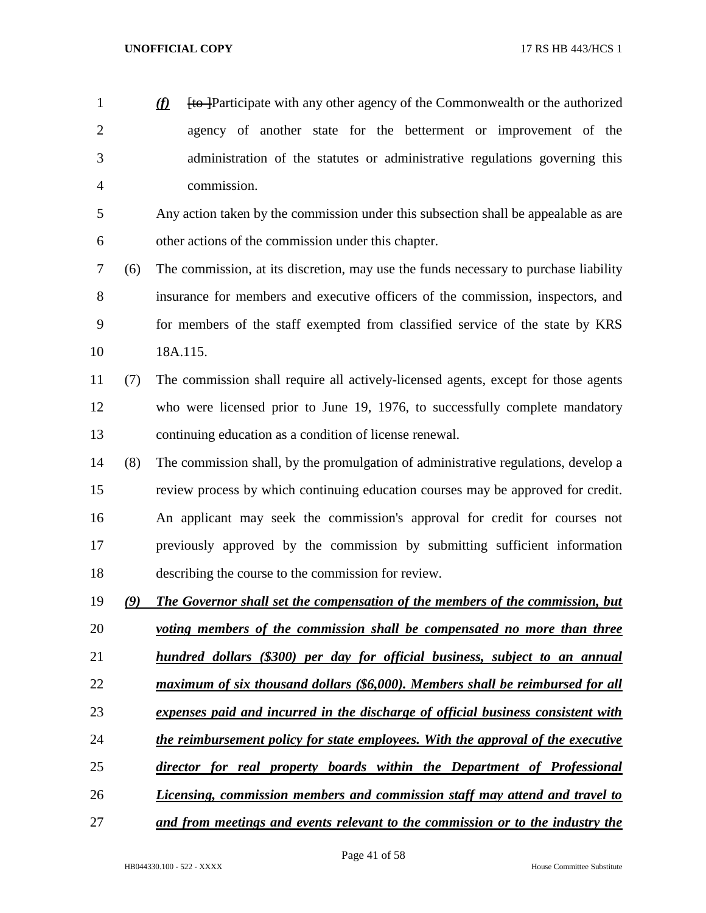*(f)* [to ]Participate with any other agency of the Commonwealth or the authorized agency of another state for the betterment or improvement of the administration of the statutes or administrative regulations governing this commission.

Any action taken by the commission under this subsection shall be appealable as are other actions of the commission under this chapter.

(6) The commission, at its discretion, may use the funds necessary to purchase liability insurance for members and executive officers of the commission, inspectors, and for members of the staff exempted from classified service of the state by KRS 18A.115.

(7) The commission shall require all actively-licensed agents, except for those agents who were licensed prior to June 19, 1976, to successfully complete mandatory continuing education as a condition of license renewal.

(8) The commission shall, by the promulgation of administrative regulations, develop a review process by which continuing education courses may be approved for credit. An applicant may seek the commission's approval for credit for courses not previously approved by the commission by submitting sufficient information describing the course to the commission for review.

***(9) The Governor shall set the compensation of the members of the commission, but voting members of the commission shall be compensated no more than three hundred dollars ($300) per day for official business, subject to an annual maximum of six thousand dollars ($6,000). Members shall be reimbursed for all expenses paid and incurred in the discharge of official business consistent with the reimbursement policy for state employees. With the approval of the executive director for real property boards within the Department of Professional Licensing, commission members and commission staff may attend and travel to and from meetings and events relevant to the commission or to the industry the***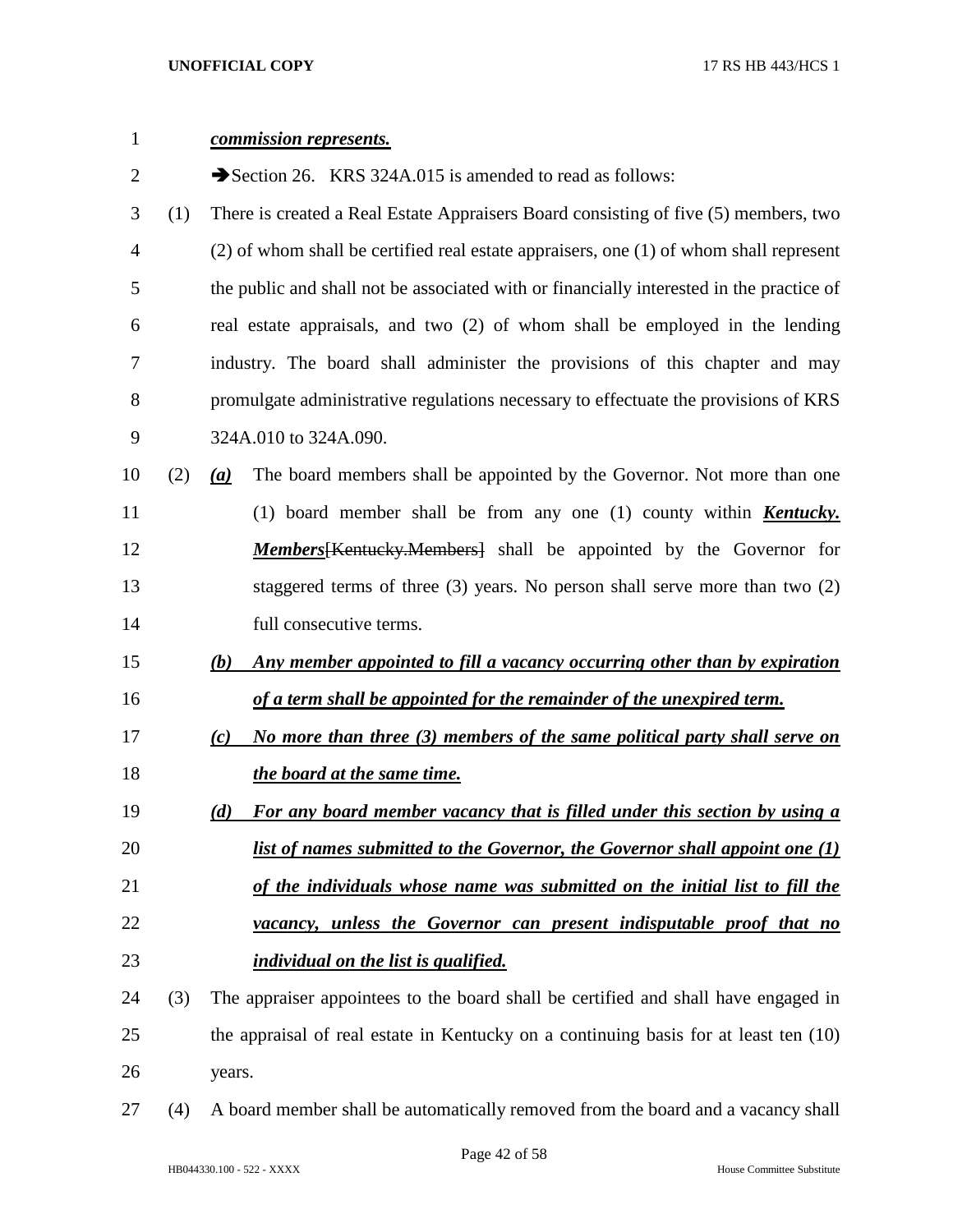***commission represents.***

➔Section 26. KRS 324A.015 is amended to read as follows:

(1) There is created a Real Estate Appraisers Board consisting of five (5) members, two (2) of whom shall be certified real estate appraisers, one (1) of whom shall represent the public and shall not be associated with or financially interested in the practice of real estate appraisals, and two (2) of whom shall be employed in the lending industry. The board shall administer the provisions of this chapter and may promulgate administrative regulations necessary to effectuate the provisions of KRS 324A.010 to 324A.090.

(2) ***(a)*** The board members shall be appointed by the Governor. Not more than one (1) board member shall be from any one (1) county within ***Kentucky. Members***~~[Kentucky.Members]~~ shall be appointed by the Governor for staggered terms of three (3) years. No person shall serve more than two (2) full consecutive terms.

***(b) Any member appointed to fill a vacancy occurring other than by expiration of a term shall be appointed for the remainder of the unexpired term.***

***(c) No more than three (3) members of the same political party shall serve on the board at the same time.***

***(d) For any board member vacancy that is filled under this section by using a list of names submitted to the Governor, the Governor shall appoint one (1) of the individuals whose name was submitted on the initial list to fill the vacancy, unless the Governor can present indisputable proof that no individual on the list is qualified.***

(3) The appraiser appointees to the board shall be certified and shall have engaged in the appraisal of real estate in Kentucky on a continuing basis for at least ten (10) years.

(4) A board member shall be automatically removed from the board and a vacancy shall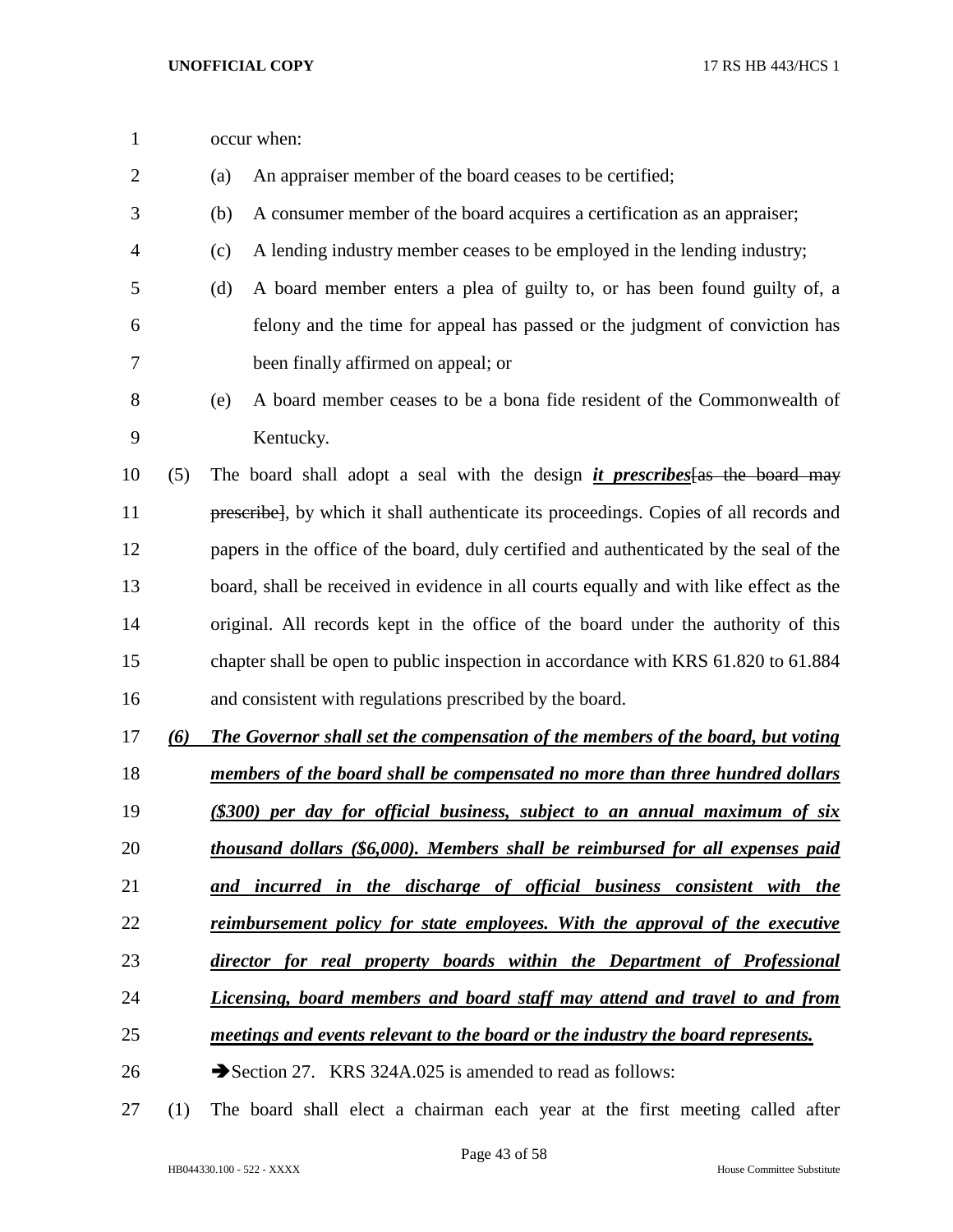occur when:

(a) An appraiser member of the board ceases to be certified;

(b) A consumer member of the board acquires a certification as an appraiser;

(c) A lending industry member ceases to be employed in the lending industry;

(d) A board member enters a plea of guilty to, or has been found guilty of, a felony and the time for appeal has passed or the judgment of conviction has been finally affirmed on appeal; or

(e) A board member ceases to be a bona fide resident of the Commonwealth of Kentucky.

(5) The board shall adopt a seal with the design ***it prescribes***~~[as the board may prescribe]~~, by which it shall authenticate its proceedings. Copies of all records and papers in the office of the board, duly certified and authenticated by the seal of the board, shall be received in evidence in all courts equally and with like effect as the original. All records kept in the office of the board under the authority of this chapter shall be open to public inspection in accordance with KRS 61.820 to 61.884 and consistent with regulations prescribed by the board.

***(6) The Governor shall set the compensation of the members of the board, but voting members of the board shall be compensated no more than three hundred dollars ($300) per day for official business, subject to an annual maximum of six thousand dollars ($6,000). Members shall be reimbursed for all expenses paid and incurred in the discharge of official business consistent with the reimbursement policy for state employees. With the approval of the executive director for real property boards within the Department of Professional Licensing, board members and board staff may attend and travel to and from meetings and events relevant to the board or the industry the board represents.***

➔Section 27. KRS 324A.025 is amended to read as follows:

(1) The board shall elect a chairman each year at the first meeting called after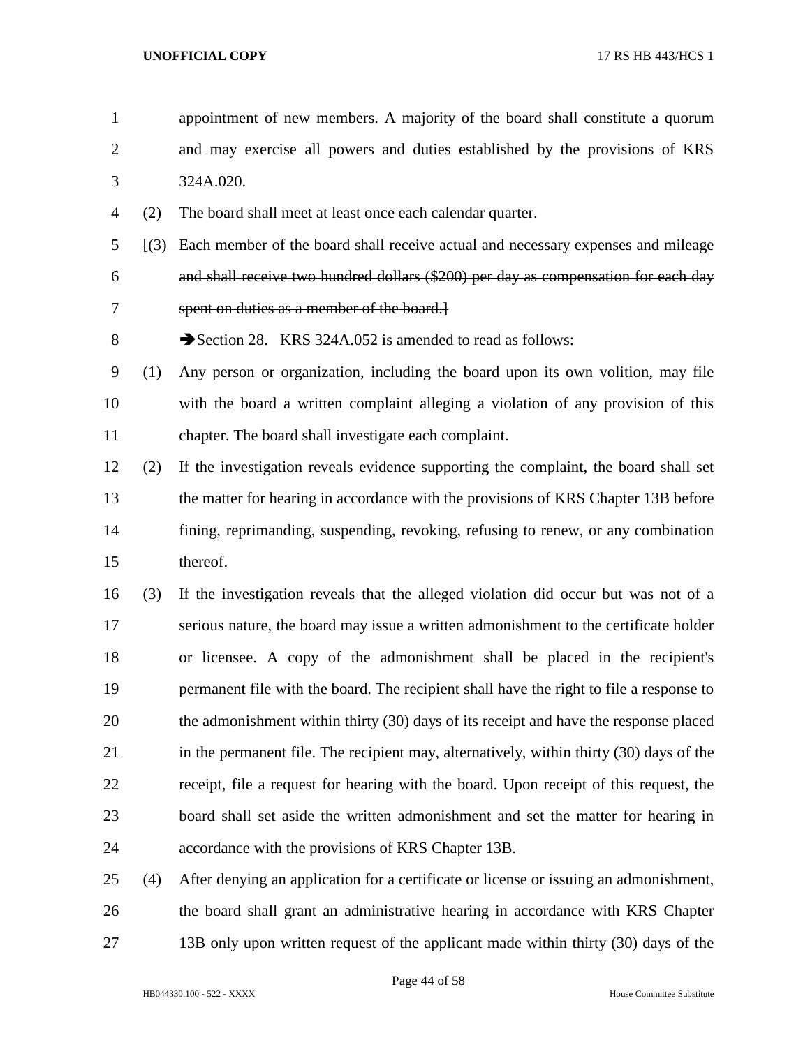appointment of new members. A majority of the board shall constitute a quorum and may exercise all powers and duties established by the provisions of KRS 324A.020.

(2) The board shall meet at least once each calendar quarter.

~~[(3) Each member of the board shall receive actual and necessary expenses and mileage and shall receive two hundred dollars ($200) per day as compensation for each day spent on duties as a member of the board.]~~

➔Section 28. KRS 324A.052 is amended to read as follows:

(1) Any person or organization, including the board upon its own volition, may file with the board a written complaint alleging a violation of any provision of this chapter. The board shall investigate each complaint.

(2) If the investigation reveals evidence supporting the complaint, the board shall set the matter for hearing in accordance with the provisions of KRS Chapter 13B before fining, reprimanding, suspending, revoking, refusing to renew, or any combination thereof.

(3) If the investigation reveals that the alleged violation did occur but was not of a serious nature, the board may issue a written admonishment to the certificate holder or licensee. A copy of the admonishment shall be placed in the recipient's permanent file with the board. The recipient shall have the right to file a response to the admonishment within thirty (30) days of its receipt and have the response placed in the permanent file. The recipient may, alternatively, within thirty (30) days of the receipt, file a request for hearing with the board. Upon receipt of this request, the board shall set aside the written admonishment and set the matter for hearing in accordance with the provisions of KRS Chapter 13B.

(4) After denying an application for a certificate or license or issuing an admonishment, the board shall grant an administrative hearing in accordance with KRS Chapter 13B only upon written request of the applicant made within thirty (30) days of the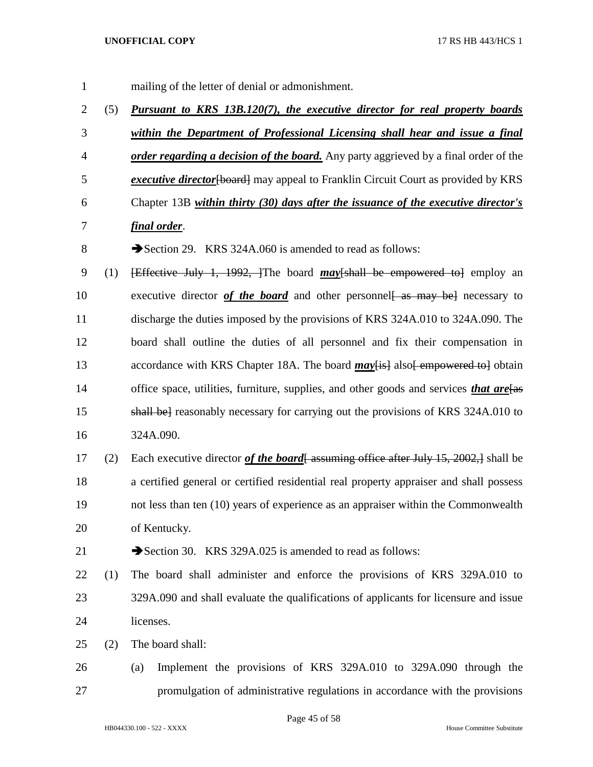mailing of the letter of denial or admonishment.

(5) ***Pursuant to KRS 13B.120(7), the executive director for real property boards within the Department of Professional Licensing shall hear and issue a final order regarding a decision of the board.*** Any party aggrieved by a final order of the ***executive director***~~[board]~~ may appeal to Franklin Circuit Court as provided by KRS Chapter 13B ***within thirty (30) days after the issuance of the executive director's final order***.

➔Section 29. KRS 324A.060 is amended to read as follows:

(1) ~~[Effective July 1, 1992, ]~~The board ***may***~~[shall be empowered to]~~ employ an executive director ***of the board*** and other personnel~~[ as may be]~~ necessary to discharge the duties imposed by the provisions of KRS 324A.010 to 324A.090. The board shall outline the duties of all personnel and fix their compensation in accordance with KRS Chapter 18A. The board ***may***~~[is]~~ also~~[ empowered to]~~ obtain office space, utilities, furniture, supplies, and other goods and services ***that are***~~[as shall be]~~ reasonably necessary for carrying out the provisions of KRS 324A.010 to 324A.090.

(2) Each executive director ***of the board***~~[ assuming office after July 15, 2002,]~~ shall be a certified general or certified residential real property appraiser and shall possess not less than ten (10) years of experience as an appraiser within the Commonwealth of Kentucky.

➔Section 30. KRS 329A.025 is amended to read as follows:

(1) The board shall administer and enforce the provisions of KRS 329A.010 to 329A.090 and shall evaluate the qualifications of applicants for licensure and issue licenses.

(2) The board shall:

(a) Implement the provisions of KRS 329A.010 to 329A.090 through the promulgation of administrative regulations in accordance with the provisions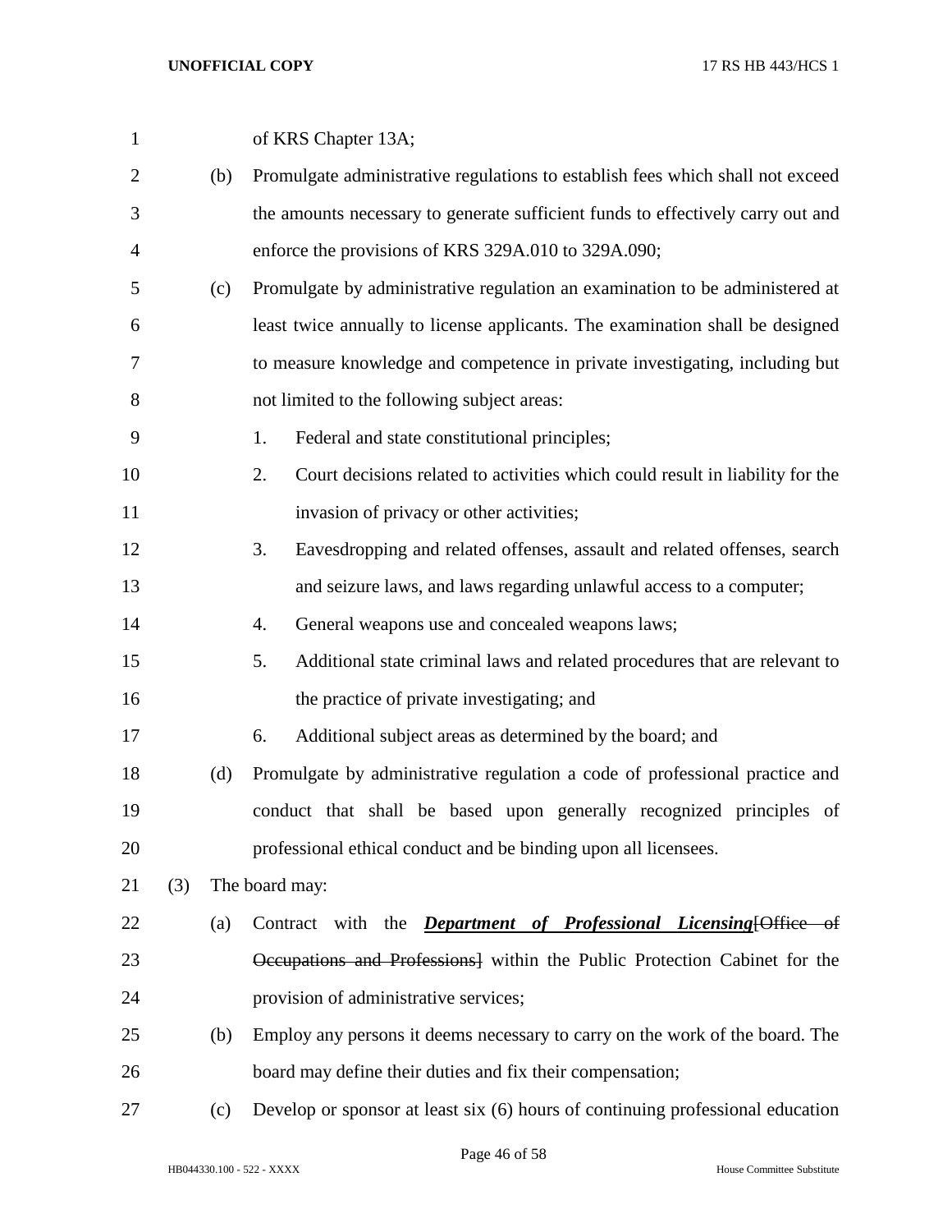of KRS Chapter 13A;

(b) Promulgate administrative regulations to establish fees which shall not exceed the amounts necessary to generate sufficient funds to effectively carry out and enforce the provisions of KRS 329A.010 to 329A.090;

(c) Promulgate by administrative regulation an examination to be administered at least twice annually to license applicants. The examination shall be designed to measure knowledge and competence in private investigating, including but not limited to the following subject areas:

1. Federal and state constitutional principles;
2. Court decisions related to activities which could result in liability for the invasion of privacy or other activities;
3. Eavesdropping and related offenses, assault and related offenses, search and seizure laws, and laws regarding unlawful access to a computer;
4. General weapons use and concealed weapons laws;
5. Additional state criminal laws and related procedures that are relevant to the practice of private investigating; and
6. Additional subject areas as determined by the board; and

(d) Promulgate by administrative regulation a code of professional practice and conduct that shall be based upon generally recognized principles of professional ethical conduct and be binding upon all licensees.

(3) The board may:

(a) Contract with the ***Department of Professional Licensing***[~~Office of Occupations and Professions~~] within the Public Protection Cabinet for the provision of administrative services;

(b) Employ any persons it deems necessary to carry on the work of the board. The board may define their duties and fix their compensation;

(c) Develop or sponsor at least six (6) hours of continuing professional education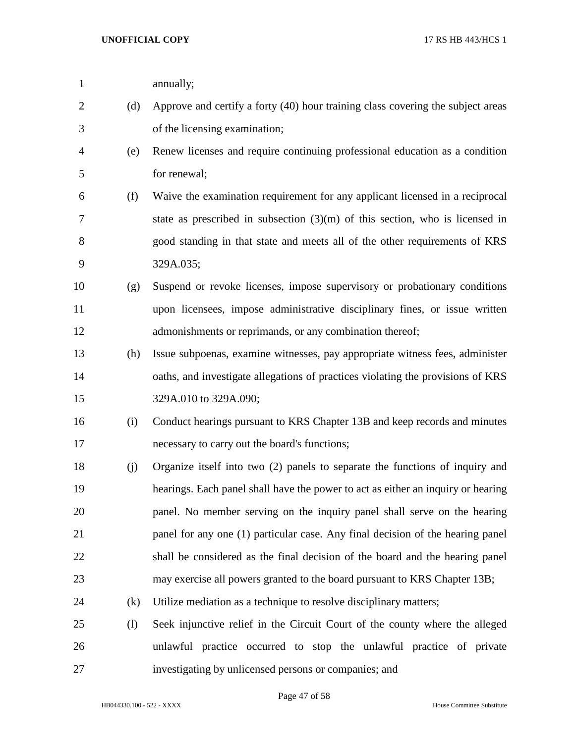annually;

(d) Approve and certify a forty (40) hour training class covering the subject areas of the licensing examination;

(e) Renew licenses and require continuing professional education as a condition for renewal;

(f) Waive the examination requirement for any applicant licensed in a reciprocal state as prescribed in subsection (3)(m) of this section, who is licensed in good standing in that state and meets all of the other requirements of KRS 329A.035;

(g) Suspend or revoke licenses, impose supervisory or probationary conditions upon licensees, impose administrative disciplinary fines, or issue written admonishments or reprimands, or any combination thereof;

(h) Issue subpoenas, examine witnesses, pay appropriate witness fees, administer oaths, and investigate allegations of practices violating the provisions of KRS 329A.010 to 329A.090;

(i) Conduct hearings pursuant to KRS Chapter 13B and keep records and minutes necessary to carry out the board's functions;

(j) Organize itself into two (2) panels to separate the functions of inquiry and hearings. Each panel shall have the power to act as either an inquiry or hearing panel. No member serving on the inquiry panel shall serve on the hearing panel for any one (1) particular case. Any final decision of the hearing panel shall be considered as the final decision of the board and the hearing panel may exercise all powers granted to the board pursuant to KRS Chapter 13B;

(k) Utilize mediation as a technique to resolve disciplinary matters;

(l) Seek injunctive relief in the Circuit Court of the county where the alleged unlawful practice occurred to stop the unlawful practice of private investigating by unlicensed persons or companies; and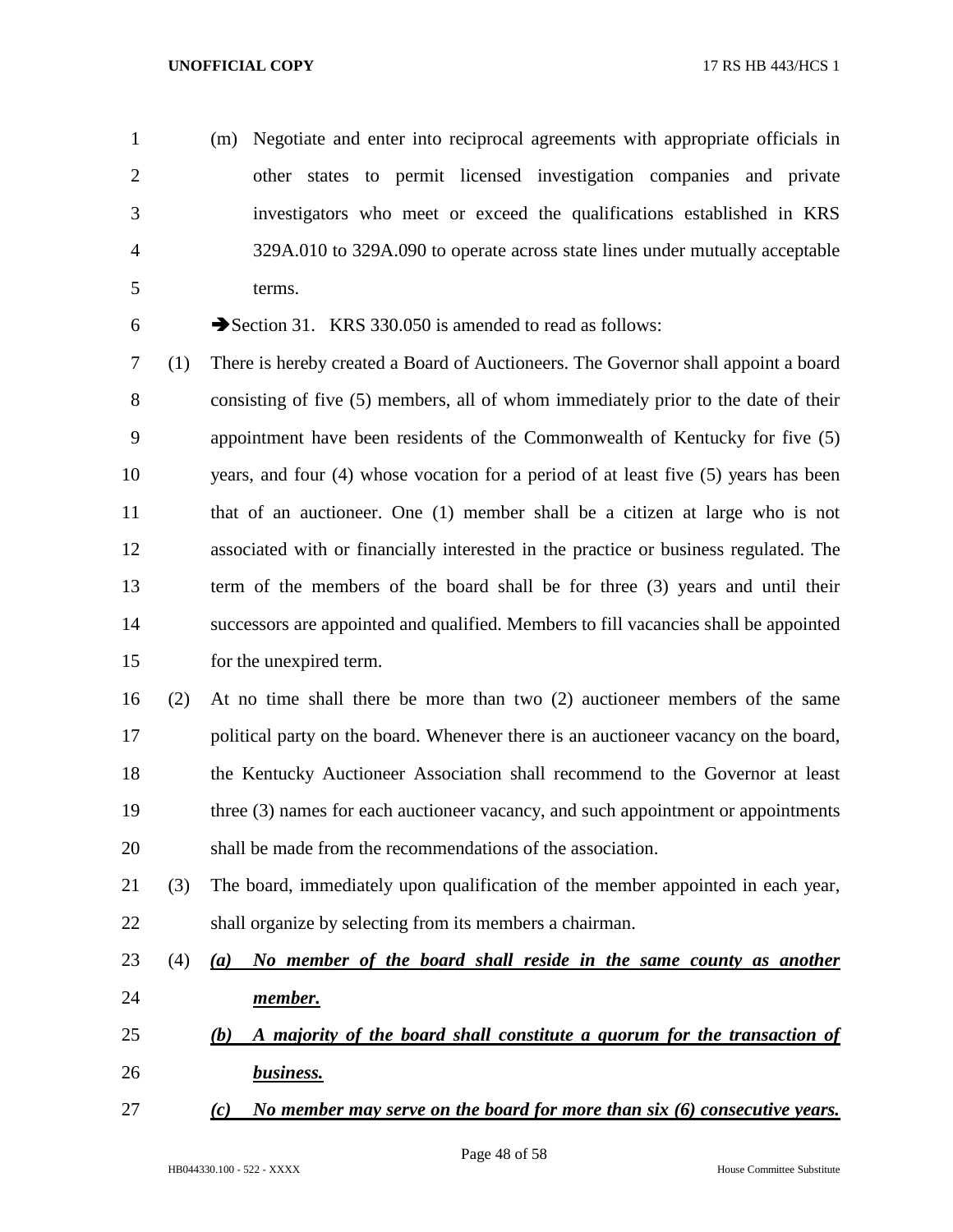(m) Negotiate and enter into reciprocal agreements with appropriate officials in other states to permit licensed investigation companies and private investigators who meet or exceed the qualifications established in KRS 329A.010 to 329A.090 to operate across state lines under mutually acceptable terms.

➔Section 31. KRS 330.050 is amended to read as follows:

(1) There is hereby created a Board of Auctioneers. The Governor shall appoint a board consisting of five (5) members, all of whom immediately prior to the date of their appointment have been residents of the Commonwealth of Kentucky for five (5) years, and four (4) whose vocation for a period of at least five (5) years has been that of an auctioneer. One (1) member shall be a citizen at large who is not associated with or financially interested in the practice or business regulated. The term of the members of the board shall be for three (3) years and until their successors are appointed and qualified. Members to fill vacancies shall be appointed for the unexpired term.

(2) At no time shall there be more than two (2) auctioneer members of the same political party on the board. Whenever there is an auctioneer vacancy on the board, the Kentucky Auctioneer Association shall recommend to the Governor at least three (3) names for each auctioneer vacancy, and such appointment or appointments shall be made from the recommendations of the association.

(3) The board, immediately upon qualification of the member appointed in each year, shall organize by selecting from its members a chairman.

(4) ***(a) No member of the board shall reside in the same county as another member.***

***(b) A majority of the board shall constitute a quorum for the transaction of business.***

***(c) No member may serve on the board for more than six (6) consecutive years.***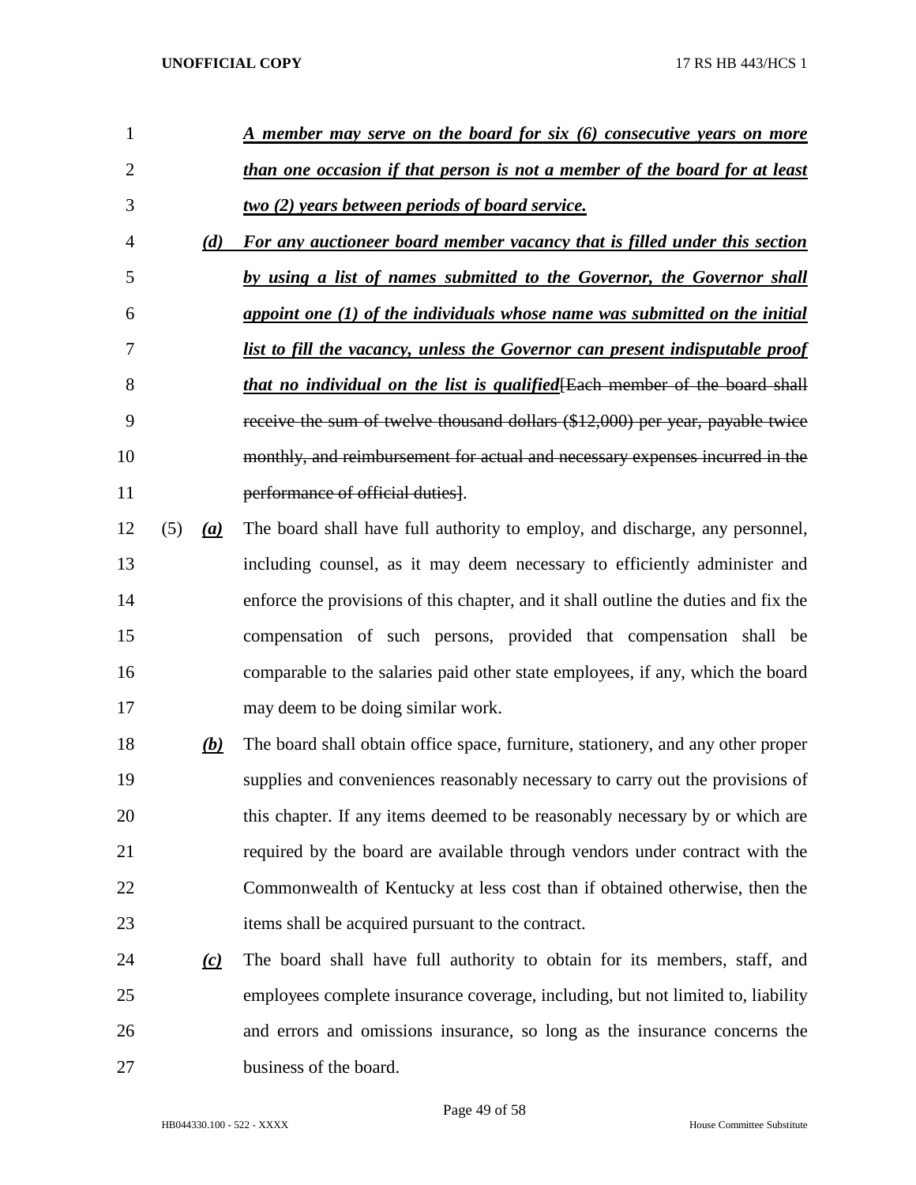***A member may serve on the board for six (6) consecutive years on more than one occasion if that person is not a member of the board for at least two (2) years between periods of board service.***

***(d)*** ***For any auctioneer board member vacancy that is filled under this section by using a list of names submitted to the Governor, the Governor shall appoint one (1) of the individuals whose name was submitted on the initial list to fill the vacancy, unless the Governor can present indisputable proof that no individual on the list is qualified***[~~Each member of the board shall receive the sum of twelve thousand dollars ($12,000) per year, payable twice monthly, and reimbursement for actual and necessary expenses incurred in the performance of official duties~~].

(5) ***(a)*** The board shall have full authority to employ, and discharge, any personnel, including counsel, as it may deem necessary to efficiently administer and enforce the provisions of this chapter, and it shall outline the duties and fix the compensation of such persons, provided that compensation shall be comparable to the salaries paid other state employees, if any, which the board may deem to be doing similar work.

***(b)*** The board shall obtain office space, furniture, stationery, and any other proper supplies and conveniences reasonably necessary to carry out the provisions of this chapter. If any items deemed to be reasonably necessary by or which are required by the board are available through vendors under contract with the Commonwealth of Kentucky at less cost than if obtained otherwise, then the items shall be acquired pursuant to the contract.

***(c)*** The board shall have full authority to obtain for its members, staff, and employees complete insurance coverage, including, but not limited to, liability and errors and omissions insurance, so long as the insurance concerns the business of the board.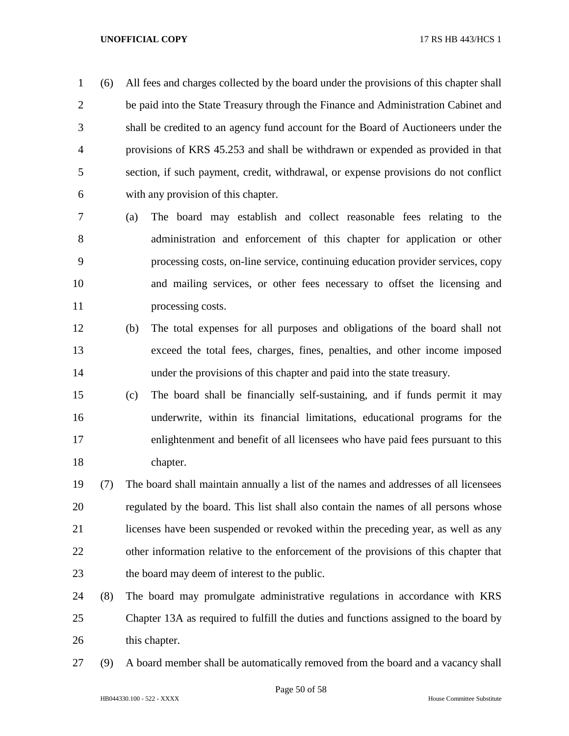(6) All fees and charges collected by the board under the provisions of this chapter shall be paid into the State Treasury through the Finance and Administration Cabinet and shall be credited to an agency fund account for the Board of Auctioneers under the provisions of KRS 45.253 and shall be withdrawn or expended as provided in that section, if such payment, credit, withdrawal, or expense provisions do not conflict with any provision of this chapter.

(a) The board may establish and collect reasonable fees relating to the administration and enforcement of this chapter for application or other processing costs, on-line service, continuing education provider services, copy and mailing services, or other fees necessary to offset the licensing and processing costs.

(b) The total expenses for all purposes and obligations of the board shall not exceed the total fees, charges, fines, penalties, and other income imposed under the provisions of this chapter and paid into the state treasury.

(c) The board shall be financially self-sustaining, and if funds permit it may underwrite, within its financial limitations, educational programs for the enlightenment and benefit of all licensees who have paid fees pursuant to this chapter.

(7) The board shall maintain annually a list of the names and addresses of all licensees regulated by the board. This list shall also contain the names of all persons whose licenses have been suspended or revoked within the preceding year, as well as any other information relative to the enforcement of the provisions of this chapter that the board may deem of interest to the public.

(8) The board may promulgate administrative regulations in accordance with KRS Chapter 13A as required to fulfill the duties and functions assigned to the board by this chapter.

(9) A board member shall be automatically removed from the board and a vacancy shall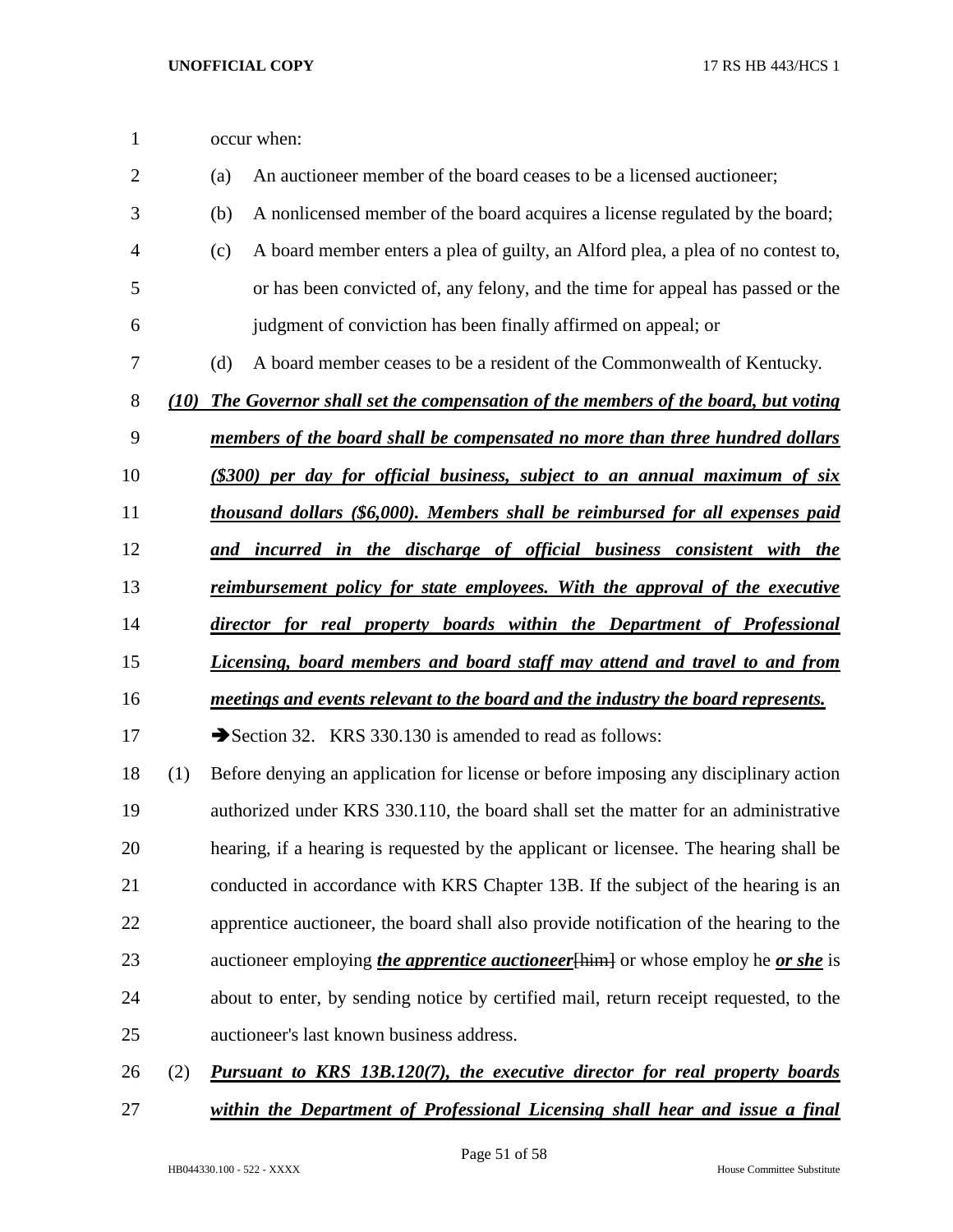occur when:

(a) An auctioneer member of the board ceases to be a licensed auctioneer;

(b) A nonlicensed member of the board acquires a license regulated by the board;

(c) A board member enters a plea of guilty, an Alford plea, a plea of no contest to, or has been convicted of, any felony, and the time for appeal has passed or the judgment of conviction has been finally affirmed on appeal; or

(d) A board member ceases to be a resident of the Commonwealth of Kentucky.

***(10) The Governor shall set the compensation of the members of the board, but voting members of the board shall be compensated no more than three hundred dollars ($300) per day for official business, subject to an annual maximum of six thousand dollars ($6,000). Members shall be reimbursed for all expenses paid and incurred in the discharge of official business consistent with the reimbursement policy for state employees. With the approval of the executive director for real property boards within the Department of Professional Licensing, board members and board staff may attend and travel to and from meetings and events relevant to the board and the industry the board represents.***

➔Section 32. KRS 330.130 is amended to read as follows:

(1) Before denying an application for license or before imposing any disciplinary action authorized under KRS 330.110, the board shall set the matter for an administrative hearing, if a hearing is requested by the applicant or licensee. The hearing shall be conducted in accordance with KRS Chapter 13B. If the subject of the hearing is an apprentice auctioneer, the board shall also provide notification of the hearing to the auctioneer employing ***the apprentice auctioneer***[him] or whose employ he ***or she*** is about to enter, by sending notice by certified mail, return receipt requested, to the auctioneer's last known business address.

(2) ***Pursuant to KRS 13B.120(7), the executive director for real property boards within the Department of Professional Licensing shall hear and issue a final***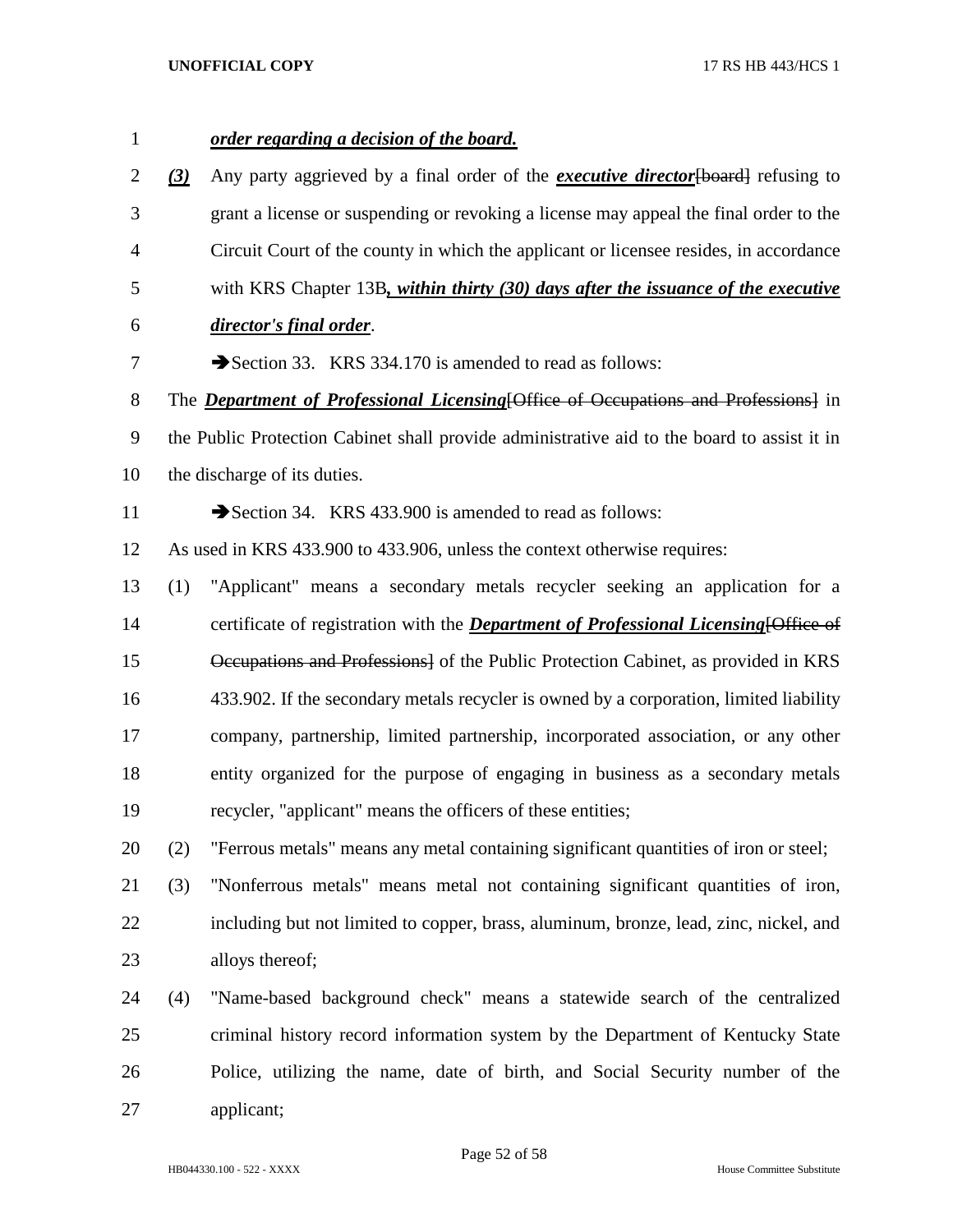***order regarding a decision of the board.***

***(3)*** Any party aggrieved by a final order of the ***executive director***[~~board~~] refusing to grant a license or suspending or revoking a license may appeal the final order to the Circuit Court of the county in which the applicant or licensee resides, in accordance with KRS Chapter 13B***, within thirty (30) days after the issuance of the executive director's final order***.

➔Section 33. KRS 334.170 is amended to read as follows:

The ***Department of Professional Licensing***[~~Office of Occupations and Professions~~] in the Public Protection Cabinet shall provide administrative aid to the board to assist it in the discharge of its duties.

➔Section 34. KRS 433.900 is amended to read as follows:

As used in KRS 433.900 to 433.906, unless the context otherwise requires:

(1) "Applicant" means a secondary metals recycler seeking an application for a certificate of registration with the ***Department of Professional Licensing***[~~Office of Occupations and Professions~~] of the Public Protection Cabinet, as provided in KRS 433.902. If the secondary metals recycler is owned by a corporation, limited liability company, partnership, limited partnership, incorporated association, or any other entity organized for the purpose of engaging in business as a secondary metals recycler, "applicant" means the officers of these entities;

(2) "Ferrous metals" means any metal containing significant quantities of iron or steel;

(3) "Nonferrous metals" means metal not containing significant quantities of iron, including but not limited to copper, brass, aluminum, bronze, lead, zinc, nickel, and alloys thereof;

(4) "Name-based background check" means a statewide search of the centralized criminal history record information system by the Department of Kentucky State Police, utilizing the name, date of birth, and Social Security number of the applicant;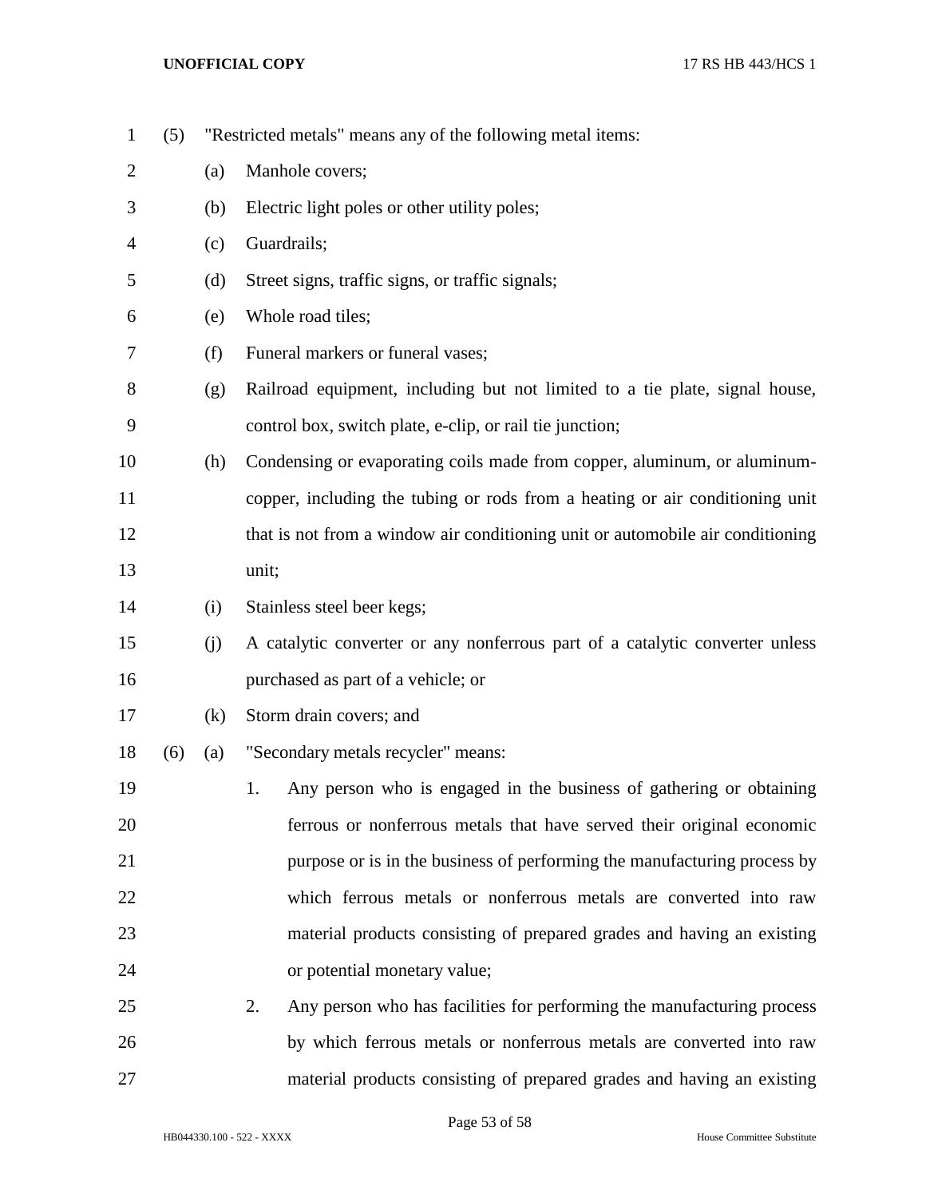(5) "Restricted metals" means any of the following metal items:

(a) Manhole covers;

(b) Electric light poles or other utility poles;

(c) Guardrails;

(d) Street signs, traffic signs, or traffic signals;

(e) Whole road tiles;

(f) Funeral markers or funeral vases;

(g) Railroad equipment, including but not limited to a tie plate, signal house, control box, switch plate, e-clip, or rail tie junction;

(h) Condensing or evaporating coils made from copper, aluminum, or aluminum-copper, including the tubing or rods from a heating or air conditioning unit that is not from a window air conditioning unit or automobile air conditioning unit;

(i) Stainless steel beer kegs;

(j) A catalytic converter or any nonferrous part of a catalytic converter unless purchased as part of a vehicle; or

(k) Storm drain covers; and

(6) (a) "Secondary metals recycler" means:

1. Any person who is engaged in the business of gathering or obtaining ferrous or nonferrous metals that have served their original economic purpose or is in the business of performing the manufacturing process by which ferrous metals or nonferrous metals are converted into raw material products consisting of prepared grades and having an existing or potential monetary value;

2. Any person who has facilities for performing the manufacturing process by which ferrous metals or nonferrous metals are converted into raw material products consisting of prepared grades and having an existing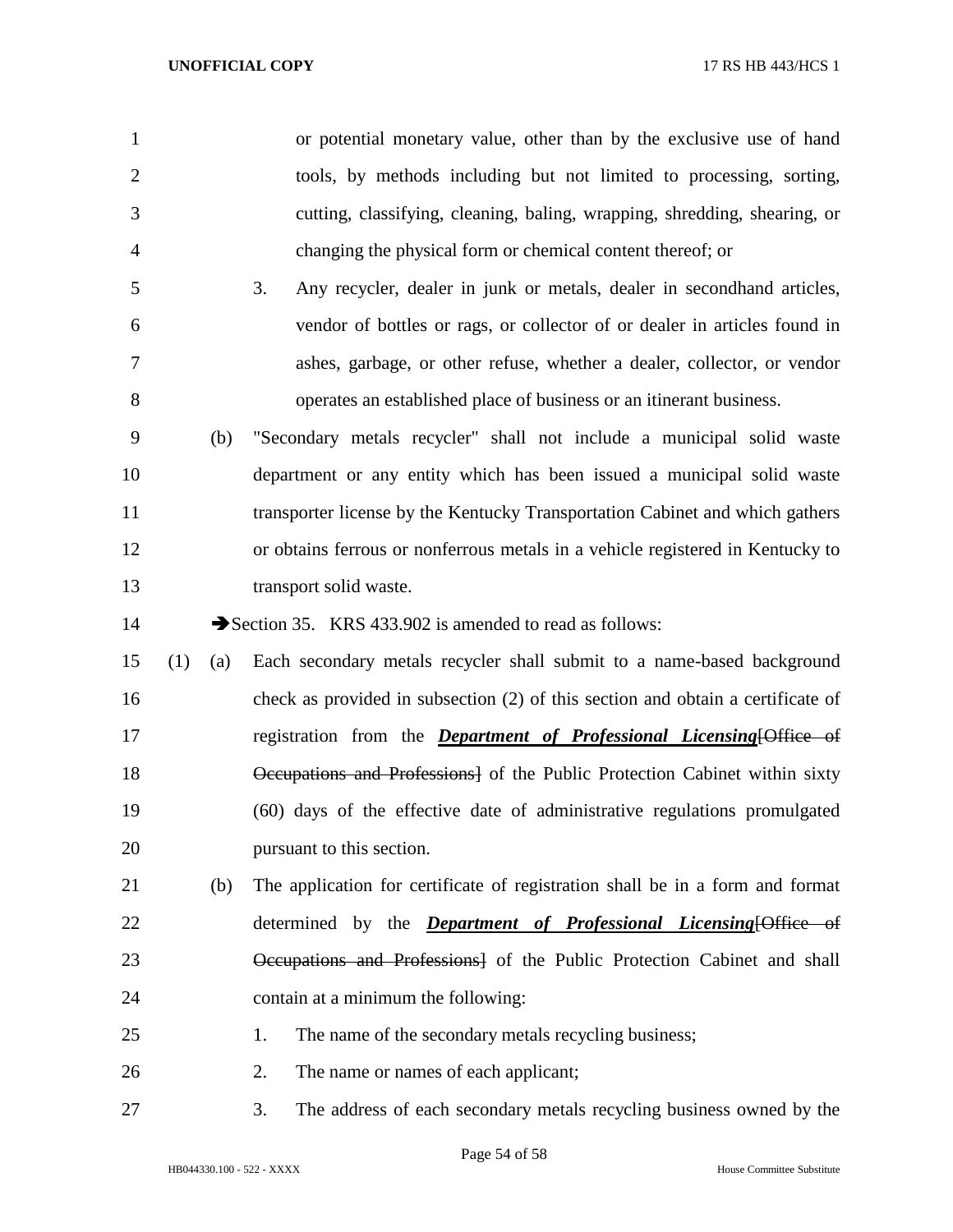or potential monetary value, other than by the exclusive use of hand tools, by methods including but not limited to processing, sorting, cutting, classifying, cleaning, baling, wrapping, shredding, shearing, or changing the physical form or chemical content thereof; or

3. Any recycler, dealer in junk or metals, dealer in secondhand articles, vendor of bottles or rags, or collector of or dealer in articles found in ashes, garbage, or other refuse, whether a dealer, collector, or vendor operates an established place of business or an itinerant business.

(b) "Secondary metals recycler" shall not include a municipal solid waste department or any entity which has been issued a municipal solid waste transporter license by the Kentucky Transportation Cabinet and which gathers or obtains ferrous or nonferrous metals in a vehicle registered in Kentucky to transport solid waste.

➔Section 35. KRS 433.902 is amended to read as follows:

(1) (a) Each secondary metals recycler shall submit to a name-based background check as provided in subsection (2) of this section and obtain a certificate of registration from the ***Department of Professional Licensing***[~~Office of Occupations and Professions~~] of the Public Protection Cabinet within sixty (60) days of the effective date of administrative regulations promulgated pursuant to this section.

(b) The application for certificate of registration shall be in a form and format determined by the ***Department of Professional Licensing***[~~Office of Occupations and Professions~~] of the Public Protection Cabinet and shall contain at a minimum the following:

1. The name of the secondary metals recycling business;

2. The name or names of each applicant;

3. The address of each secondary metals recycling business owned by the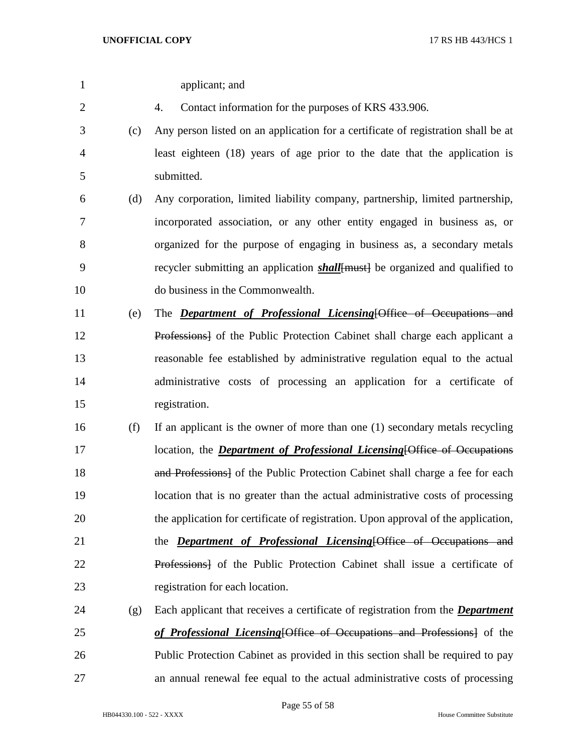applicant; and

4. Contact information for the purposes of KRS 433.906.

(c) Any person listed on an application for a certificate of registration shall be at least eighteen (18) years of age prior to the date that the application is submitted.

(d) Any corporation, limited liability company, partnership, limited partnership, incorporated association, or any other entity engaged in business as, or organized for the purpose of engaging in business as, a secondary metals recycler submitting an application ***shall***[~~must~~] be organized and qualified to do business in the Commonwealth.

(e) The ***Department of Professional Licensing***[~~Office of Occupations and Professions~~] of the Public Protection Cabinet shall charge each applicant a reasonable fee established by administrative regulation equal to the actual administrative costs of processing an application for a certificate of registration.

(f) If an applicant is the owner of more than one (1) secondary metals recycling location, the ***Department of Professional Licensing***[~~Office of Occupations and Professions~~] of the Public Protection Cabinet shall charge a fee for each location that is no greater than the actual administrative costs of processing the application for certificate of registration. Upon approval of the application, the ***Department of Professional Licensing***[~~Office of Occupations and Professions~~] of the Public Protection Cabinet shall issue a certificate of registration for each location.

(g) Each applicant that receives a certificate of registration from the ***Department of Professional Licensing***[~~Office of Occupations and Professions~~] of the Public Protection Cabinet as provided in this section shall be required to pay an annual renewal fee equal to the actual administrative costs of processing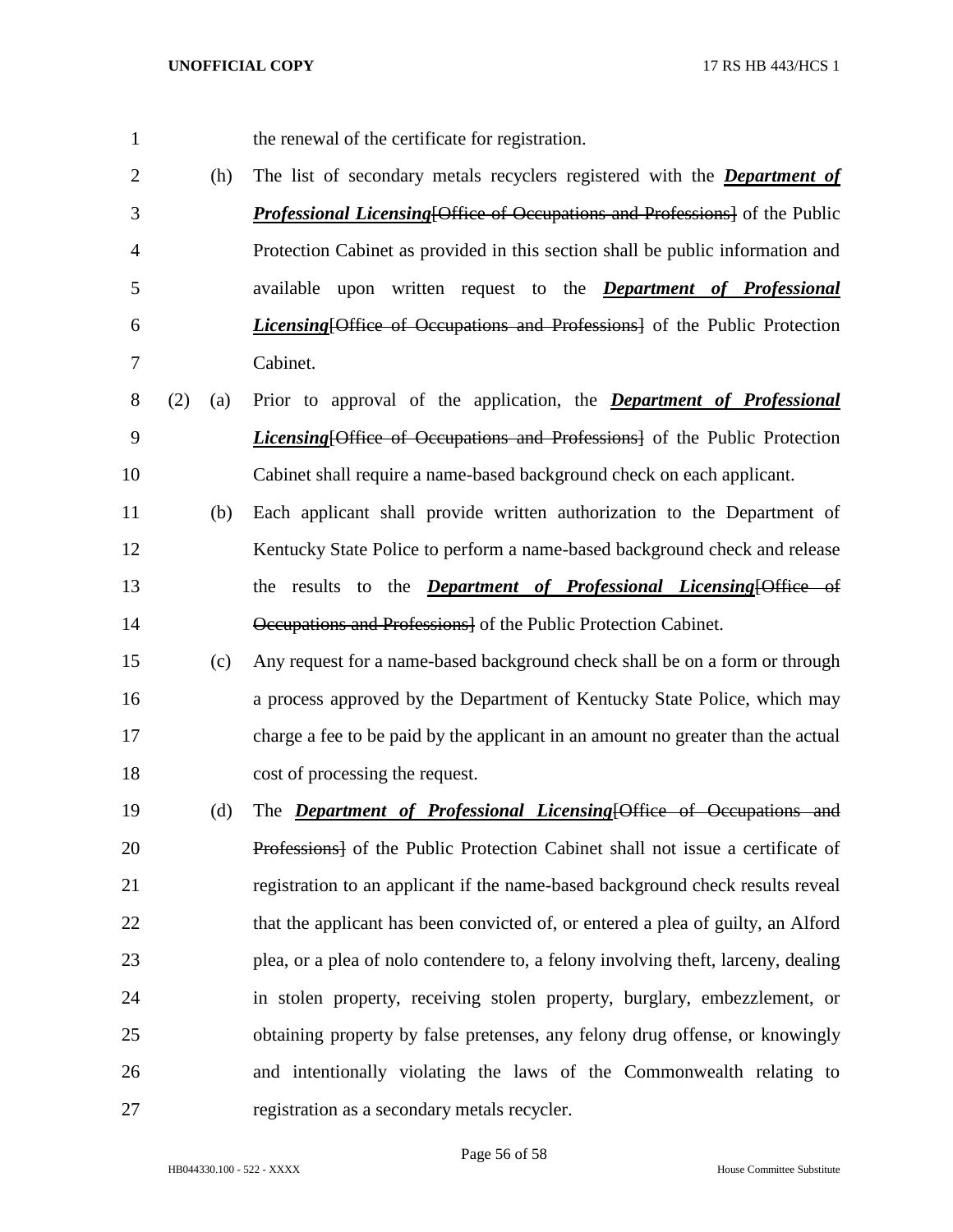the renewal of the certificate for registration.

(h) The list of secondary metals recyclers registered with the ***Department of Professional Licensing***~~[Office of Occupations and Professions]~~ of the Public Protection Cabinet as provided in this section shall be public information and available upon written request to the ***Department of Professional Licensing***~~[Office of Occupations and Professions]~~ of the Public Protection Cabinet.

(2) (a) Prior to approval of the application, the ***Department of Professional Licensing***~~[Office of Occupations and Professions]~~ of the Public Protection Cabinet shall require a name-based background check on each applicant.

(b) Each applicant shall provide written authorization to the Department of Kentucky State Police to perform a name-based background check and release the results to the ***Department of Professional Licensing***~~[Office of Occupations and Professions]~~ of the Public Protection Cabinet.

(c) Any request for a name-based background check shall be on a form or through a process approved by the Department of Kentucky State Police, which may charge a fee to be paid by the applicant in an amount no greater than the actual cost of processing the request.

(d) The ***Department of Professional Licensing***~~[Office of Occupations and Professions]~~ of the Public Protection Cabinet shall not issue a certificate of registration to an applicant if the name-based background check results reveal that the applicant has been convicted of, or entered a plea of guilty, an Alford plea, or a plea of nolo contendere to, a felony involving theft, larceny, dealing in stolen property, receiving stolen property, burglary, embezzlement, or obtaining property by false pretenses, any felony drug offense, or knowingly and intentionally violating the laws of the Commonwealth relating to registration as a secondary metals recycler.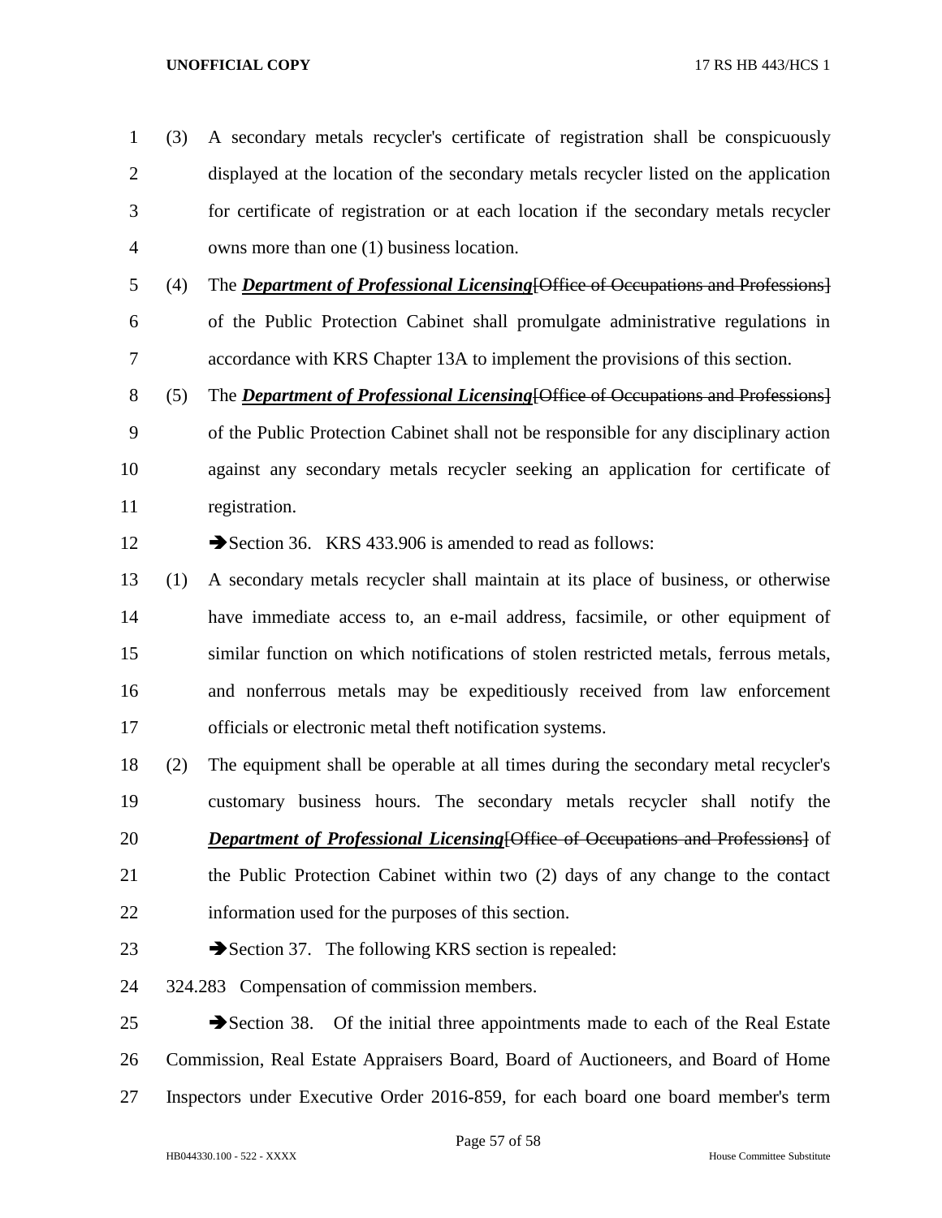(3) A secondary metals recycler's certificate of registration shall be conspicuously displayed at the location of the secondary metals recycler listed on the application for certificate of registration or at each location if the secondary metals recycler owns more than one (1) business location.

(4) The ***Department of Professional Licensing***[~~Office of Occupations and Professions~~] of the Public Protection Cabinet shall promulgate administrative regulations in accordance with KRS Chapter 13A to implement the provisions of this section.

(5) The ***Department of Professional Licensing***[~~Office of Occupations and Professions~~] of the Public Protection Cabinet shall not be responsible for any disciplinary action against any secondary metals recycler seeking an application for certificate of registration.

➔Section 36. KRS 433.906 is amended to read as follows:

(1) A secondary metals recycler shall maintain at its place of business, or otherwise have immediate access to, an e-mail address, facsimile, or other equipment of similar function on which notifications of stolen restricted metals, ferrous metals, and nonferrous metals may be expeditiously received from law enforcement officials or electronic metal theft notification systems.

(2) The equipment shall be operable at all times during the secondary metal recycler's customary business hours. The secondary metals recycler shall notify the ***Department of Professional Licensing***[~~Office of Occupations and Professions~~] of the Public Protection Cabinet within two (2) days of any change to the contact information used for the purposes of this section.

➔Section 37. The following KRS section is repealed:

324.283 Compensation of commission members.

➔Section 38. Of the initial three appointments made to each of the Real Estate Commission, Real Estate Appraisers Board, Board of Auctioneers, and Board of Home Inspectors under Executive Order 2016-859, for each board one board member's term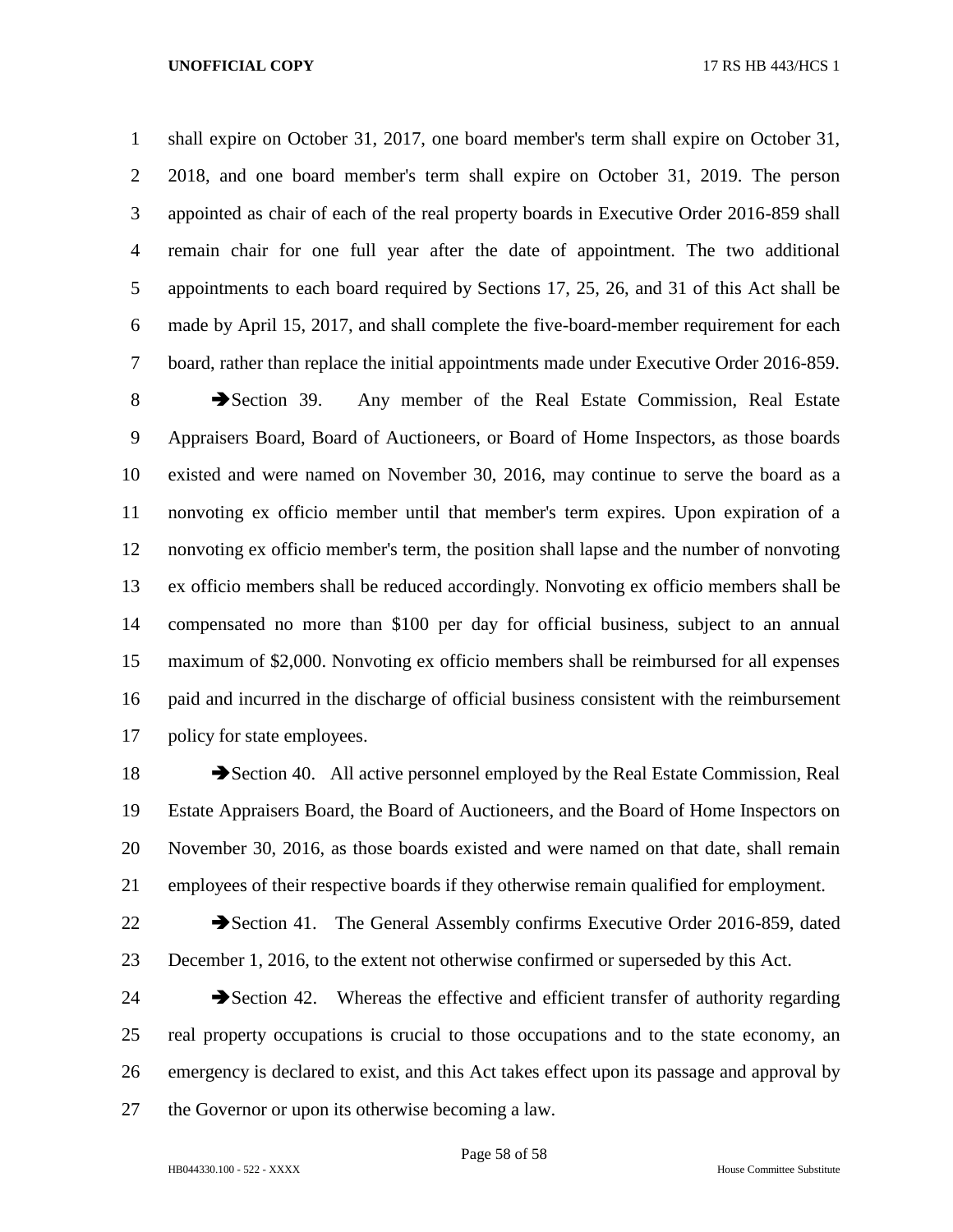shall expire on October 31, 2017, one board member's term shall expire on October 31, 2018, and one board member's term shall expire on October 31, 2019. The person appointed as chair of each of the real property boards in Executive Order 2016-859 shall remain chair for one full year after the date of appointment. The two additional appointments to each board required by Sections 17, 25, 26, and 31 of this Act shall be made by April 15, 2017, and shall complete the five-board-member requirement for each board, rather than replace the initial appointments made under Executive Order 2016-859.

➔Section 39. Any member of the Real Estate Commission, Real Estate Appraisers Board, Board of Auctioneers, or Board of Home Inspectors, as those boards existed and were named on November 30, 2016, may continue to serve the board as a nonvoting ex officio member until that member's term expires. Upon expiration of a nonvoting ex officio member's term, the position shall lapse and the number of nonvoting ex officio members shall be reduced accordingly. Nonvoting ex officio members shall be compensated no more than $100 per day for official business, subject to an annual maximum of $2,000. Nonvoting ex officio members shall be reimbursed for all expenses paid and incurred in the discharge of official business consistent with the reimbursement policy for state employees.

➔Section 40. All active personnel employed by the Real Estate Commission, Real Estate Appraisers Board, the Board of Auctioneers, and the Board of Home Inspectors on November 30, 2016, as those boards existed and were named on that date, shall remain employees of their respective boards if they otherwise remain qualified for employment.

➔Section 41. The General Assembly confirms Executive Order 2016-859, dated December 1, 2016, to the extent not otherwise confirmed or superseded by this Act.

➔Section 42. Whereas the effective and efficient transfer of authority regarding real property occupations is crucial to those occupations and to the state economy, an emergency is declared to exist, and this Act takes effect upon its passage and approval by the Governor or upon its otherwise becoming a law.